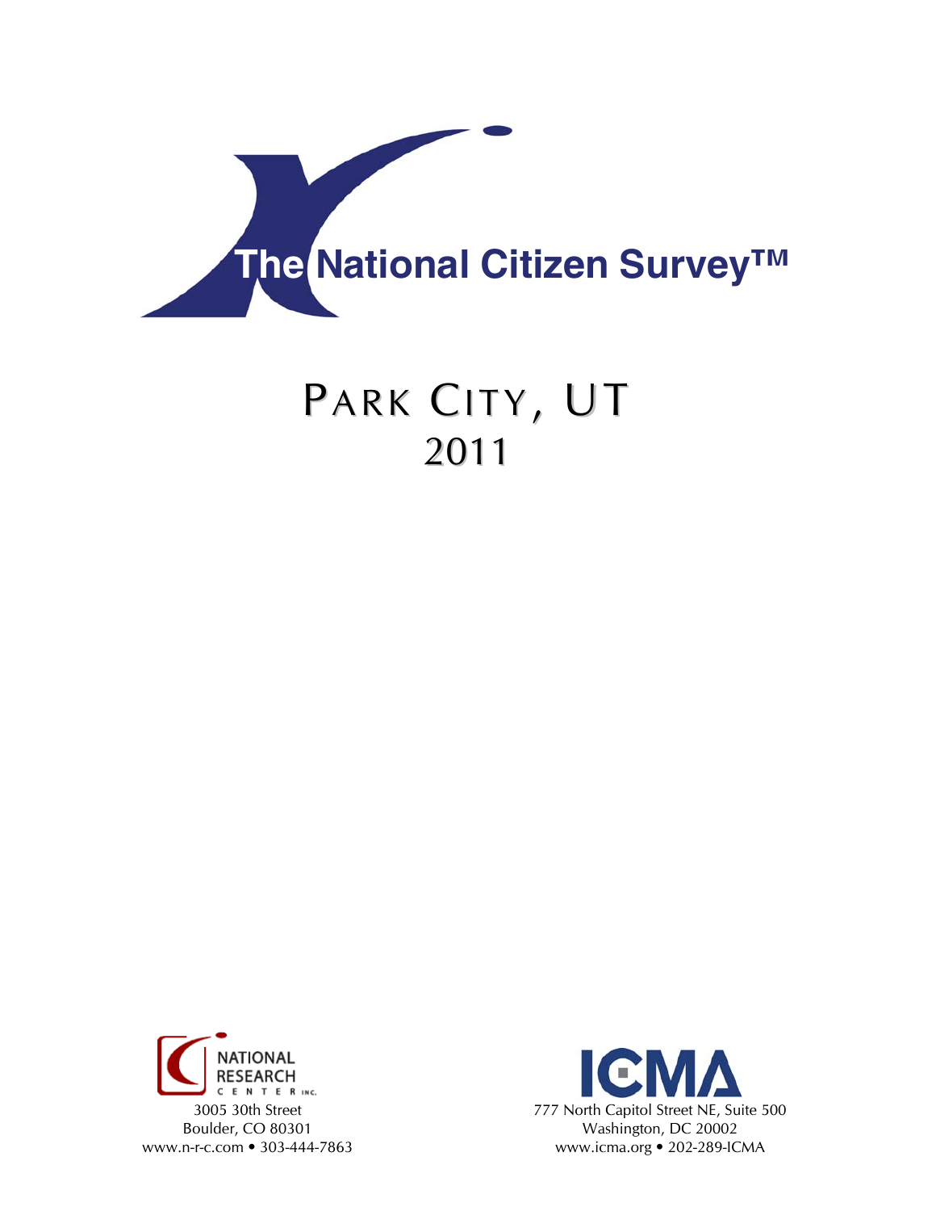# The National Citizen Survey™

# Park City, UT

## 2011

NATIONAL RESEARCH CENTER INC.

3005 30th Street
Boulder, CO 80301
www.n-r-c.com • 303-444-7863

ICMA

777 North Capitol Street NE, Suite 500
Washington, DC 20002
www.icma.org • 202-289-ICMA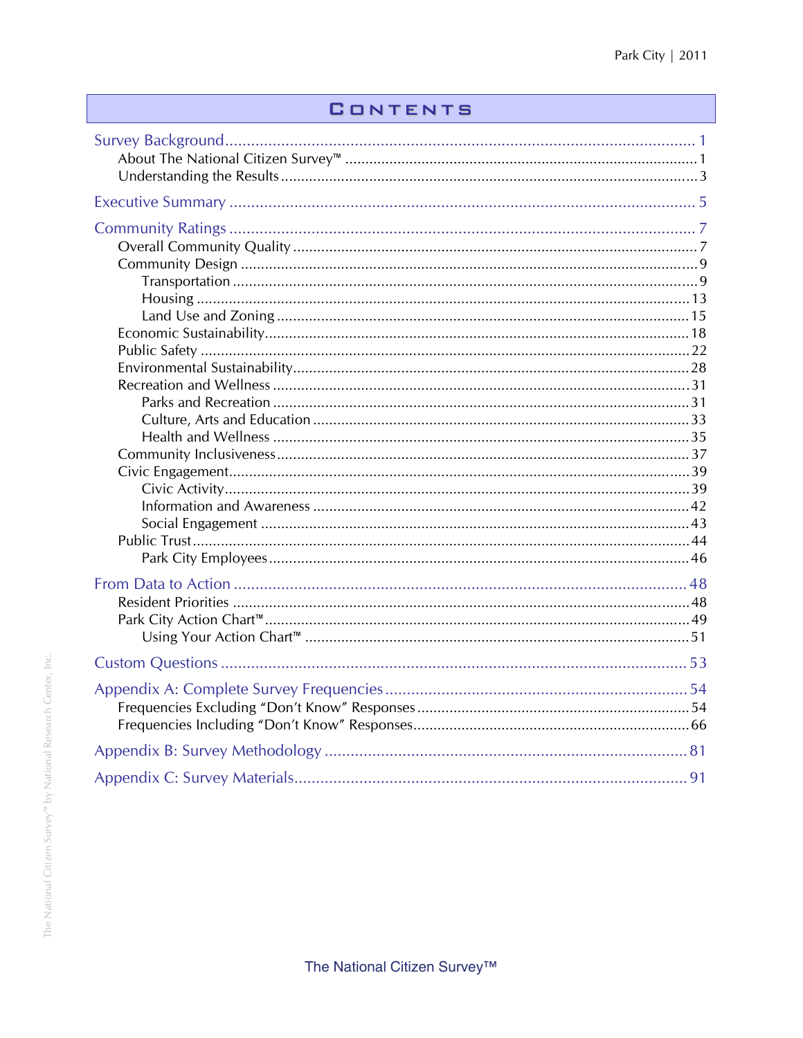# Contents

Survey Background ........................................................ 1
- About The National Citizen Survey™ ........................................ 1
- Understanding the Results ................................................. 3

Executive Summary ........................................................ 5

Community Ratings ........................................................ 7
- Overall Community Quality ................................................. 7
- Community Design .......................................................... 9
  - Transportation .......................................................... 9
  - Housing ................................................................. 13
  - Land Use and Zoning ..................................................... 15
- Economic Sustainability ................................................... 18
- Public Safety ............................................................. 22
- Environmental Sustainability .............................................. 28
- Recreation and Wellness ................................................... 31
  - Parks and Recreation .................................................... 31
  - Culture, Arts and Education ............................................. 33
  - Health and Wellness ..................................................... 35
- Community Inclusiveness ................................................... 37
- Civic Engagement .......................................................... 39
  - Civic Activity .......................................................... 39
  - Information and Awareness ............................................... 42
  - Social Engagement ....................................................... 43
- Public Trust .............................................................. 44
  - Park City Employees ..................................................... 46

From Data to Action ...................................................... 48
- Resident Priorities ....................................................... 48
- Park City Action Chart™ ................................................... 49
  - Using Your Action Chart™ ................................................ 51

Custom Questions ......................................................... 53

Appendix A: Complete Survey Frequencies .................................. 54
- Frequencies Excluding "Don't Know" Responses .............................. 54
- Frequencies Including "Don't Know" Responses .............................. 66

Appendix B: Survey Methodology ........................................... 81

Appendix C: Survey Materials ............................................. 91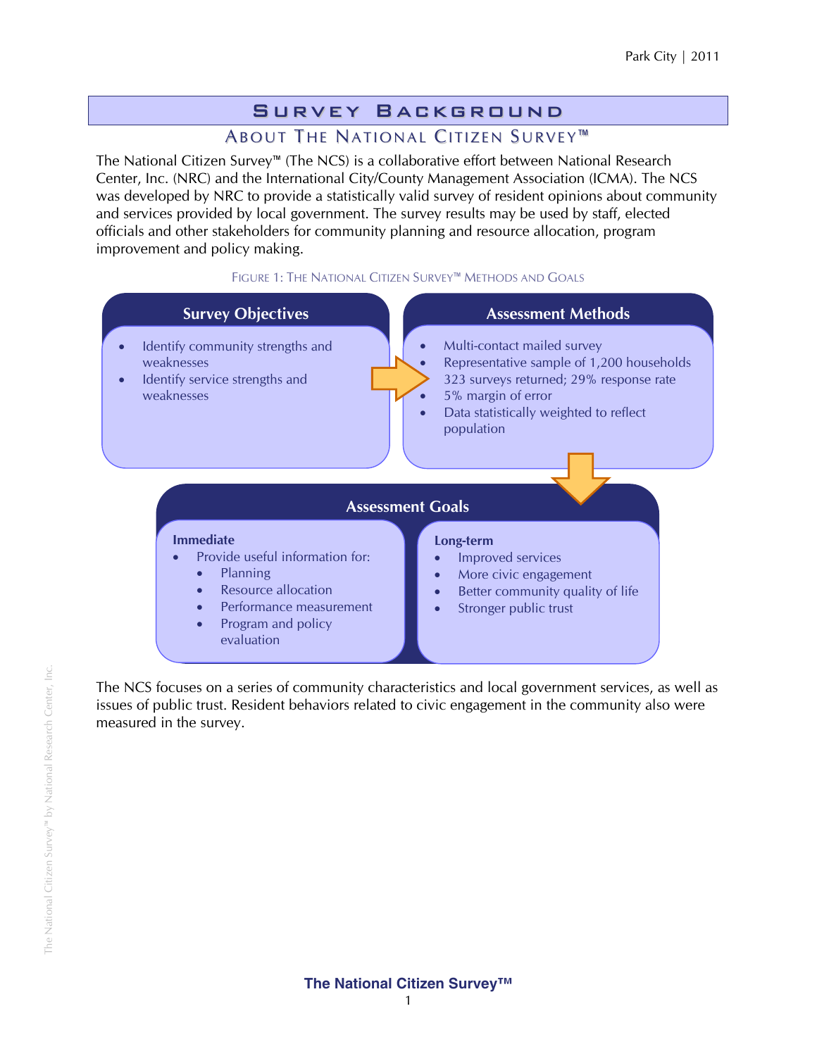# Survey Background

## About The National Citizen Survey™

The National Citizen Survey™ (The NCS) is a collaborative effort between National Research Center, Inc. (NRC) and the International City/County Management Association (ICMA). The NCS was developed by NRC to provide a statistically valid survey of resident opinions about community and services provided by local government. The survey results may be used by staff, elected officials and other stakeholders for community planning and resource allocation, program improvement and policy making.

FIGURE 1: THE NATIONAL CITIZEN SURVEY™ METHODS AND GOALS

**Survey Objectives**

- Identify community strengths and weaknesses
- Identify service strengths and weaknesses

**Assessment Methods**

- Multi-contact mailed survey
- Representative sample of 1,200 households
- 323 surveys returned; 29% response rate
- 5% margin of error
- Data statistically weighted to reflect population

**Assessment Goals**

**Immediate**

- Provide useful information for:
  - Planning
  - Resource allocation
  - Performance measurement
  - Program and policy evaluation

**Long-term**

- Improved services
- More civic engagement
- Better community quality of life
- Stronger public trust

The NCS focuses on a series of community characteristics and local government services, as well as issues of public trust. Resident behaviors related to civic engagement in the community also were measured in the survey.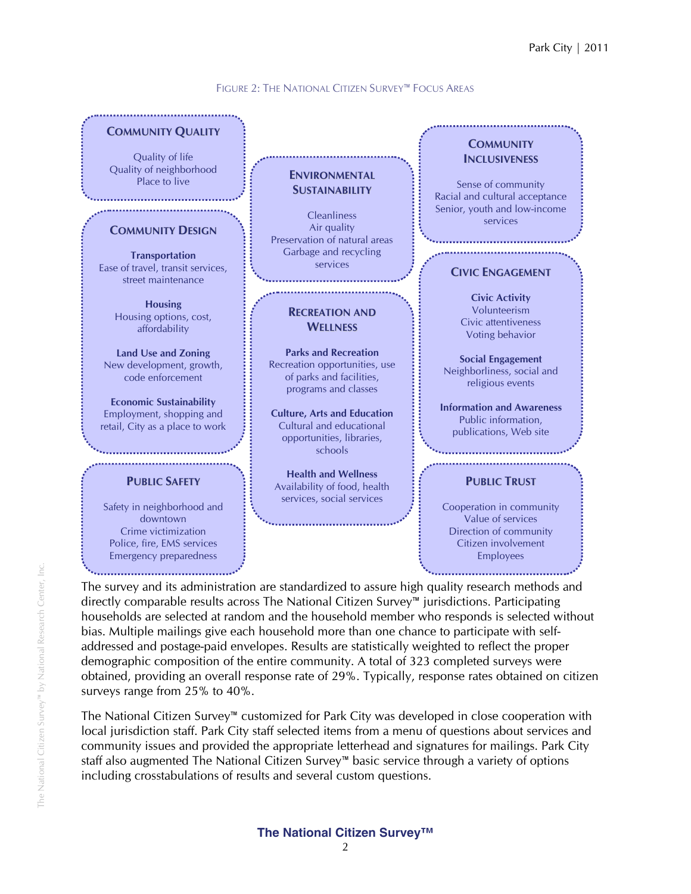FIGURE 2: THE NATIONAL CITIZEN SURVEY™ FOCUS AREAS

**COMMUNITY QUALITY**

Quality of life
Quality of neighborhood
Place to live

**COMMUNITY DESIGN**

**Transportation**
Ease of travel, transit services, street maintenance

**Housing**
Housing options, cost, affordability

**Land Use and Zoning**
New development, growth, code enforcement

**Economic Sustainability**
Employment, shopping and retail, City as a place to work

**PUBLIC SAFETY**

Safety in neighborhood and downtown
Crime victimization
Police, fire, EMS services
Emergency preparedness

**ENVIRONMENTAL SUSTAINABILITY**

Cleanliness
Air quality
Preservation of natural areas
Garbage and recycling services

**RECREATION AND WELLNESS**

**Parks and Recreation**
Recreation opportunities, use of parks and facilities, programs and classes

**Culture, Arts and Education**
Cultural and educational opportunities, libraries, schools

**Health and Wellness**
Availability of food, health services, social services

**COMMUNITY INCLUSIVENESS**

Sense of community
Racial and cultural acceptance
Senior, youth and low-income services

**CIVIC ENGAGEMENT**

**Civic Activity**
Volunteerism
Civic attentiveness
Voting behavior

**Social Engagement**
Neighborliness, social and religious events

**Information and Awareness**
Public information, publications, Web site

**PUBLIC TRUST**

Cooperation in community
Value of services
Direction of community
Citizen involvement
Employees

The survey and its administration are standardized to assure high quality research methods and directly comparable results across The National Citizen Survey™ jurisdictions. Participating households are selected at random and the household member who responds is selected without bias. Multiple mailings give each household more than one chance to participate with self-addressed and postage-paid envelopes. Results are statistically weighted to reflect the proper demographic composition of the entire community. A total of 323 completed surveys were obtained, providing an overall response rate of 29%. Typically, response rates obtained on citizen surveys range from 25% to 40%.

The National Citizen Survey™ customized for Park City was developed in close cooperation with local jurisdiction staff. Park City staff selected items from a menu of questions about services and community issues and provided the appropriate letterhead and signatures for mailings. Park City staff also augmented The National Citizen Survey™ basic service through a variety of options including crosstabulations of results and several custom questions.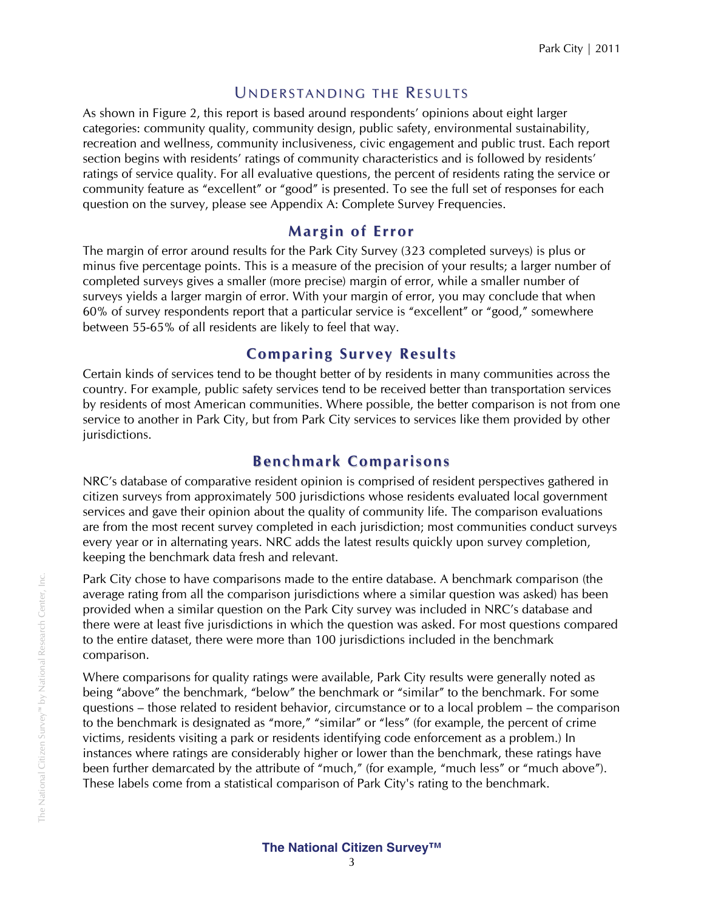## Understanding the Results

As shown in Figure 2, this report is based around respondents' opinions about eight larger categories: community quality, community design, public safety, environmental sustainability, recreation and wellness, community inclusiveness, civic engagement and public trust. Each report section begins with residents' ratings of community characteristics and is followed by residents' ratings of service quality. For all evaluative questions, the percent of residents rating the service or community feature as "excellent" or "good" is presented. To see the full set of responses for each question on the survey, please see Appendix A: Complete Survey Frequencies.

### Margin of Error

The margin of error around results for the Park City Survey (323 completed surveys) is plus or minus five percentage points. This is a measure of the precision of your results; a larger number of completed surveys gives a smaller (more precise) margin of error, while a smaller number of surveys yields a larger margin of error. With your margin of error, you may conclude that when 60% of survey respondents report that a particular service is "excellent" or "good," somewhere between 55-65% of all residents are likely to feel that way.

### Comparing Survey Results

Certain kinds of services tend to be thought better of by residents in many communities across the country. For example, public safety services tend to be received better than transportation services by residents of most American communities. Where possible, the better comparison is not from one service to another in Park City, but from Park City services to services like them provided by other jurisdictions.

### Benchmark Comparisons

NRC's database of comparative resident opinion is comprised of resident perspectives gathered in citizen surveys from approximately 500 jurisdictions whose residents evaluated local government services and gave their opinion about the quality of community life. The comparison evaluations are from the most recent survey completed in each jurisdiction; most communities conduct surveys every year or in alternating years. NRC adds the latest results quickly upon survey completion, keeping the benchmark data fresh and relevant.

Park City chose to have comparisons made to the entire database. A benchmark comparison (the average rating from all the comparison jurisdictions where a similar question was asked) has been provided when a similar question on the Park City survey was included in NRC's database and there were at least five jurisdictions in which the question was asked. For most questions compared to the entire dataset, there were more than 100 jurisdictions included in the benchmark comparison.

Where comparisons for quality ratings were available, Park City results were generally noted as being "above" the benchmark, "below" the benchmark or "similar" to the benchmark. For some questions – those related to resident behavior, circumstance or to a local problem – the comparison to the benchmark is designated as "more," "similar" or "less" (for example, the percent of crime victims, residents visiting a park or residents identifying code enforcement as a problem.) In instances where ratings are considerably higher or lower than the benchmark, these ratings have been further demarcated by the attribute of "much," (for example, "much less" or "much above"). These labels come from a statistical comparison of Park City's rating to the benchmark.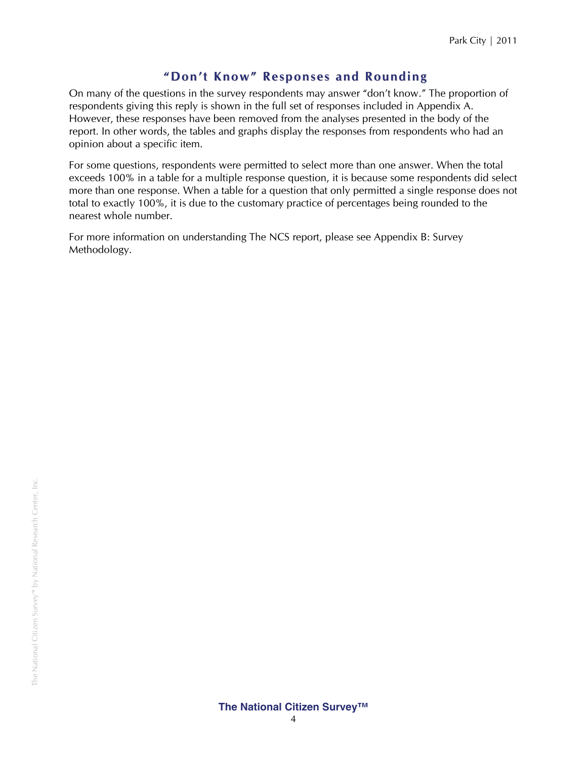## "Don't Know" Responses and Rounding

On many of the questions in the survey respondents may answer "don't know." The proportion of respondents giving this reply is shown in the full set of responses included in Appendix A. However, these responses have been removed from the analyses presented in the body of the report. In other words, the tables and graphs display the responses from respondents who had an opinion about a specific item.

For some questions, respondents were permitted to select more than one answer. When the total exceeds 100% in a table for a multiple response question, it is because some respondents did select more than one response. When a table for a question that only permitted a single response does not total to exactly 100%, it is due to the customary practice of percentages being rounded to the nearest whole number.

For more information on understanding The NCS report, please see Appendix B: Survey Methodology.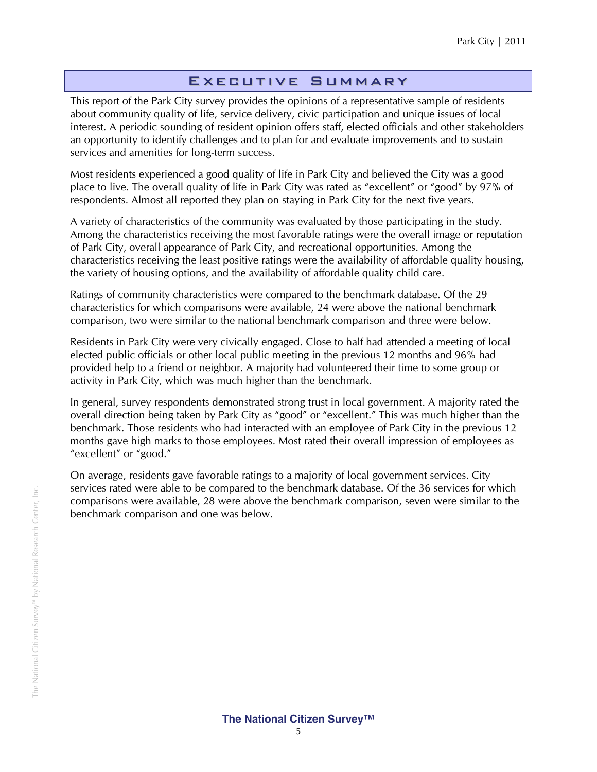# Executive Summary

This report of the Park City survey provides the opinions of a representative sample of residents about community quality of life, service delivery, civic participation and unique issues of local interest. A periodic sounding of resident opinion offers staff, elected officials and other stakeholders an opportunity to identify challenges and to plan for and evaluate improvements and to sustain services and amenities for long-term success.

Most residents experienced a good quality of life in Park City and believed the City was a good place to live. The overall quality of life in Park City was rated as "excellent" or "good" by 97% of respondents. Almost all reported they plan on staying in Park City for the next five years.

A variety of characteristics of the community was evaluated by those participating in the study. Among the characteristics receiving the most favorable ratings were the overall image or reputation of Park City, overall appearance of Park City, and recreational opportunities. Among the characteristics receiving the least positive ratings were the availability of affordable quality housing, the variety of housing options, and the availability of affordable quality child care.

Ratings of community characteristics were compared to the benchmark database. Of the 29 characteristics for which comparisons were available, 24 were above the national benchmark comparison, two were similar to the national benchmark comparison and three were below.

Residents in Park City were very civically engaged. Close to half had attended a meeting of local elected public officials or other local public meeting in the previous 12 months and 96% had provided help to a friend or neighbor. A majority had volunteered their time to some group or activity in Park City, which was much higher than the benchmark.

In general, survey respondents demonstrated strong trust in local government. A majority rated the overall direction being taken by Park City as "good" or "excellent." This was much higher than the benchmark. Those residents who had interacted with an employee of Park City in the previous 12 months gave high marks to those employees. Most rated their overall impression of employees as "excellent" or "good."

On average, residents gave favorable ratings to a majority of local government services. City services rated were able to be compared to the benchmark database. Of the 36 services for which comparisons were available, 28 were above the benchmark comparison, seven were similar to the benchmark comparison and one was below.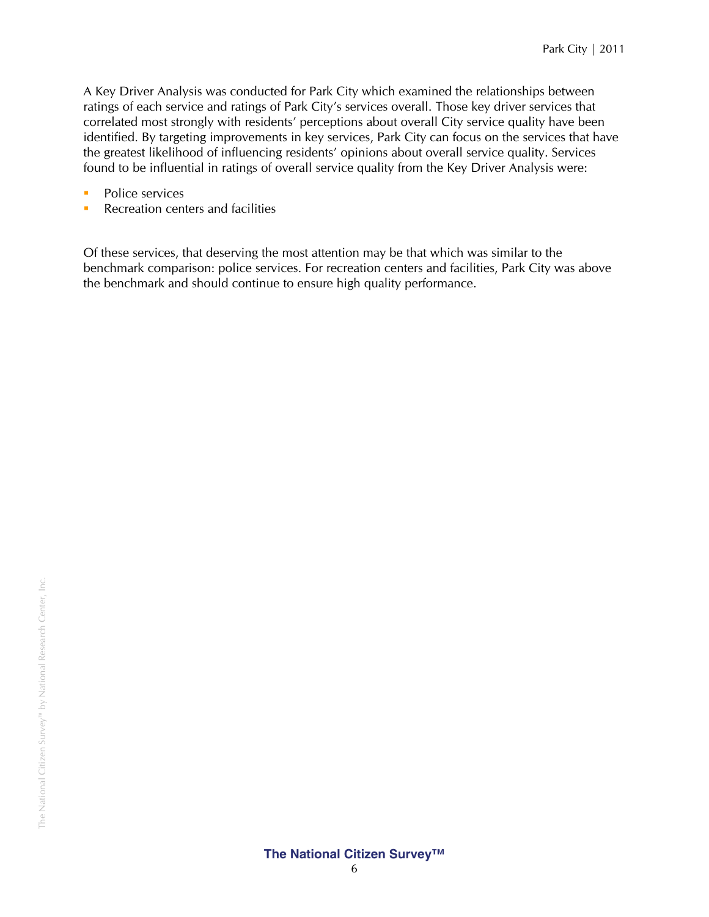A Key Driver Analysis was conducted for Park City which examined the relationships between ratings of each service and ratings of Park City's services overall. Those key driver services that correlated most strongly with residents' perceptions about overall City service quality have been identified. By targeting improvements in key services, Park City can focus on the services that have the greatest likelihood of influencing residents' opinions about overall service quality. Services found to be influential in ratings of overall service quality from the Key Driver Analysis were:

- Police services
- Recreation centers and facilities

Of these services, that deserving the most attention may be that which was similar to the benchmark comparison: police services. For recreation centers and facilities, Park City was above the benchmark and should continue to ensure high quality performance.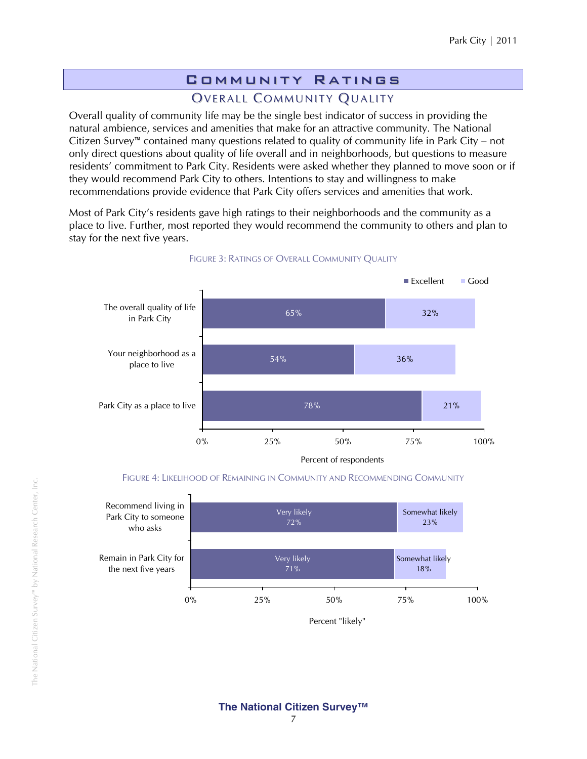# Community Ratings

## Overall Community Quality

Overall quality of community life may be the single best indicator of success in providing the natural ambience, services and amenities that make for an attractive community. The National Citizen Survey™ contained many questions related to quality of community life in Park City – not only direct questions about quality of life overall and in neighborhoods, but questions to measure residents' commitment to Park City. Residents were asked whether they planned to move soon or if they would recommend Park City to others. Intentions to stay and willingness to make recommendations provide evidence that Park City offers services and amenities that work.

Most of Park City's residents gave high ratings to their neighborhoods and the community as a place to live. Further, most reported they would recommend the community to others and plan to stay for the next five years.

FIGURE 3: RATINGS OF OVERALL COMMUNITY QUALITY

| | Excellent | Good |
|---|---|---|
| The overall quality of life in Park City | 65% | 32% |
| Your neighborhood as a place to live | 54% | 36% |
| Park City as a place to live | 78% | 21% |

Percent of respondents

FIGURE 4: LIKELIHOOD OF REMAINING IN COMMUNITY AND RECOMMENDING COMMUNITY

| | Very likely | Somewhat likely |
|---|---|---|
| Recommend living in Park City to someone who asks | 72% | 23% |
| Remain in Park City for the next five years | 71% | 18% |

Percent "likely"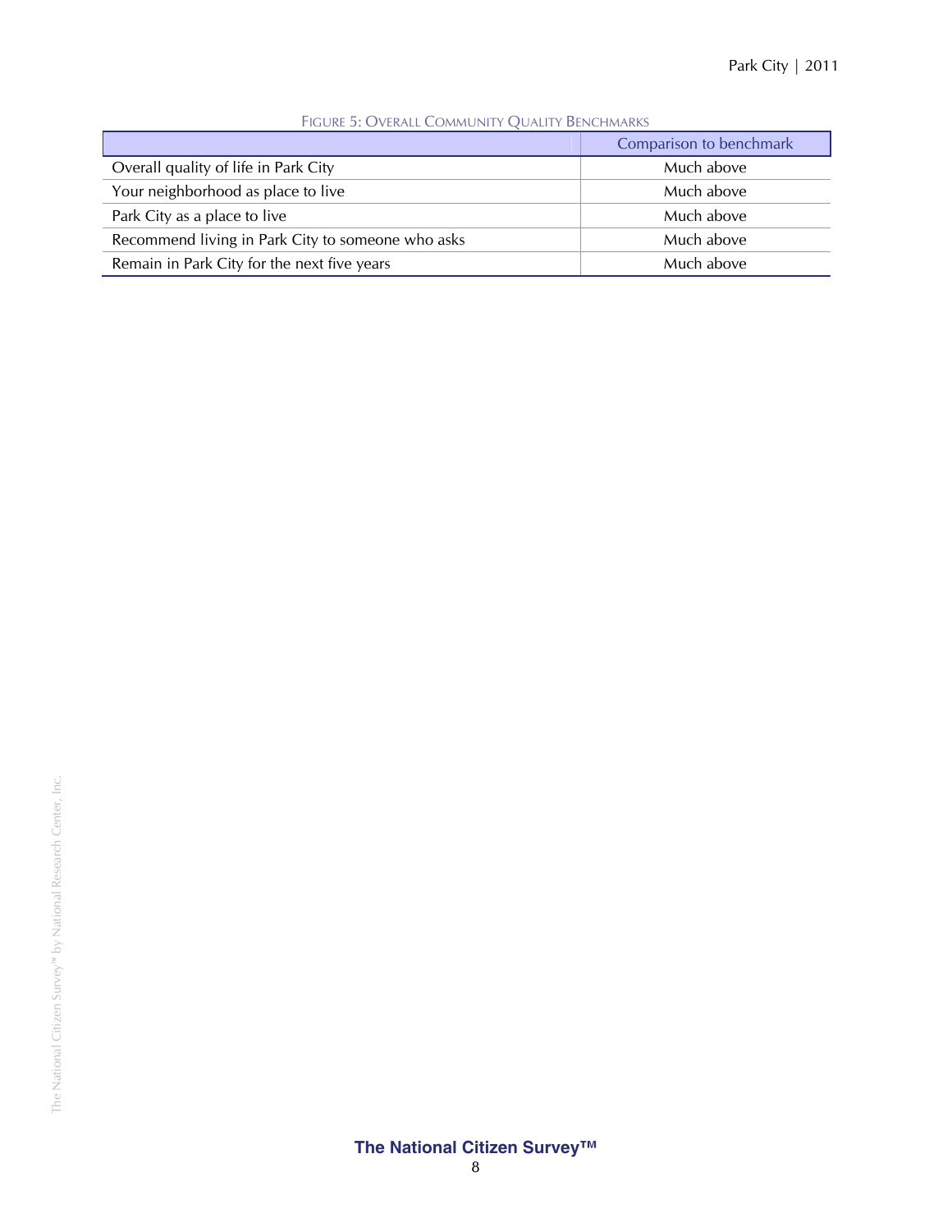Figure 5: Overall Community Quality Benchmarks

| | Comparison to benchmark |
|---|---|
| Overall quality of life in Park City | Much above |
| Your neighborhood as place to live | Much above |
| Park City as a place to live | Much above |
| Recommend living in Park City to someone who asks | Much above |
| Remain in Park City for the next five years | Much above |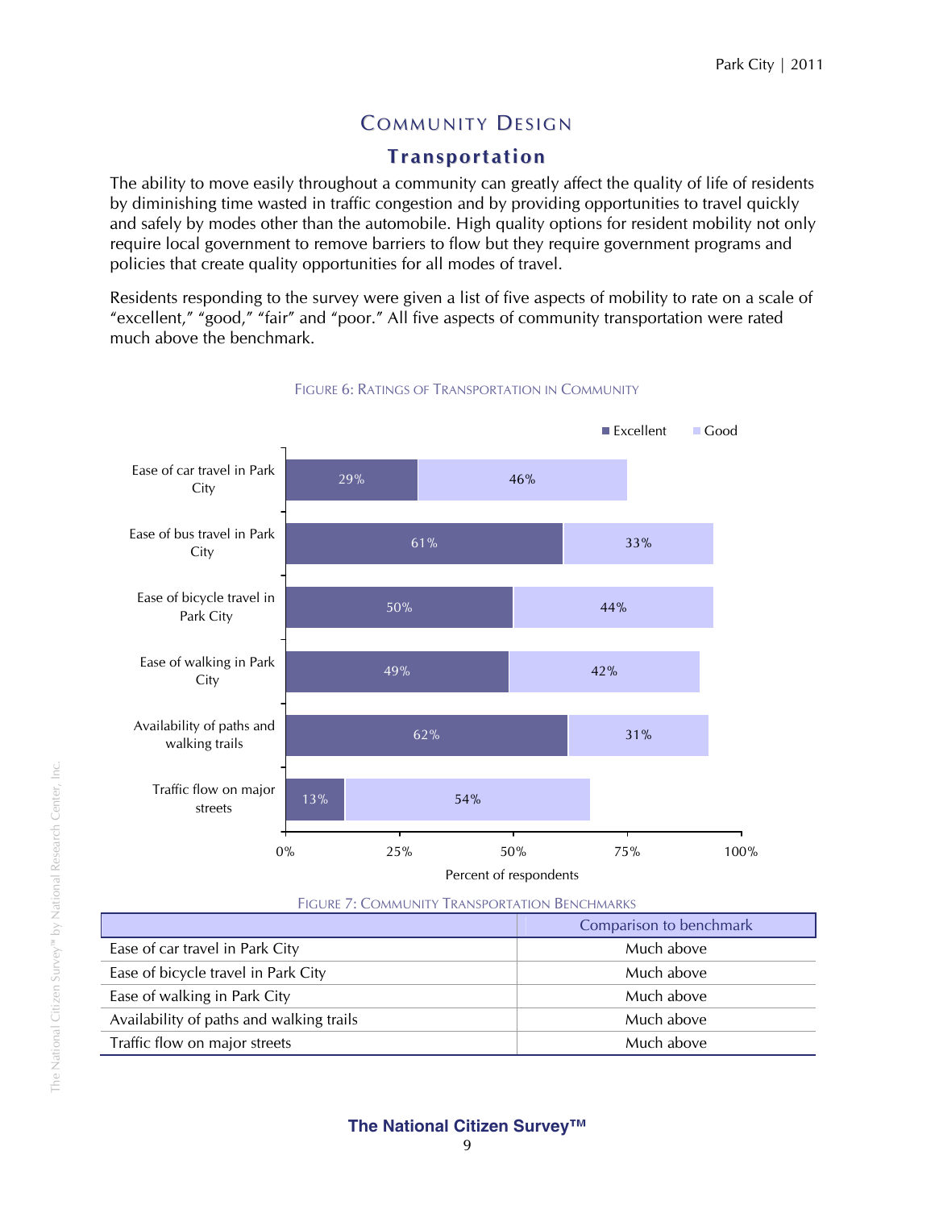# Community Design

## Transportation

The ability to move easily throughout a community can greatly affect the quality of life of residents by diminishing time wasted in traffic congestion and by providing opportunities to travel quickly and safely by modes other than the automobile. High quality options for resident mobility not only require local government to remove barriers to flow but they require government programs and policies that create quality opportunities for all modes of travel.

Residents responding to the survey were given a list of five aspects of mobility to rate on a scale of "excellent," "good," "fair" and "poor." All five aspects of community transportation were rated much above the benchmark.

FIGURE 6: RATINGS OF TRANSPORTATION IN COMMUNITY

| | Excellent | Good |
|---|---|---|
| Ease of car travel in Park City | 29% | 46% |
| Ease of bus travel in Park City | 61% | 33% |
| Ease of bicycle travel in Park City | 50% | 44% |
| Ease of walking in Park City | 49% | 42% |
| Availability of paths and walking trails | 62% | 31% |
| Traffic flow on major streets | 13% | 54% |

Percent of respondents

FIGURE 7: COMMUNITY TRANSPORTATION BENCHMARKS

| | Comparison to benchmark |
|---|---|
| Ease of car travel in Park City | Much above |
| Ease of bicycle travel in Park City | Much above |
| Ease of walking in Park City | Much above |
| Availability of paths and walking trails | Much above |
| Traffic flow on major streets | Much above |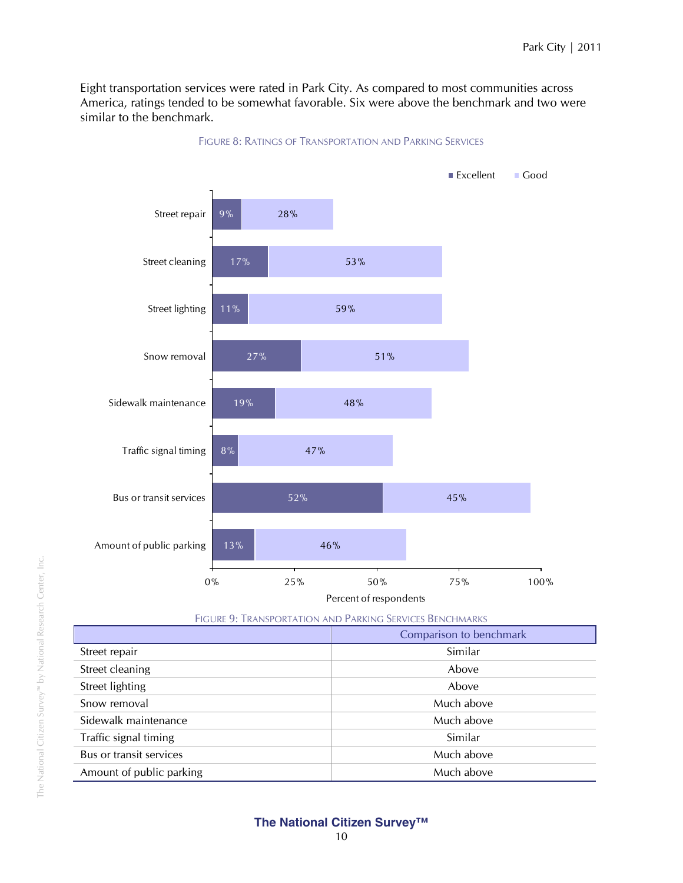Eight transportation services were rated in Park City. As compared to most communities across America, ratings tended to be somewhat favorable. Six were above the benchmark and two were similar to the benchmark.

FIGURE 8: RATINGS OF TRANSPORTATION AND PARKING SERVICES

| | Excellent | Good |
|---|---|---|
| Street repair | 9% | 28% |
| Street cleaning | 17% | 53% |
| Street lighting | 11% | 59% |
| Snow removal | 27% | 51% |
| Sidewalk maintenance | 19% | 48% |
| Traffic signal timing | 8% | 47% |
| Bus or transit services | 52% | 45% |
| Amount of public parking | 13% | 46% |

Percent of respondents

FIGURE 9: TRANSPORTATION AND PARKING SERVICES BENCHMARKS

| | Comparison to benchmark |
|---|---|
| Street repair | Similar |
| Street cleaning | Above |
| Street lighting | Above |
| Snow removal | Much above |
| Sidewalk maintenance | Much above |
| Traffic signal timing | Similar |
| Bus or transit services | Much above |
| Amount of public parking | Much above |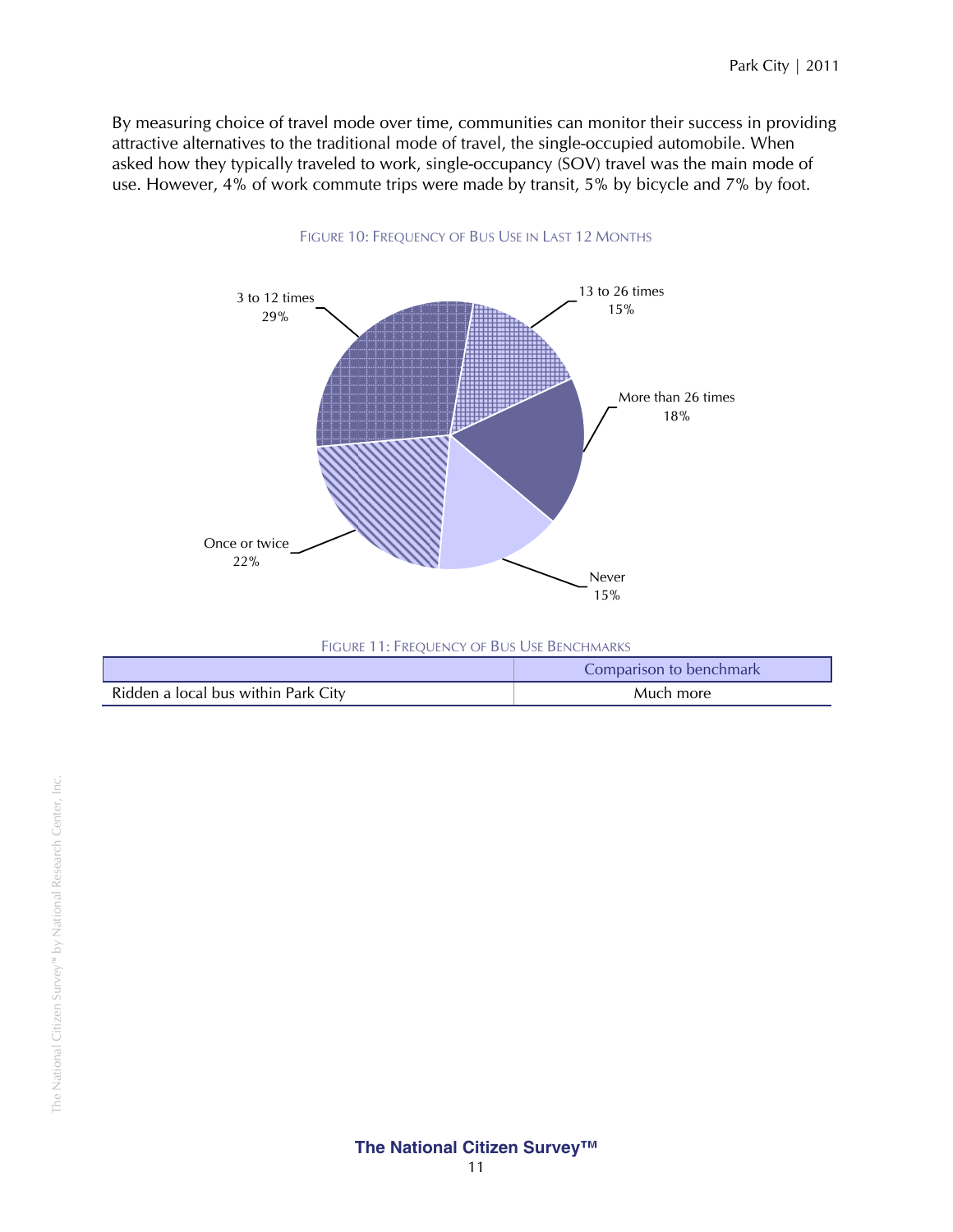By measuring choice of travel mode over time, communities can monitor their success in providing attractive alternatives to the traditional mode of travel, the single-occupied automobile. When asked how they typically traveled to work, single-occupancy (SOV) travel was the main mode of use. However, 4% of work commute trips were made by transit, 5% by bicycle and 7% by foot.

FIGURE 10: FREQUENCY OF BUS USE IN LAST 12 MONTHS

| Frequency | Percent |
|---|---|
| Never | 15% |
| Once or twice | 22% |
| 3 to 12 times | 29% |
| 13 to 26 times | 15% |
| More than 26 times | 18% |

FIGURE 11: FREQUENCY OF BUS USE BENCHMARKS

| | Comparison to benchmark |
|---|---|
| Ridden a local bus within Park City | Much more |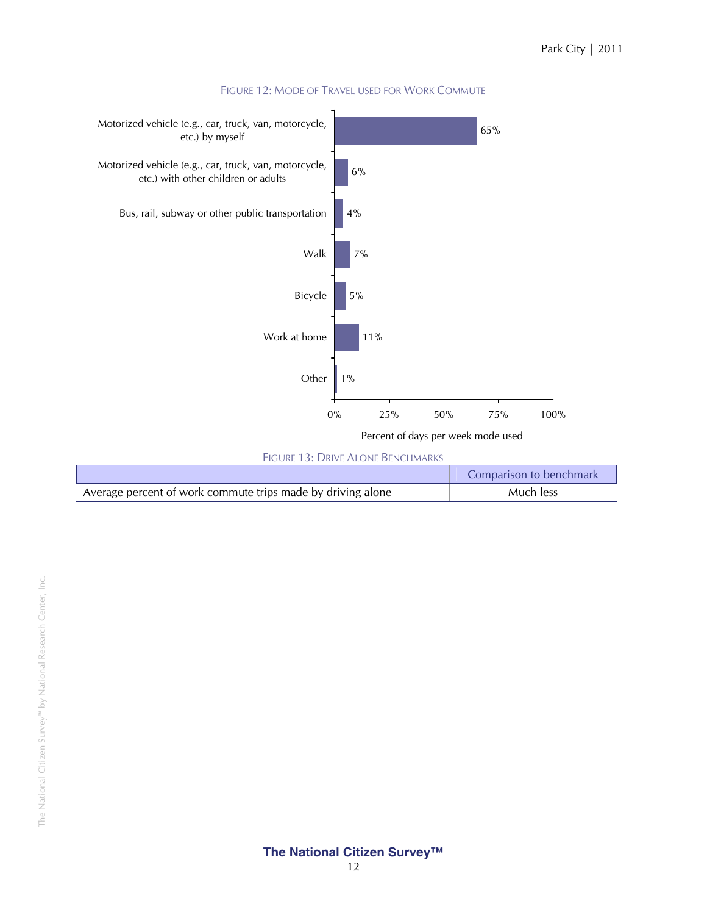FIGURE 12: MODE OF TRAVEL USED FOR WORK COMMUTE

| Mode | Percent of days per week mode used |
|---|---|
| Motorized vehicle (e.g., car, truck, van, motorcycle, etc.) by myself | 65% |
| Motorized vehicle (e.g., car, truck, van, motorcycle, etc.) with other children or adults | 6% |
| Bus, rail, subway or other public transportation | 4% |
| Walk | 7% |
| Bicycle | 5% |
| Work at home | 11% |
| Other | 1% |

FIGURE 13: DRIVE ALONE BENCHMARKS

| | Comparison to benchmark |
|---|---|
| Average percent of work commute trips made by driving alone | Much less |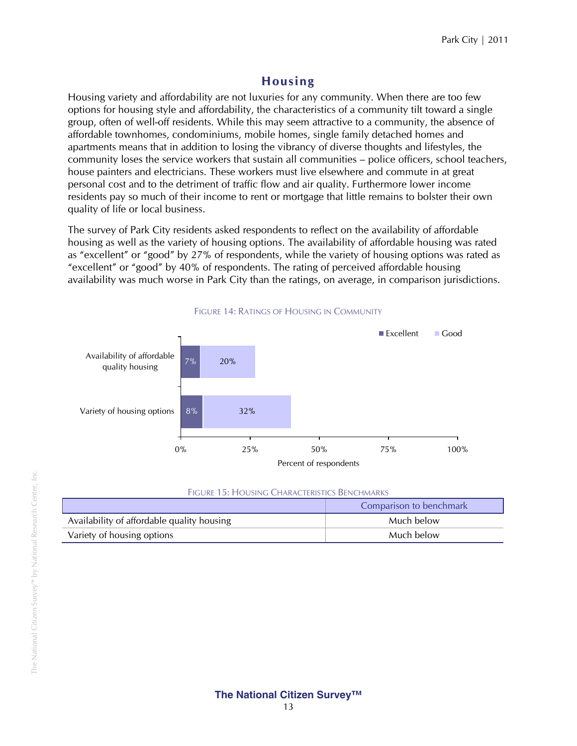## Housing

Housing variety and affordability are not luxuries for any community. When there are too few options for housing style and affordability, the characteristics of a community tilt toward a single group, often of well-off residents. While this may seem attractive to a community, the absence of affordable townhomes, condominiums, mobile homes, single family detached homes and apartments means that in addition to losing the vibrancy of diverse thoughts and lifestyles, the community loses the service workers that sustain all communities – police officers, school teachers, house painters and electricians. These workers must live elsewhere and commute in at great personal cost and to the detriment of traffic flow and air quality. Furthermore lower income residents pay so much of their income to rent or mortgage that little remains to bolster their own quality of life or local business.

The survey of Park City residents asked respondents to reflect on the availability of affordable housing as well as the variety of housing options. The availability of affordable housing was rated as "excellent" or "good" by 27% of respondents, while the variety of housing options was rated as "excellent" or "good" by 40% of respondents. The rating of perceived affordable housing availability was much worse in Park City than the ratings, on average, in comparison jurisdictions.

FIGURE 14: RATINGS OF HOUSING IN COMMUNITY

| | Excellent | Good |
|---|---|---|
| Availability of affordable quality housing | 7% | 20% |
| Variety of housing options | 8% | 32% |

Percent of respondents

FIGURE 15: HOUSING CHARACTERISTICS BENCHMARKS

| | Comparison to benchmark |
|---|---|
| Availability of affordable quality housing | Much below |
| Variety of housing options | Much below |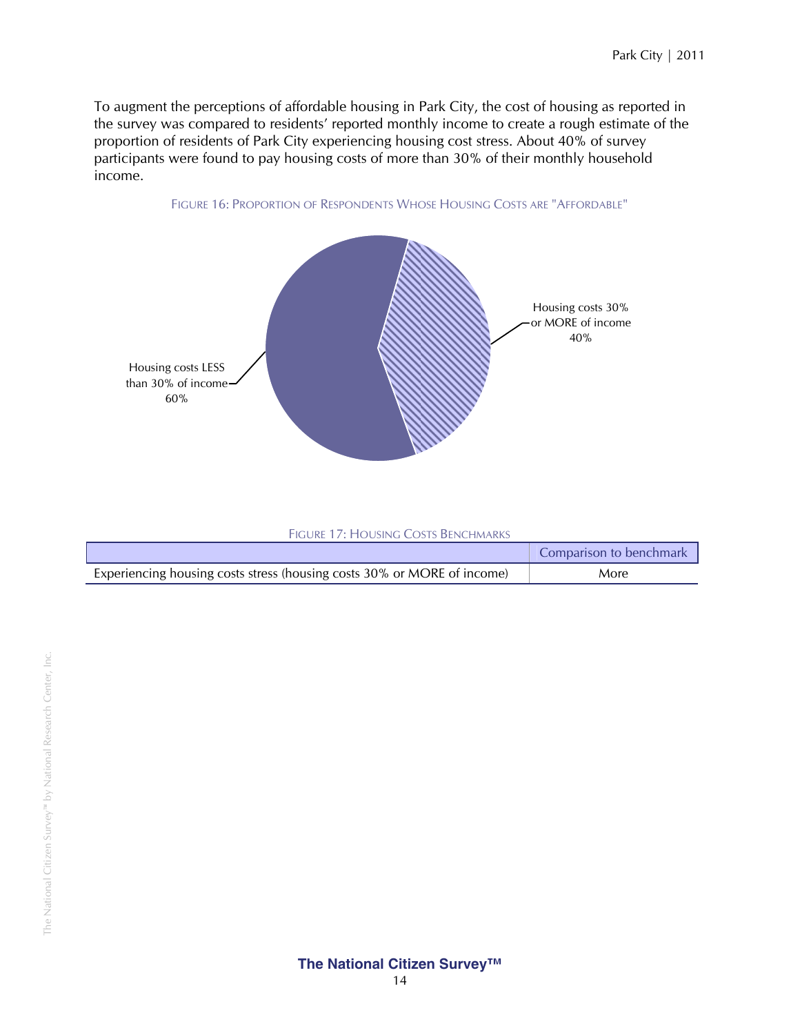To augment the perceptions of affordable housing in Park City, the cost of housing as reported in the survey was compared to residents' reported monthly income to create a rough estimate of the proportion of residents of Park City experiencing housing cost stress. About 40% of survey participants were found to pay housing costs of more than 30% of their monthly household income.

FIGURE 16: PROPORTION OF RESPONDENTS WHOSE HOUSING COSTS ARE "AFFORDABLE"

Housing costs 30% or MORE of income 40%

Housing costs LESS than 30% of income 60%

FIGURE 17: HOUSING COSTS BENCHMARKS

| | Comparison to benchmark |
|---|---|
| Experiencing housing costs stress (housing costs 30% or MORE of income) | More |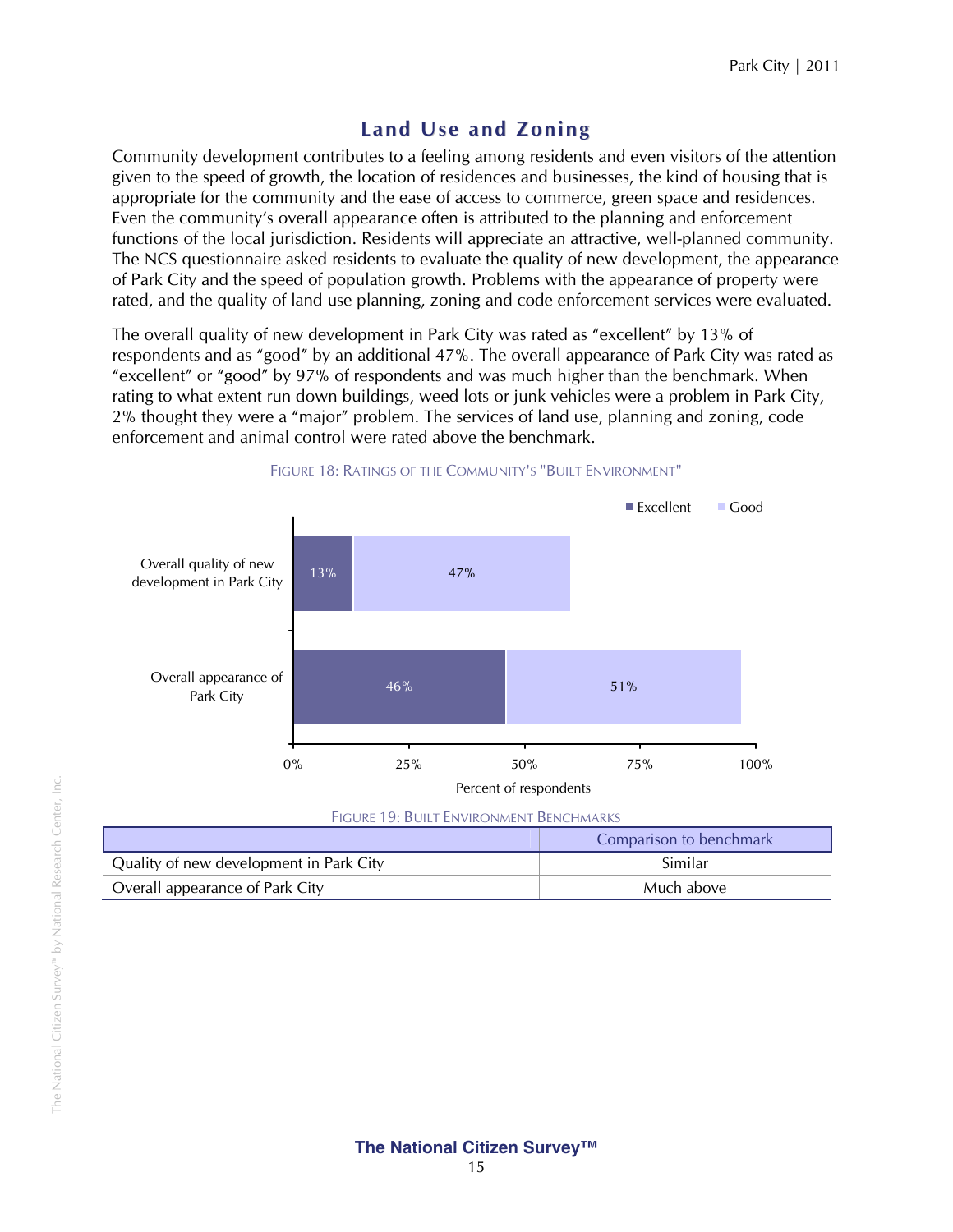# Land Use and Zoning

Community development contributes to a feeling among residents and even visitors of the attention given to the speed of growth, the location of residences and businesses, the kind of housing that is appropriate for the community and the ease of access to commerce, green space and residences. Even the community's overall appearance often is attributed to the planning and enforcement functions of the local jurisdiction. Residents will appreciate an attractive, well-planned community. The NCS questionnaire asked residents to evaluate the quality of new development, the appearance of Park City and the speed of population growth. Problems with the appearance of property were rated, and the quality of land use planning, zoning and code enforcement services were evaluated.

The overall quality of new development in Park City was rated as "excellent" by 13% of respondents and as "good" by an additional 47%. The overall appearance of Park City was rated as "excellent" or "good" by 97% of respondents and was much higher than the benchmark. When rating to what extent run down buildings, weed lots or junk vehicles were a problem in Park City, 2% thought they were a "major" problem. The services of land use, planning and zoning, code enforcement and animal control were rated above the benchmark.

FIGURE 18: RATINGS OF THE COMMUNITY'S "BUILT ENVIRONMENT"

| | Excellent | Good |
|---|---|---|
| Overall quality of new development in Park City | 13% | 47% |
| Overall appearance of Park City | 46% | 51% |

Percent of respondents

FIGURE 19: BUILT ENVIRONMENT BENCHMARKS

| | Comparison to benchmark |
|---|---|
| Quality of new development in Park City | Similar |
| Overall appearance of Park City | Much above |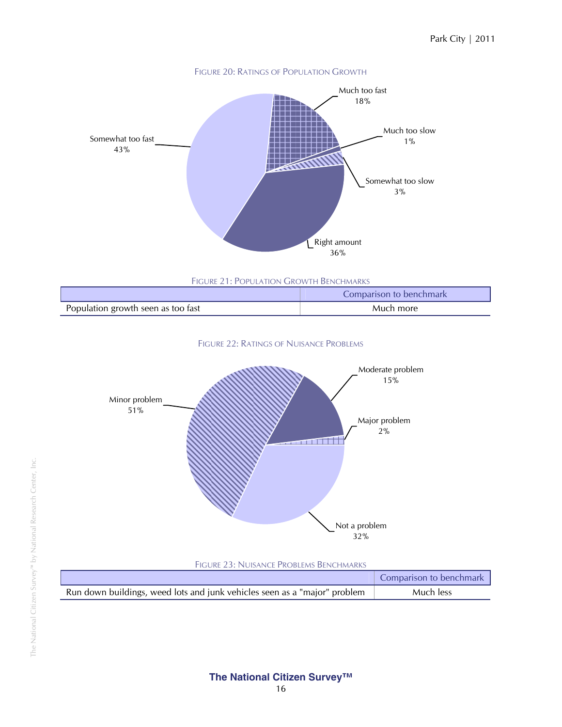Figure 20: Ratings of Population Growth

Much too fast 18%

Much too slow 1%

Somewhat too slow 3%

Right amount 36%

Somewhat too fast 43%

Figure 21: Population Growth Benchmarks

| | Comparison to benchmark |
|---|---|
| Population growth seen as too fast | Much more |

Figure 22: Ratings of Nuisance Problems

Moderate problem 15%

Major problem 2%

Not a problem 32%

Minor problem 51%

Figure 23: Nuisance Problems Benchmarks

| | Comparison to benchmark |
|---|---|
| Run down buildings, weed lots and junk vehicles seen as a "major" problem | Much less |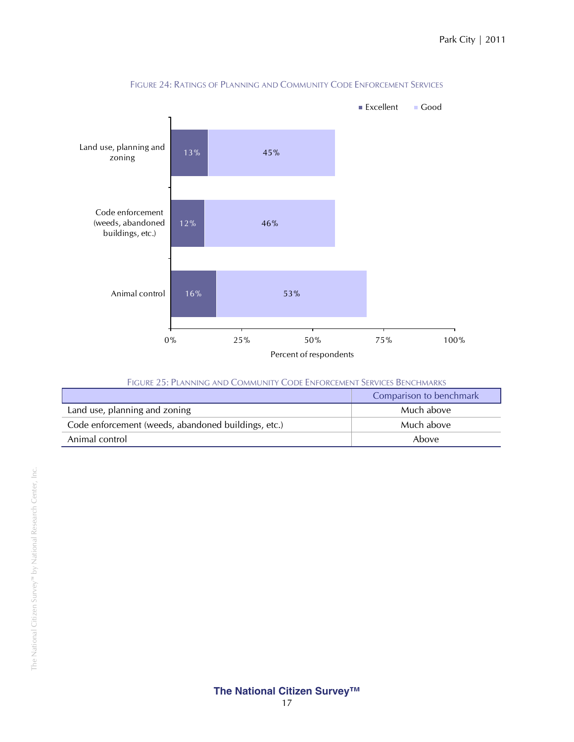FIGURE 24: RATINGS OF PLANNING AND COMMUNITY CODE ENFORCEMENT SERVICES

| | Excellent | Good |
|---|---|---|
| Land use, planning and zoning | 13% | 45% |
| Code enforcement (weeds, abandoned buildings, etc.) | 12% | 46% |
| Animal control | 16% | 53% |

Percent of respondents

FIGURE 25: PLANNING AND COMMUNITY CODE ENFORCEMENT SERVICES BENCHMARKS

| | Comparison to benchmark |
|---|---|
| Land use, planning and zoning | Much above |
| Code enforcement (weeds, abandoned buildings, etc.) | Much above |
| Animal control | Above |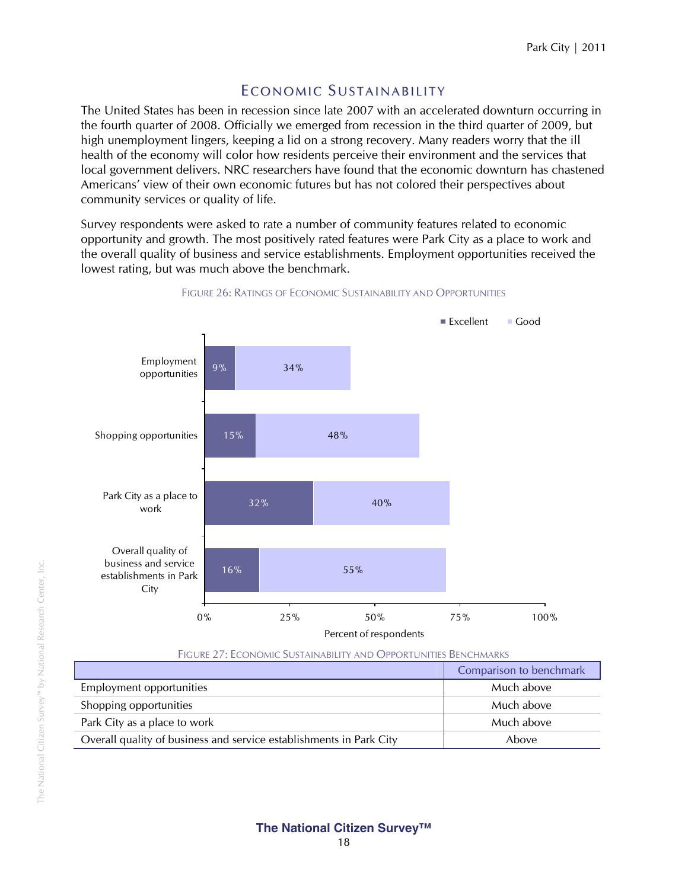## Economic Sustainability

The United States has been in recession since late 2007 with an accelerated downturn occurring in the fourth quarter of 2008. Officially we emerged from recession in the third quarter of 2009, but high unemployment lingers, keeping a lid on a strong recovery. Many readers worry that the ill health of the economy will color how residents perceive their environment and the services that local government delivers. NRC researchers have found that the economic downturn has chastened Americans' view of their own economic futures but has not colored their perspectives about community services or quality of life.

Survey respondents were asked to rate a number of community features related to economic opportunity and growth. The most positively rated features were Park City as a place to work and the overall quality of business and service establishments. Employment opportunities received the lowest rating, but was much above the benchmark.

FIGURE 26: RATINGS OF ECONOMIC SUSTAINABILITY AND OPPORTUNITIES

| | Excellent | Good |
|---|---|---|
| Employment opportunities | 9% | 34% |
| Shopping opportunities | 15% | 48% |
| Park City as a place to work | 32% | 40% |
| Overall quality of business and service establishments in Park City | 16% | 55% |

Percent of respondents

FIGURE 27: ECONOMIC SUSTAINABILITY AND OPPORTUNITIES BENCHMARKS

| | Comparison to benchmark |
|---|---|
| Employment opportunities | Much above |
| Shopping opportunities | Much above |
| Park City as a place to work | Much above |
| Overall quality of business and service establishments in Park City | Above |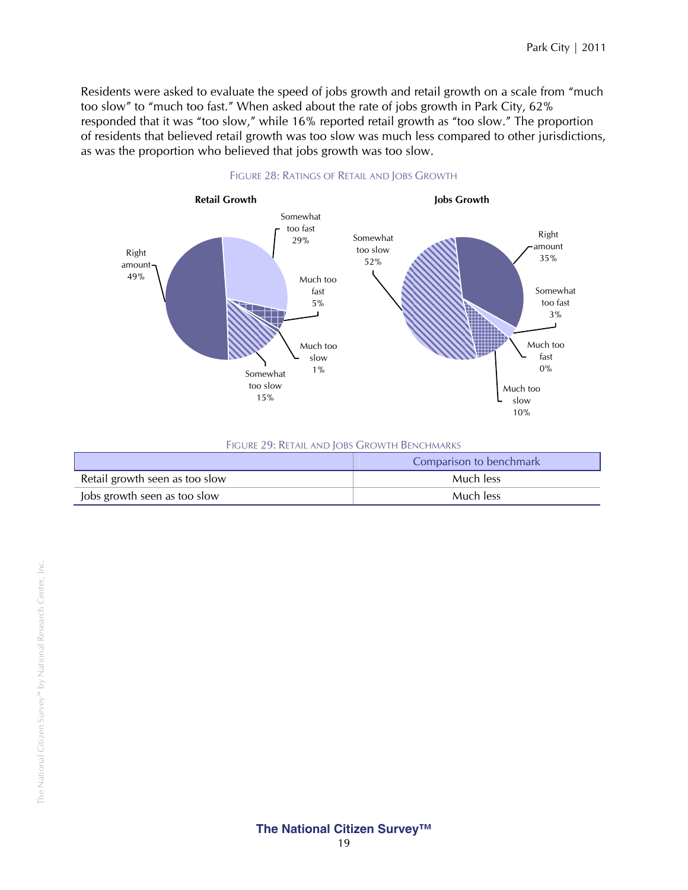Residents were asked to evaluate the speed of jobs growth and retail growth on a scale from "much too slow" to "much too fast." When asked about the rate of jobs growth in Park City, 62% responded that it was "too slow," while 16% reported retail growth as "too slow." The proportion of residents that believed retail growth was too slow was much less compared to other jurisdictions, as was the proportion who believed that jobs growth was too slow.

FIGURE 28: RATINGS OF RETAIL AND JOBS GROWTH

**Retail Growth**

| Rating | Percent |
|---|---|
| Much too slow | 1% |
| Somewhat too slow | 15% |
| Right amount | 49% |
| Somewhat too fast | 29% |
| Much too fast | 5% |

**Jobs Growth**

| Rating | Percent |
|---|---|
| Much too slow | 10% |
| Somewhat too slow | 52% |
| Right amount | 35% |
| Somewhat too fast | 3% |
| Much too fast | 0% |

FIGURE 29: RETAIL AND JOBS GROWTH BENCHMARKS

| | Comparison to benchmark |
|---|---|
| Retail growth seen as too slow | Much less |
| Jobs growth seen as too slow | Much less |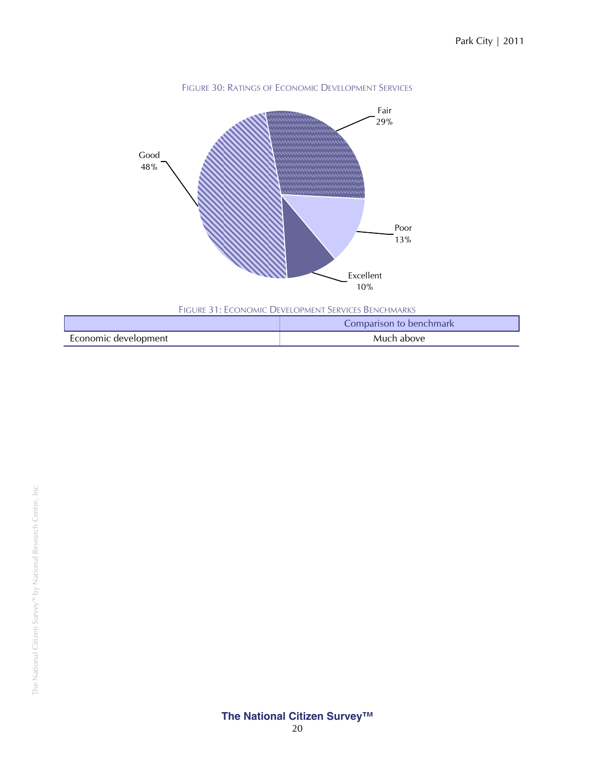FIGURE 30: RATINGS OF ECONOMIC DEVELOPMENT SERVICES

Fair 29%

Good 48%

Poor 13%

Excellent 10%

FIGURE 31: ECONOMIC DEVELOPMENT SERVICES BENCHMARKS

| | Comparison to benchmark |
|---|---|
| Economic development | Much above |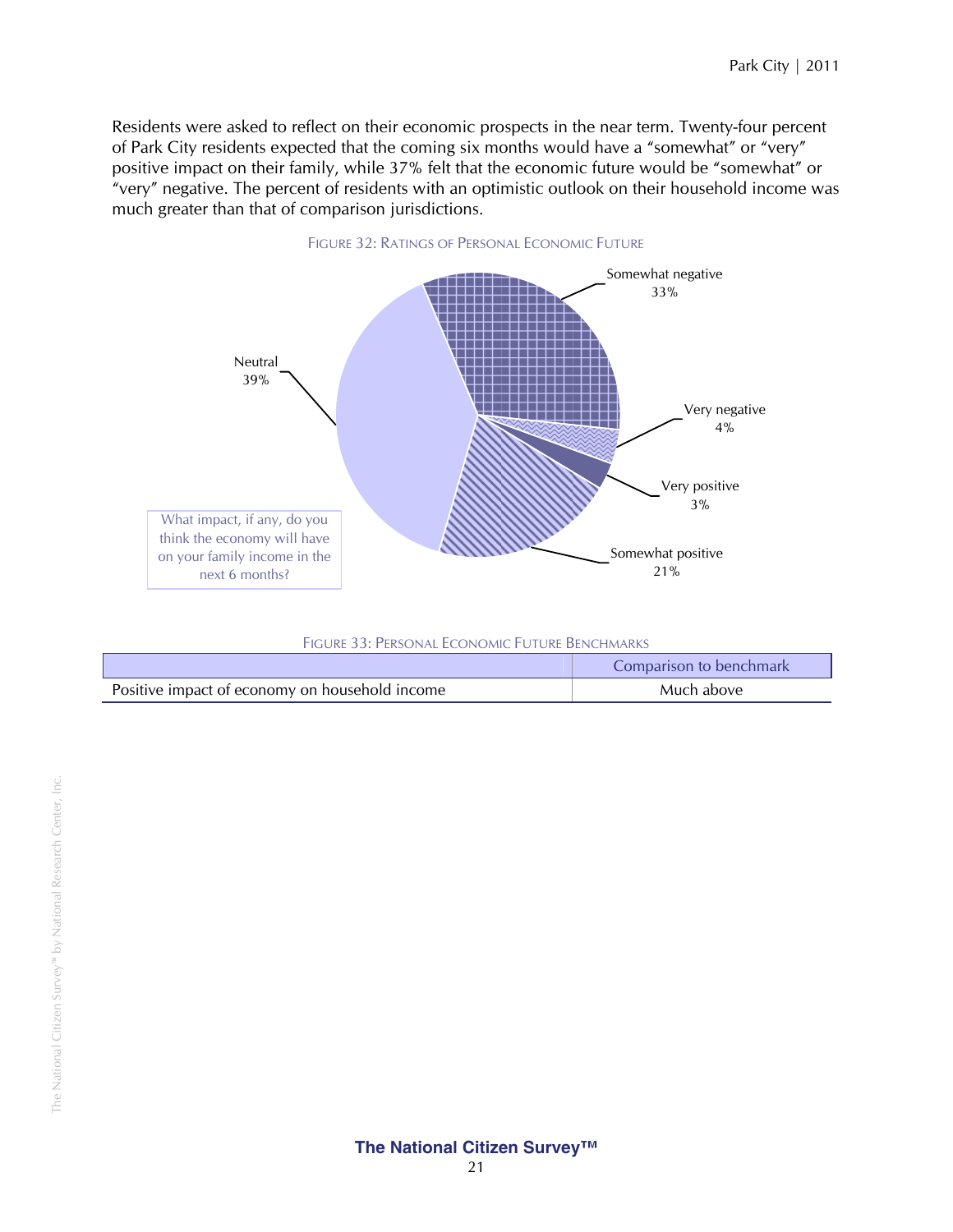Residents were asked to reflect on their economic prospects in the near term. Twenty-four percent of Park City residents expected that the coming six months would have a "somewhat" or "very" positive impact on their family, while 37% felt that the economic future would be "somewhat" or "very" negative. The percent of residents with an optimistic outlook on their household income was much greater than that of comparison jurisdictions.

FIGURE 32: RATINGS OF PERSONAL ECONOMIC FUTURE

What impact, if any, do you think the economy will have on your family income in the next 6 months?

- Somewhat negative 33%
- Very negative 4%
- Very positive 3%
- Somewhat positive 21%
- Neutral 39%

FIGURE 33: PERSONAL ECONOMIC FUTURE BENCHMARKS

| | Comparison to benchmark |
|---|---|
| Positive impact of economy on household income | Much above |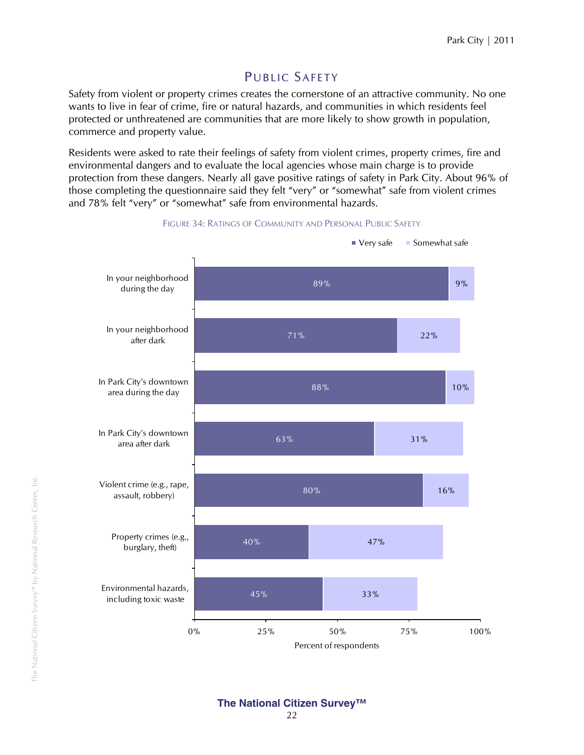## Public Safety

Safety from violent or property crimes creates the cornerstone of an attractive community. No one wants to live in fear of crime, fire or natural hazards, and communities in which residents feel protected or unthreatened are communities that are more likely to show growth in population, commerce and property value.

Residents were asked to rate their feelings of safety from violent crimes, property crimes, fire and environmental dangers and to evaluate the local agencies whose main charge is to provide protection from these dangers. Nearly all gave positive ratings of safety in Park City. About 96% of those completing the questionnaire said they felt "very" or "somewhat" safe from violent crimes and 78% felt "very" or "somewhat" safe from environmental hazards.

Figure 34: Ratings of Community and Personal Public Safety

| | Very safe | Somewhat safe |
|---|---|---|
| In your neighborhood during the day | 89% | 9% |
| In your neighborhood after dark | 71% | 22% |
| In Park City's downtown area during the day | 88% | 10% |
| In Park City's downtown area after dark | 63% | 31% |
| Violent crime (e.g., rape, assault, robbery) | 80% | 16% |
| Property crimes (e.g., burglary, theft) | 40% | 47% |
| Environmental hazards, including toxic waste | 45% | 33% |

Percent of respondents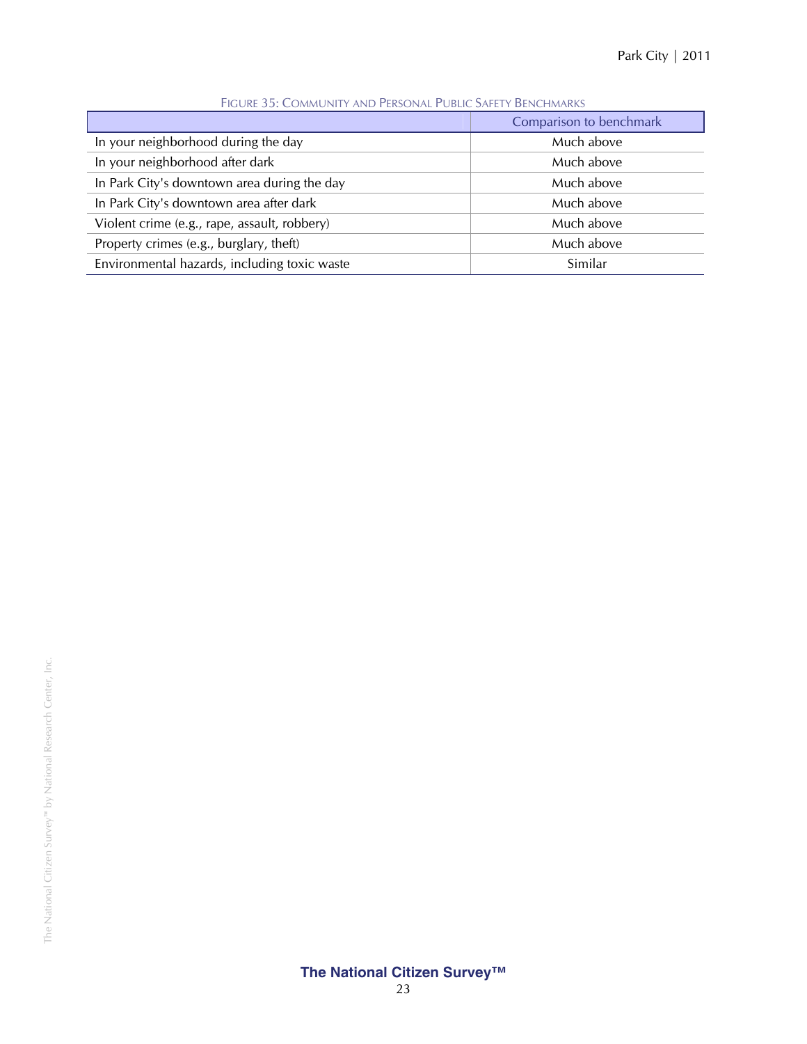FIGURE 35: COMMUNITY AND PERSONAL PUBLIC SAFETY BENCHMARKS

| | Comparison to benchmark |
| --- | --- |
| In your neighborhood during the day | Much above |
| In your neighborhood after dark | Much above |
| In Park City's downtown area during the day | Much above |
| In Park City's downtown area after dark | Much above |
| Violent crime (e.g., rape, assault, robbery) | Much above |
| Property crimes (e.g., burglary, theft) | Much above |
| Environmental hazards, including toxic waste | Similar |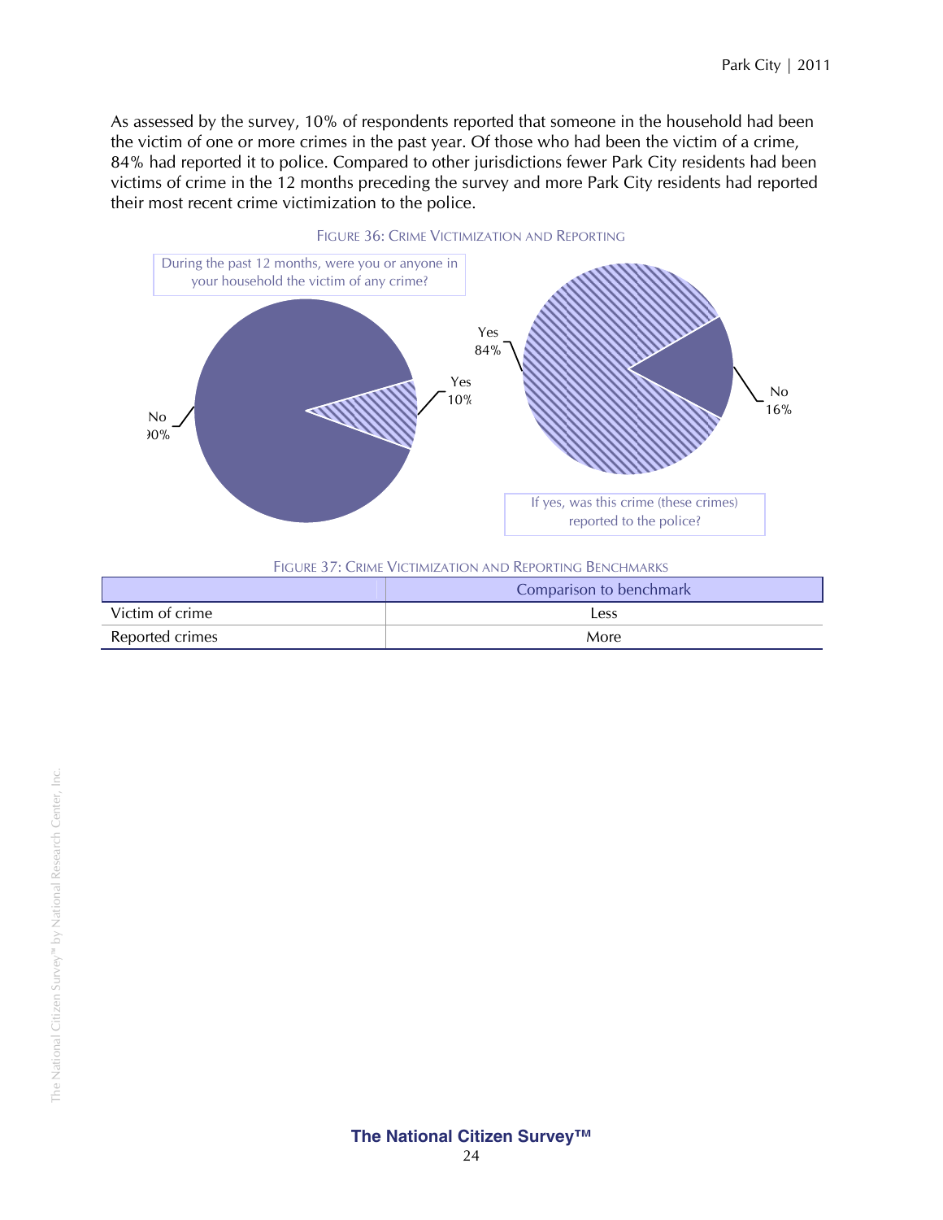As assessed by the survey, 10% of respondents reported that someone in the household had been the victim of one or more crimes in the past year. Of those who had been the victim of a crime, 84% had reported it to police. Compared to other jurisdictions fewer Park City residents had been victims of crime in the 12 months preceding the survey and more Park City residents had reported their most recent crime victimization to the police.

FIGURE 36: CRIME VICTIMIZATION AND REPORTING

During the past 12 months, were you or anyone in your household the victim of any crime?

No 90%

Yes 10%

If yes, was this crime (these crimes) reported to the police?

Yes 84%

No 16%

FIGURE 37: CRIME VICTIMIZATION AND REPORTING BENCHMARKS

| | Comparison to benchmark |
|---|---|
| Victim of crime | Less |
| Reported crimes | More |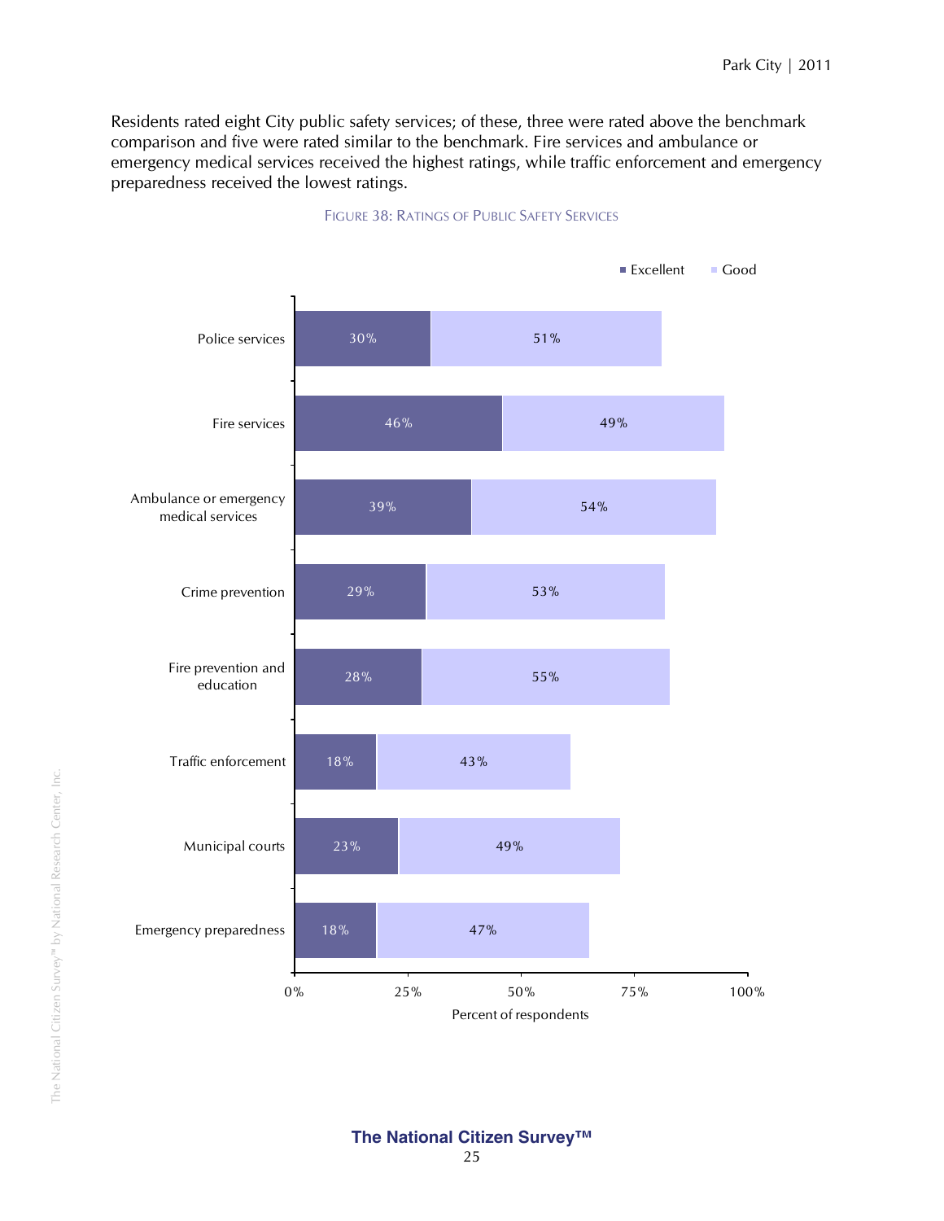Residents rated eight City public safety services; of these, three were rated above the benchmark comparison and five were rated similar to the benchmark. Fire services and ambulance or emergency medical services received the highest ratings, while traffic enforcement and emergency preparedness received the lowest ratings.

FIGURE 38: RATINGS OF PUBLIC SAFETY SERVICES

| Service | Excellent | Good |
|---|---|---|
| Police services | 30% | 51% |
| Fire services | 46% | 49% |
| Ambulance or emergency medical services | 39% | 54% |
| Crime prevention | 29% | 53% |
| Fire prevention and education | 28% | 55% |
| Traffic enforcement | 18% | 43% |
| Municipal courts | 23% | 49% |
| Emergency preparedness | 18% | 47% |

Percent of respondents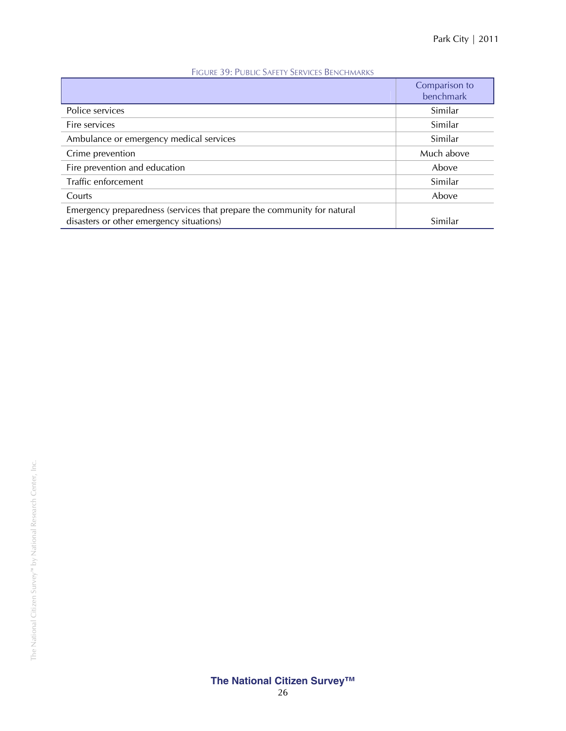Figure 39: Public Safety Services Benchmarks

| | Comparison to benchmark |
|---|---|
| Police services | Similar |
| Fire services | Similar |
| Ambulance or emergency medical services | Similar |
| Crime prevention | Much above |
| Fire prevention and education | Above |
| Traffic enforcement | Similar |
| Courts | Above |
| Emergency preparedness (services that prepare the community for natural disasters or other emergency situations) | Similar |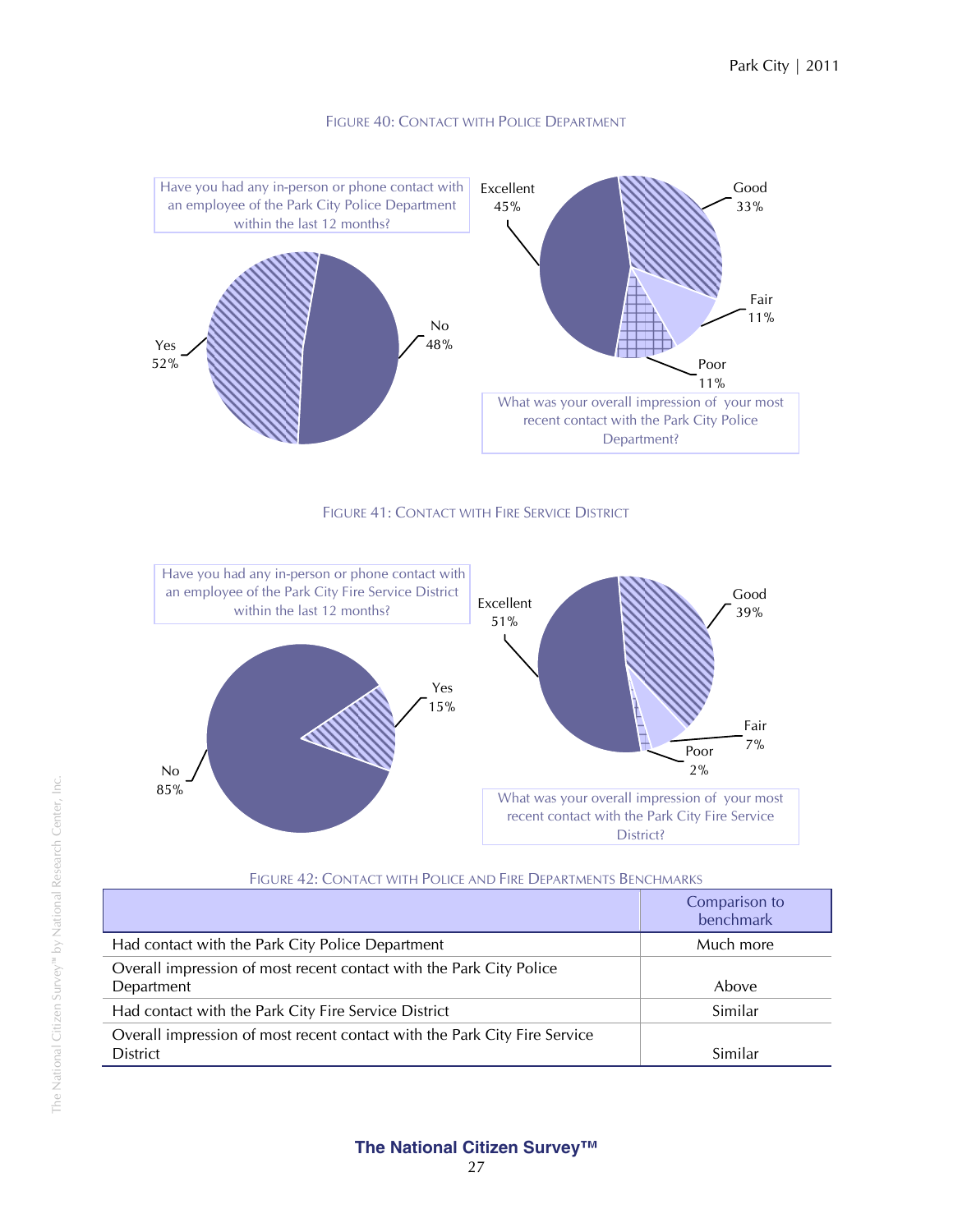FIGURE 40: CONTACT WITH POLICE DEPARTMENT

Have you had any in-person or phone contact with an employee of the Park City Police Department within the last 12 months?

Yes 52%

No 48%

What was your overall impression of your most recent contact with the Park City Police Department?

Excellent 45%

Good 33%

Fair 11%

Poor 11%

FIGURE 41: CONTACT WITH FIRE SERVICE DISTRICT

Have you had any in-person or phone contact with an employee of the Park City Fire Service District within the last 12 months?

Yes 15%

No 85%

What was your overall impression of your most recent contact with the Park City Fire Service District?

Excellent 51%

Good 39%

Fair 7%

Poor 2%

FIGURE 42: CONTACT WITH POLICE AND FIRE DEPARTMENTS BENCHMARKS

| | Comparison to benchmark |
|---|---|
| Had contact with the Park City Police Department | Much more |
| Overall impression of most recent contact with the Park City Police Department | Above |
| Had contact with the Park City Fire Service District | Similar |
| Overall impression of most recent contact with the Park City Fire Service District | Similar |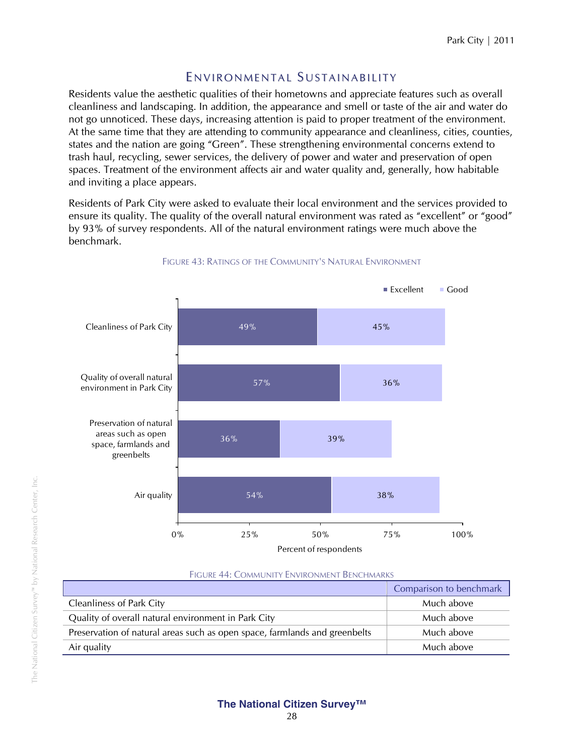# Environmental Sustainability

Residents value the aesthetic qualities of their hometowns and appreciate features such as overall cleanliness and landscaping. In addition, the appearance and smell or taste of the air and water do not go unnoticed. These days, increasing attention is paid to proper treatment of the environment. At the same time that they are attending to community appearance and cleanliness, cities, counties, states and the nation are going "Green". These strengthening environmental concerns extend to trash haul, recycling, sewer services, the delivery of power and water and preservation of open spaces. Treatment of the environment affects air and water quality and, generally, how habitable and inviting a place appears.

Residents of Park City were asked to evaluate their local environment and the services provided to ensure its quality. The quality of the overall natural environment was rated as "excellent" or "good" by 93% of survey respondents. All of the natural environment ratings were much above the benchmark.

FIGURE 43: RATINGS OF THE COMMUNITY'S NATURAL ENVIRONMENT

| | Excellent | Good |
|---|---|---|
| Cleanliness of Park City | 49% | 45% |
| Quality of overall natural environment in Park City | 57% | 36% |
| Preservation of natural areas such as open space, farmlands and greenbelts | 36% | 39% |
| Air quality | 54% | 38% |

Percent of respondents

FIGURE 44: COMMUNITY ENVIRONMENT BENCHMARKS

| | Comparison to benchmark |
|---|---|
| Cleanliness of Park City | Much above |
| Quality of overall natural environment in Park City | Much above |
| Preservation of natural areas such as open space, farmlands and greenbelts | Much above |
| Air quality | Much above |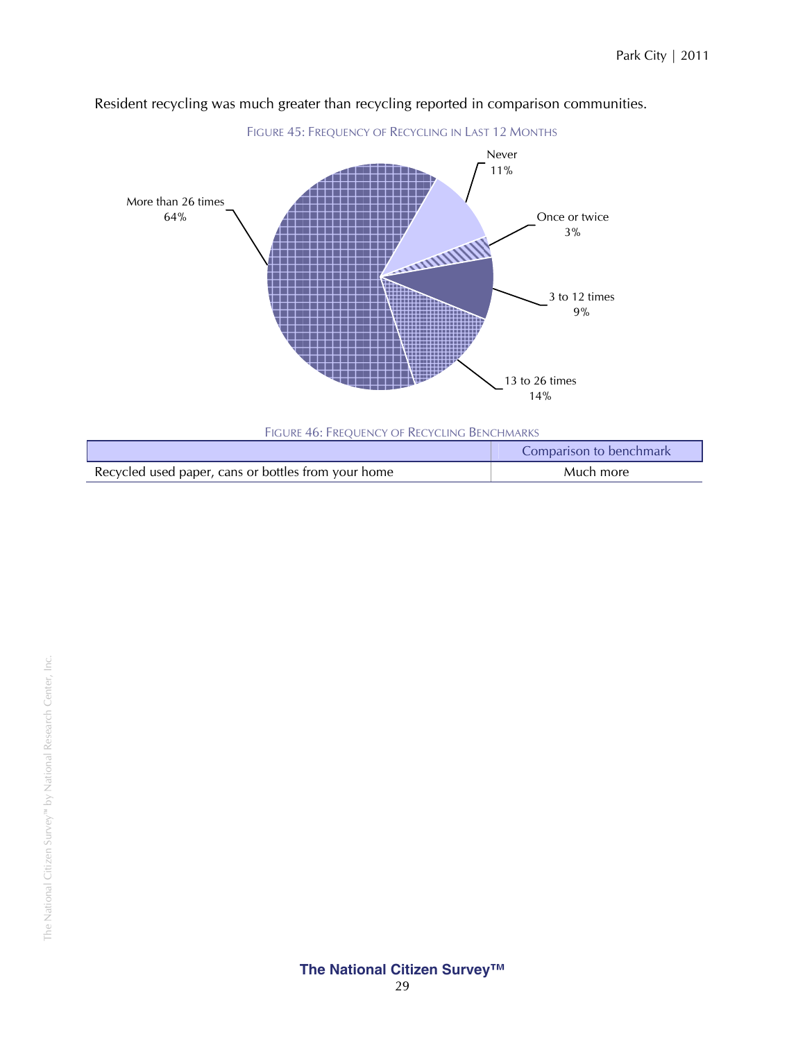Resident recycling was much greater than recycling reported in comparison communities.

FIGURE 45: FREQUENCY OF RECYCLING IN LAST 12 MONTHS

Never 11%

Once or twice 3%

3 to 12 times 9%

13 to 26 times 14%

More than 26 times 64%

FIGURE 46: FREQUENCY OF RECYCLING BENCHMARKS

| | Comparison to benchmark |
|---|---|
| Recycled used paper, cans or bottles from your home | Much more |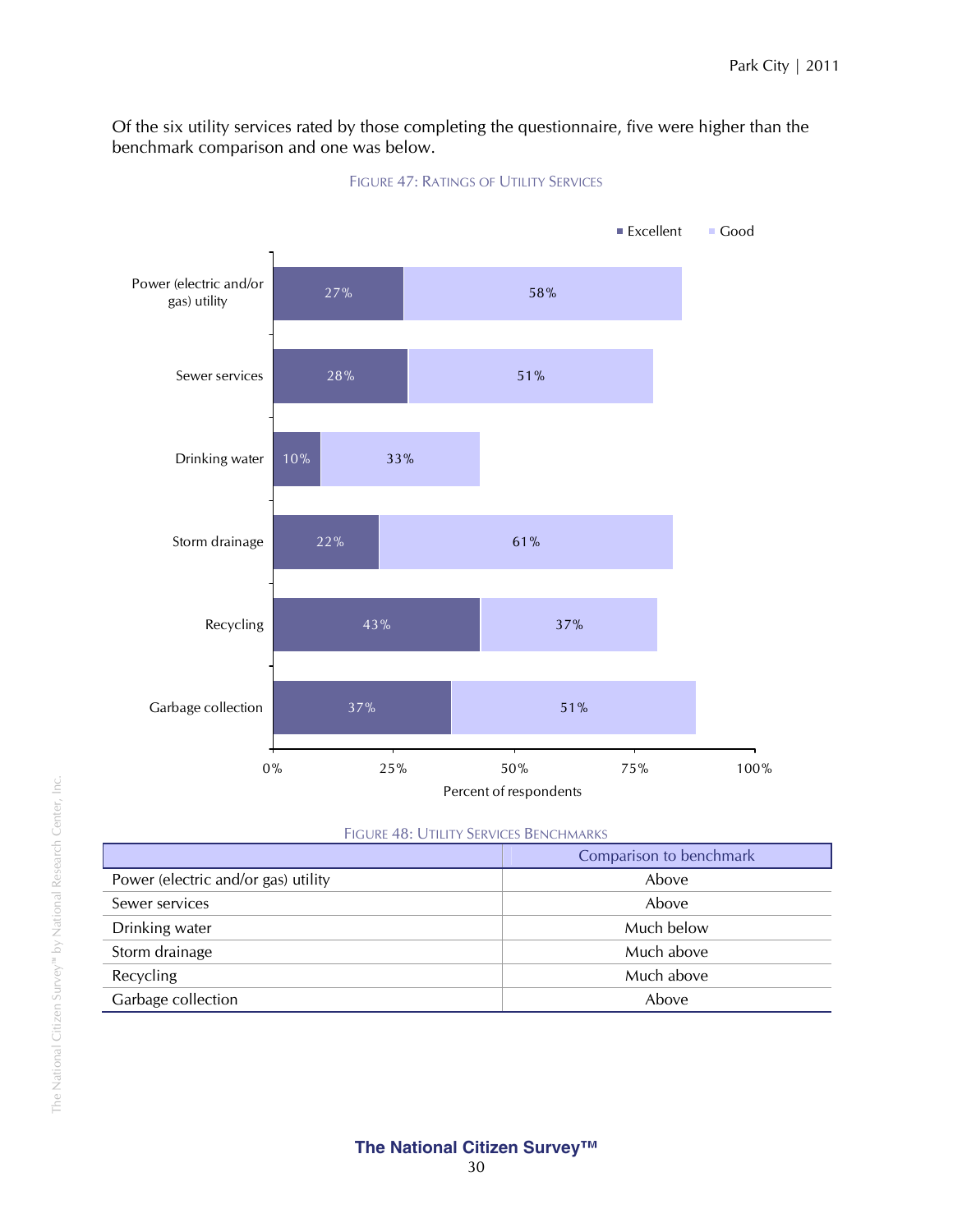Of the six utility services rated by those completing the questionnaire, five were higher than the benchmark comparison and one was below.

FIGURE 47: RATINGS OF UTILITY SERVICES

| | Excellent | Good |
|---|---|---|
| Power (electric and/or gas) utility | 27% | 58% |
| Sewer services | 28% | 51% |
| Drinking water | 10% | 33% |
| Storm drainage | 22% | 61% |
| Recycling | 43% | 37% |
| Garbage collection | 37% | 51% |

Percent of respondents

FIGURE 48: UTILITY SERVICES BENCHMARKS

| | Comparison to benchmark |
|---|---|
| Power (electric and/or gas) utility | Above |
| Sewer services | Above |
| Drinking water | Much below |
| Storm drainage | Much above |
| Recycling | Much above |
| Garbage collection | Above |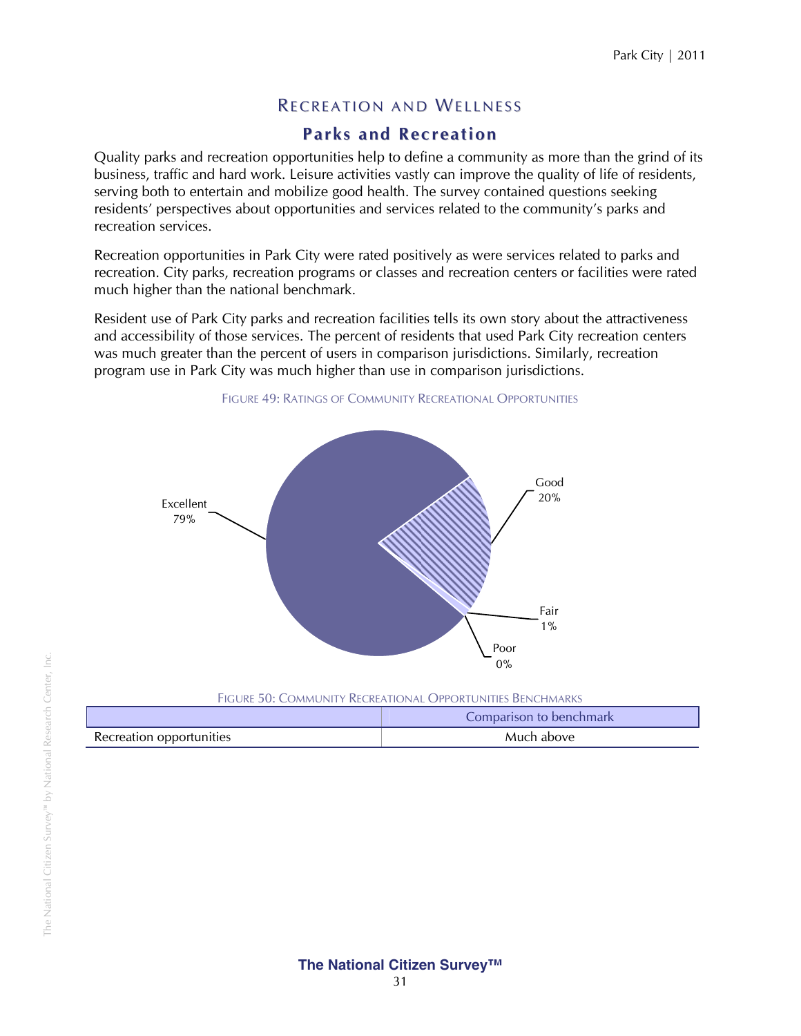## RECREATION AND WELLNESS

### Parks and Recreation

Quality parks and recreation opportunities help to define a community as more than the grind of its business, traffic and hard work. Leisure activities vastly can improve the quality of life of residents, serving both to entertain and mobilize good health. The survey contained questions seeking residents' perspectives about opportunities and services related to the community's parks and recreation services.

Recreation opportunities in Park City were rated positively as were services related to parks and recreation. City parks, recreation programs or classes and recreation centers or facilities were rated much higher than the national benchmark.

Resident use of Park City parks and recreation facilities tells its own story about the attractiveness and accessibility of those services. The percent of residents that used Park City recreation centers was much greater than the percent of users in comparison jurisdictions. Similarly, recreation program use in Park City was much higher than use in comparison jurisdictions.

FIGURE 49: RATINGS OF COMMUNITY RECREATIONAL OPPORTUNITIES

Excellent 79%
Good 20%
Fair 1%
Poor 0%

FIGURE 50: COMMUNITY RECREATIONAL OPPORTUNITIES BENCHMARKS

| | Comparison to benchmark |
|---|---|
| Recreation opportunities | Much above |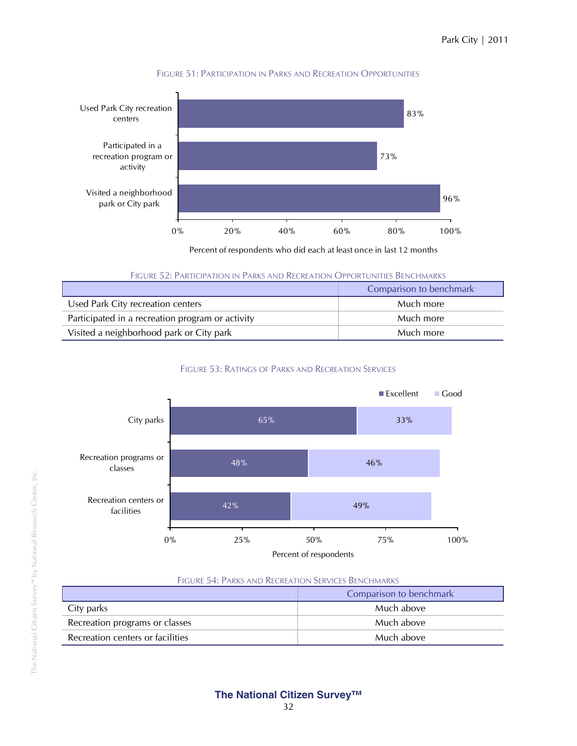FIGURE 51: PARTICIPATION IN PARKS AND RECREATION OPPORTUNITIES

| | Percent of respondents who did each at least once in last 12 months |
|---|---|
| Used Park City recreation centers | 83% |
| Participated in a recreation program or activity | 73% |
| Visited a neighborhood park or City park | 96% |

FIGURE 52: PARTICIPATION IN PARKS AND RECREATION OPPORTUNITIES BENCHMARKS

| | Comparison to benchmark |
|---|---|
| Used Park City recreation centers | Much more |
| Participated in a recreation program or activity | Much more |
| Visited a neighborhood park or City park | Much more |

FIGURE 53: RATINGS OF PARKS AND RECREATION SERVICES

| Percent of respondents | Excellent | Good |
|---|---|---|
| City parks | 65% | 33% |
| Recreation programs or classes | 48% | 46% |
| Recreation centers or facilities | 42% | 49% |

FIGURE 54: PARKS AND RECREATION SERVICES BENCHMARKS

| | Comparison to benchmark |
|---|---|
| City parks | Much above |
| Recreation programs or classes | Much above |
| Recreation centers or facilities | Much above |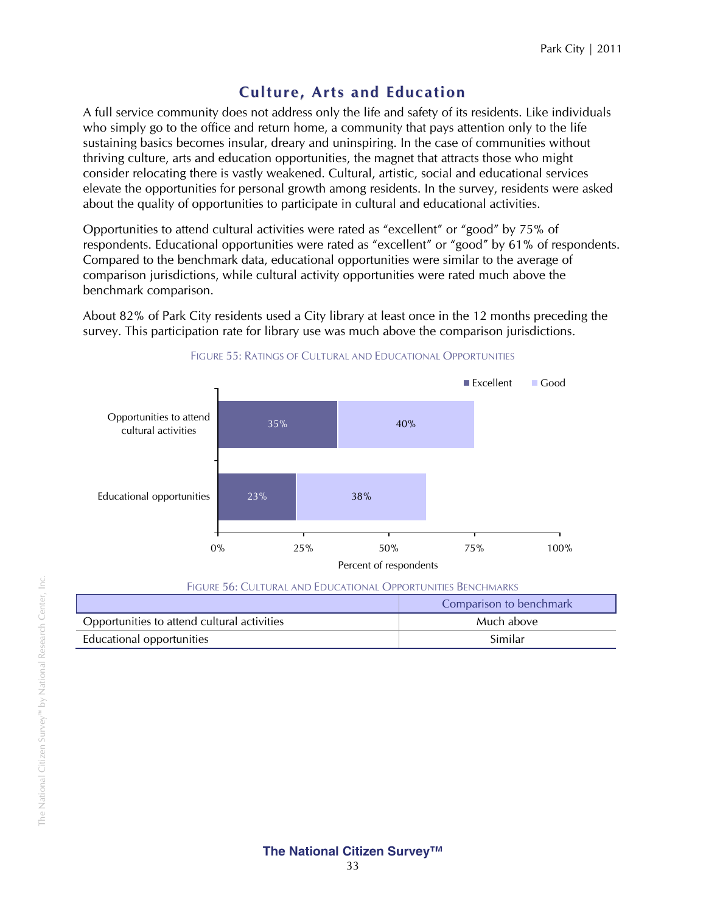## Culture, Arts and Education

A full service community does not address only the life and safety of its residents. Like individuals who simply go to the office and return home, a community that pays attention only to the life sustaining basics becomes insular, dreary and uninspiring. In the case of communities without thriving culture, arts and education opportunities, the magnet that attracts those who might consider relocating there is vastly weakened. Cultural, artistic, social and educational services elevate the opportunities for personal growth among residents. In the survey, residents were asked about the quality of opportunities to participate in cultural and educational activities.

Opportunities to attend cultural activities were rated as "excellent" or "good" by 75% of respondents. Educational opportunities were rated as "excellent" or "good" by 61% of respondents. Compared to the benchmark data, educational opportunities were similar to the average of comparison jurisdictions, while cultural activity opportunities were rated much above the benchmark comparison.

About 82% of Park City residents used a City library at least once in the 12 months preceding the survey. This participation rate for library use was much above the comparison jurisdictions.

FIGURE 55: RATINGS OF CULTURAL AND EDUCATIONAL OPPORTUNITIES

| | Excellent | Good |
|---|---|---|
| Opportunities to attend cultural activities | 35% | 40% |
| Educational opportunities | 23% | 38% |

Percent of respondents

FIGURE 56: CULTURAL AND EDUCATIONAL OPPORTUNITIES BENCHMARKS

| | Comparison to benchmark |
|---|---|
| Opportunities to attend cultural activities | Much above |
| Educational opportunities | Similar |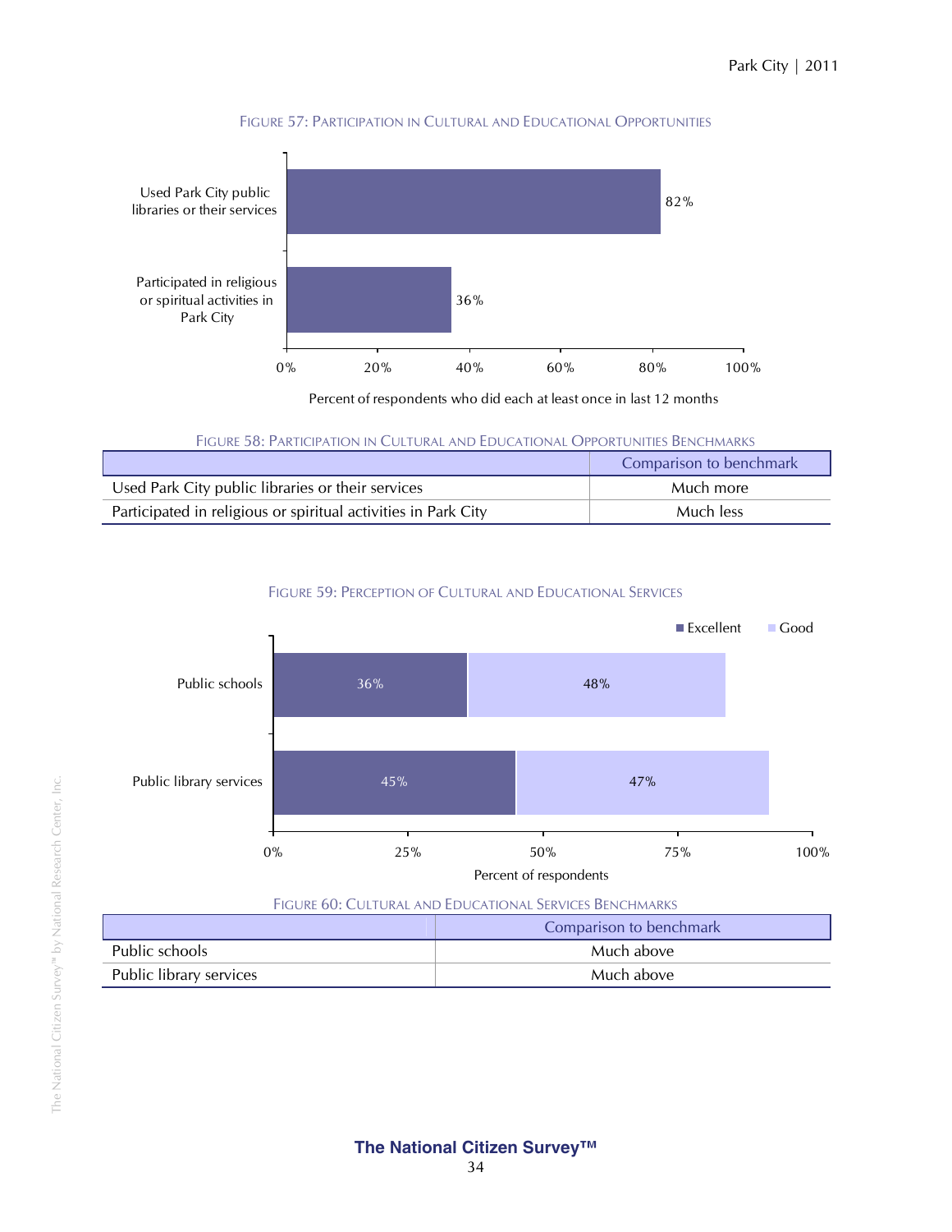FIGURE 57: PARTICIPATION IN CULTURAL AND EDUCATIONAL OPPORTUNITIES

| | Percent of respondents who did each at least once in last 12 months |
|---|---|
| Used Park City public libraries or their services | 82% |
| Participated in religious or spiritual activities in Park City | 36% |

FIGURE 58: PARTICIPATION IN CULTURAL AND EDUCATIONAL OPPORTUNITIES BENCHMARKS

| | Comparison to benchmark |
|---|---|
| Used Park City public libraries or their services | Much more |
| Participated in religious or spiritual activities in Park City | Much less |

FIGURE 59: PERCEPTION OF CULTURAL AND EDUCATIONAL SERVICES

| Percent of respondents | Excellent | Good |
|---|---|---|
| Public schools | 36% | 48% |
| Public library services | 45% | 47% |

FIGURE 60: CULTURAL AND EDUCATIONAL SERVICES BENCHMARKS

| | Comparison to benchmark |
|---|---|
| Public schools | Much above |
| Public library services | Much above |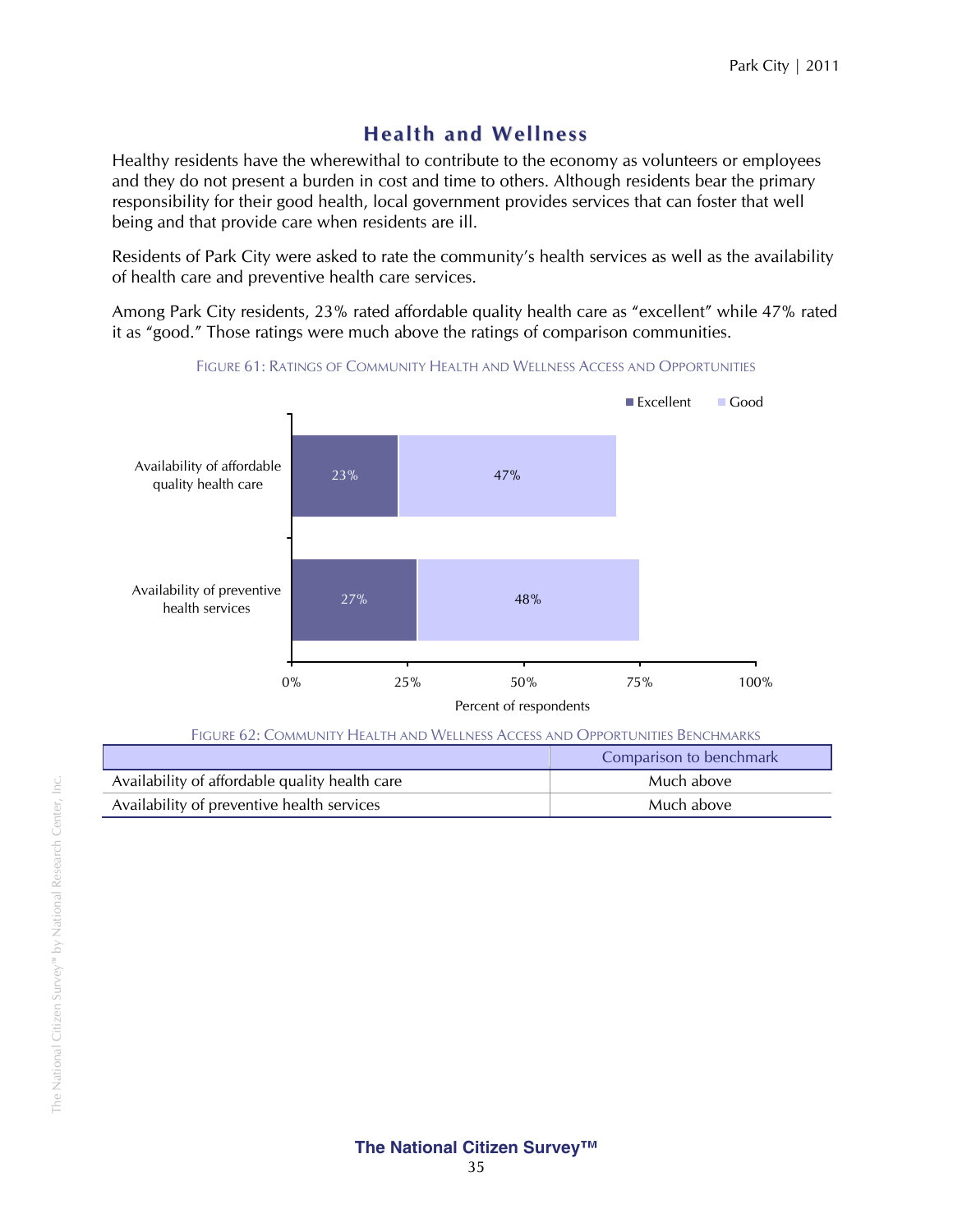## Health and Wellness

Healthy residents have the wherewithal to contribute to the economy as volunteers or employees and they do not present a burden in cost and time to others. Although residents bear the primary responsibility for their good health, local government provides services that can foster that well being and that provide care when residents are ill.

Residents of Park City were asked to rate the community's health services as well as the availability of health care and preventive health care services.

Among Park City residents, 23% rated affordable quality health care as "excellent" while 47% rated it as "good." Those ratings were much above the ratings of comparison communities.

FIGURE 61: RATINGS OF COMMUNITY HEALTH AND WELLNESS ACCESS AND OPPORTUNITIES

| | Excellent | Good |
|---|---|---|
| Availability of affordable quality health care | 23% | 47% |
| Availability of preventive health services | 27% | 48% |

Percent of respondents

FIGURE 62: COMMUNITY HEALTH AND WELLNESS ACCESS AND OPPORTUNITIES BENCHMARKS

| | Comparison to benchmark |
|---|---|
| Availability of affordable quality health care | Much above |
| Availability of preventive health services | Much above |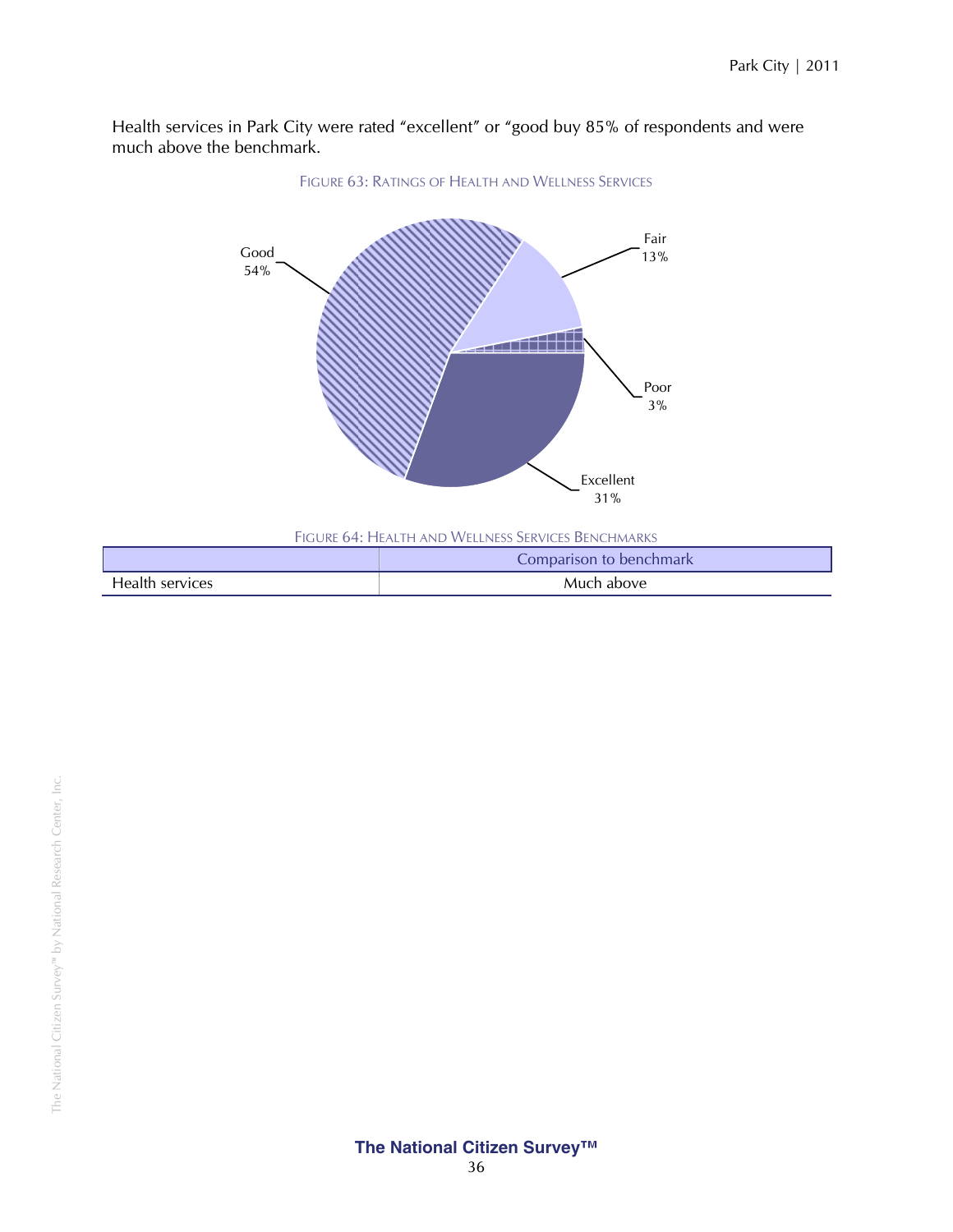Health services in Park City were rated "excellent" or "good buy 85% of respondents and were much above the benchmark.

FIGURE 63: RATINGS OF HEALTH AND WELLNESS SERVICES

Good 54%

Fair 13%

Poor 3%

Excellent 31%

FIGURE 64: HEALTH AND WELLNESS SERVICES BENCHMARKS

| | Comparison to benchmark |
|---|---|
| Health services | Much above |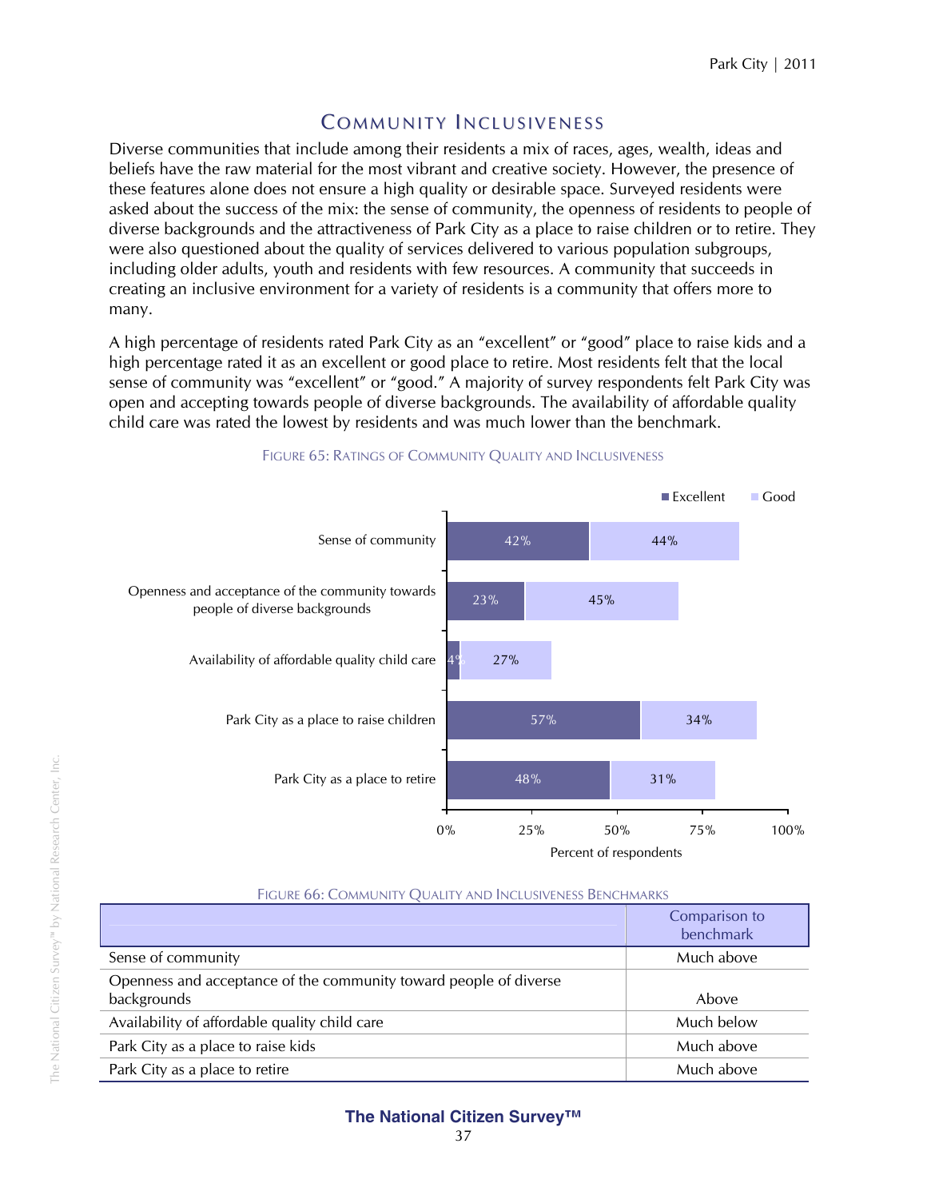## Community Inclusiveness

Diverse communities that include among their residents a mix of races, ages, wealth, ideas and beliefs have the raw material for the most vibrant and creative society. However, the presence of these features alone does not ensure a high quality or desirable space. Surveyed residents were asked about the success of the mix: the sense of community, the openness of residents to people of diverse backgrounds and the attractiveness of Park City as a place to raise children or to retire. They were also questioned about the quality of services delivered to various population subgroups, including older adults, youth and residents with few resources. A community that succeeds in creating an inclusive environment for a variety of residents is a community that offers more to many.

A high percentage of residents rated Park City as an "excellent" or "good" place to raise kids and a high percentage rated it as an excellent or good place to retire. Most residents felt that the local sense of community was "excellent" or "good." A majority of survey respondents felt Park City was open and accepting towards people of diverse backgrounds. The availability of affordable quality child care was rated the lowest by residents and was much lower than the benchmark.

FIGURE 65: RATINGS OF COMMUNITY QUALITY AND INCLUSIVENESS

| | Excellent | Good |
|---|---|---|
| Sense of community | 42% | 44% |
| Openness and acceptance of the community towards people of diverse backgrounds | 23% | 45% |
| Availability of affordable quality child care | 4% | 27% |
| Park City as a place to raise children | 57% | 34% |
| Park City as a place to retire | 48% | 31% |

Percent of respondents

FIGURE 66: COMMUNITY QUALITY AND INCLUSIVENESS BENCHMARKS

| | Comparison to benchmark |
|---|---|
| Sense of community | Much above |
| Openness and acceptance of the community toward people of diverse backgrounds | Above |
| Availability of affordable quality child care | Much below |
| Park City as a place to raise kids | Much above |
| Park City as a place to retire | Much above |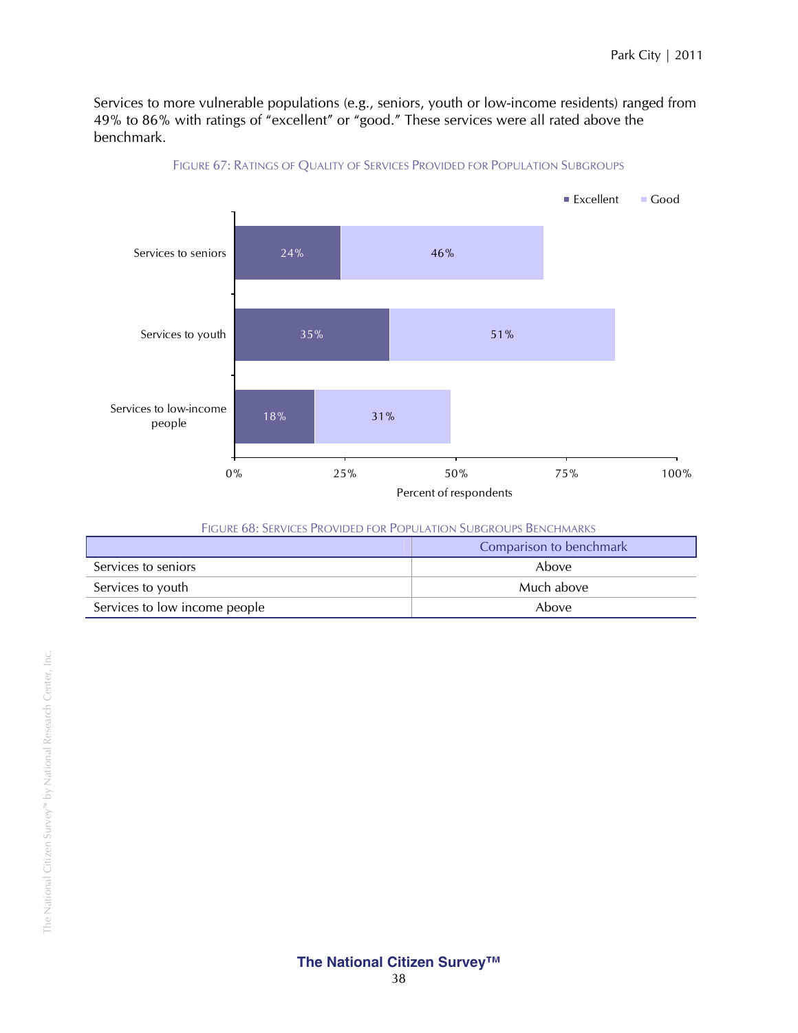Services to more vulnerable populations (e.g., seniors, youth or low-income residents) ranged from 49% to 86% with ratings of "excellent" or "good." These services were all rated above the benchmark.

FIGURE 67: RATINGS OF QUALITY OF SERVICES PROVIDED FOR POPULATION SUBGROUPS

| | Excellent | Good |
|---|---|---|
| Services to seniors | 24% | 46% |
| Services to youth | 35% | 51% |
| Services to low-income people | 18% | 31% |

Percent of respondents

FIGURE 68: SERVICES PROVIDED FOR POPULATION SUBGROUPS BENCHMARKS

| | Comparison to benchmark |
|---|---|
| Services to seniors | Above |
| Services to youth | Much above |
| Services to low income people | Above |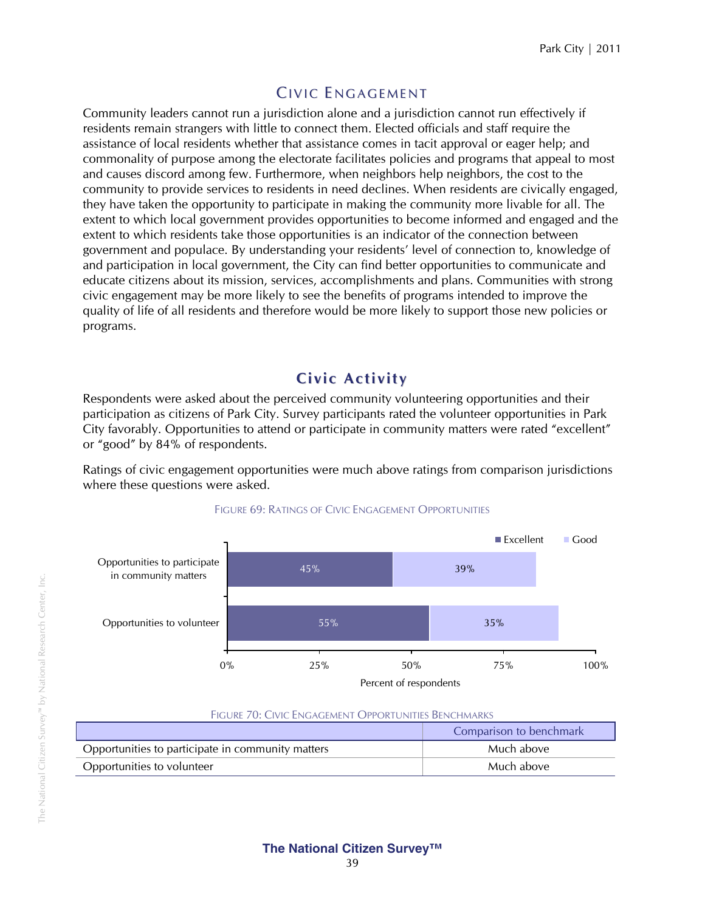# Civic Engagement

Community leaders cannot run a jurisdiction alone and a jurisdiction cannot run effectively if residents remain strangers with little to connect them. Elected officials and staff require the assistance of local residents whether that assistance comes in tacit approval or eager help; and commonality of purpose among the electorate facilitates policies and programs that appeal to most and causes discord among few. Furthermore, when neighbors help neighbors, the cost to the community to provide services to residents in need declines. When residents are civically engaged, they have taken the opportunity to participate in making the community more livable for all. The extent to which local government provides opportunities to become informed and engaged and the extent to which residents take those opportunities is an indicator of the connection between government and populace. By understanding your residents' level of connection to, knowledge of and participation in local government, the City can find better opportunities to communicate and educate citizens about its mission, services, accomplishments and plans. Communities with strong civic engagement may be more likely to see the benefits of programs intended to improve the quality of life of all residents and therefore would be more likely to support those new policies or programs.

## Civic Activity

Respondents were asked about the perceived community volunteering opportunities and their participation as citizens of Park City. Survey participants rated the volunteer opportunities in Park City favorably. Opportunities to attend or participate in community matters were rated "excellent" or "good" by 84% of respondents.

Ratings of civic engagement opportunities were much above ratings from comparison jurisdictions where these questions were asked.

FIGURE 69: RATINGS OF CIVIC ENGAGEMENT OPPORTUNITIES

| | Excellent | Good |
|---|---|---|
| Opportunities to participate in community matters | 45% | 39% |
| Opportunities to volunteer | 55% | 35% |

Percent of respondents

FIGURE 70: CIVIC ENGAGEMENT OPPORTUNITIES BENCHMARKS

| | Comparison to benchmark |
|---|---|
| Opportunities to participate in community matters | Much above |
| Opportunities to volunteer | Much above |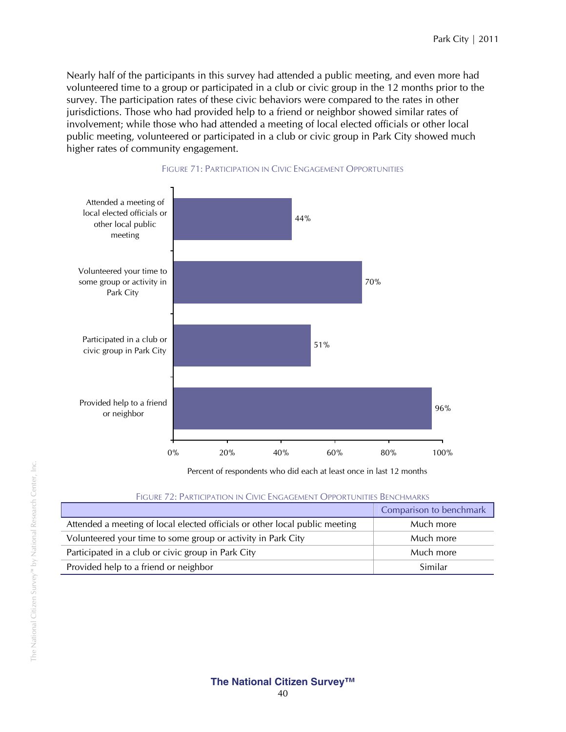Nearly half of the participants in this survey had attended a public meeting, and even more had volunteered time to a group or participated in a club or civic group in the 12 months prior to the survey. The participation rates of these civic behaviors were compared to the rates in other jurisdictions. Those who had provided help to a friend or neighbor showed similar rates of involvement; while those who had attended a meeting of local elected officials or other local public meeting, volunteered or participated in a club or civic group in Park City showed much higher rates of community engagement.

FIGURE 71: PARTICIPATION IN CIVIC ENGAGEMENT OPPORTUNITIES

| Activity | Percent of respondents who did each at least once in last 12 months |
|---|---|
| Attended a meeting of local elected officials or other local public meeting | 44% |
| Volunteered your time to some group or activity in Park City | 70% |
| Participated in a club or civic group in Park City | 51% |
| Provided help to a friend or neighbor | 96% |

FIGURE 72: PARTICIPATION IN CIVIC ENGAGEMENT OPPORTUNITIES BENCHMARKS

| | Comparison to benchmark |
|---|---|
| Attended a meeting of local elected officials or other local public meeting | Much more |
| Volunteered your time to some group or activity in Park City | Much more |
| Participated in a club or civic group in Park City | Much more |
| Provided help to a friend or neighbor | Similar |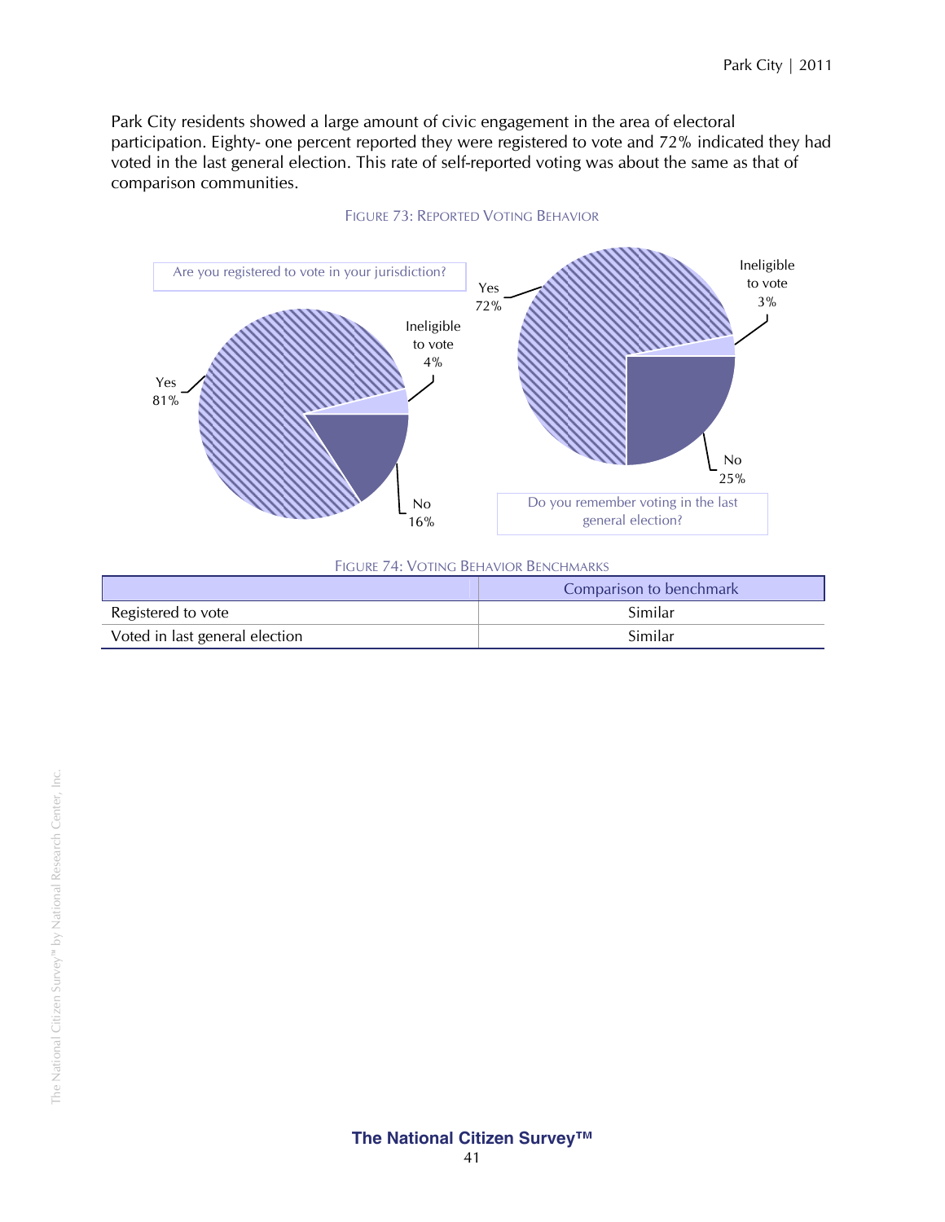Park City residents showed a large amount of civic engagement in the area of electoral participation. Eighty- one percent reported they were registered to vote and 72% indicated they had voted in the last general election. This rate of self-reported voting was about the same as that of comparison communities.

FIGURE 73: REPORTED VOTING BEHAVIOR

Are you registered to vote in your jurisdiction?

- Yes 81%
- No 16%
- Ineligible to vote 4%

Do you remember voting in the last general election?

- Yes 72%
- No 25%
- Ineligible to vote 3%

FIGURE 74: VOTING BEHAVIOR BENCHMARKS

| | Comparison to benchmark |
|---|---|
| Registered to vote | Similar |
| Voted in last general election | Similar |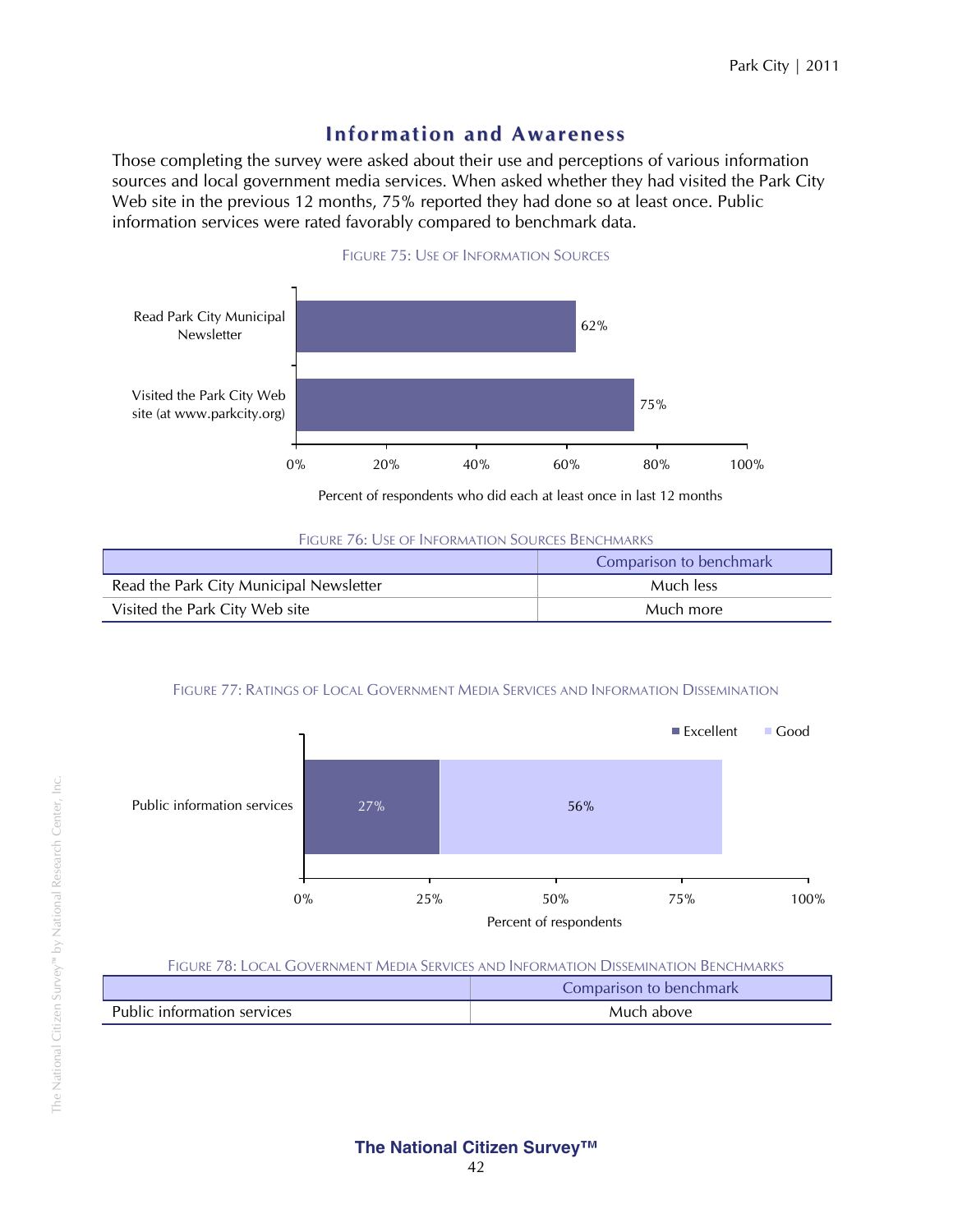## Information and Awareness

Those completing the survey were asked about their use and perceptions of various information sources and local government media services. When asked whether they had visited the Park City Web site in the previous 12 months, 75% reported they had done so at least once. Public information services were rated favorably compared to benchmark data.

FIGURE 75: USE OF INFORMATION SOURCES

| | Percent of respondents who did each at least once in last 12 months |
|---|---|
| Read Park City Municipal Newsletter | 62% |
| Visited the Park City Web site (at www.parkcity.org) | 75% |

FIGURE 76: USE OF INFORMATION SOURCES BENCHMARKS

| | Comparison to benchmark |
|---|---|
| Read the Park City Municipal Newsletter | Much less |
| Visited the Park City Web site | Much more |

FIGURE 77: RATINGS OF LOCAL GOVERNMENT MEDIA SERVICES AND INFORMATION DISSEMINATION

| | Excellent | Good |
|---|---|---|
| Public information services | 27% | 56% |

Percent of respondents

FIGURE 78: LOCAL GOVERNMENT MEDIA SERVICES AND INFORMATION DISSEMINATION BENCHMARKS

| | Comparison to benchmark |
|---|---|
| Public information services | Much above |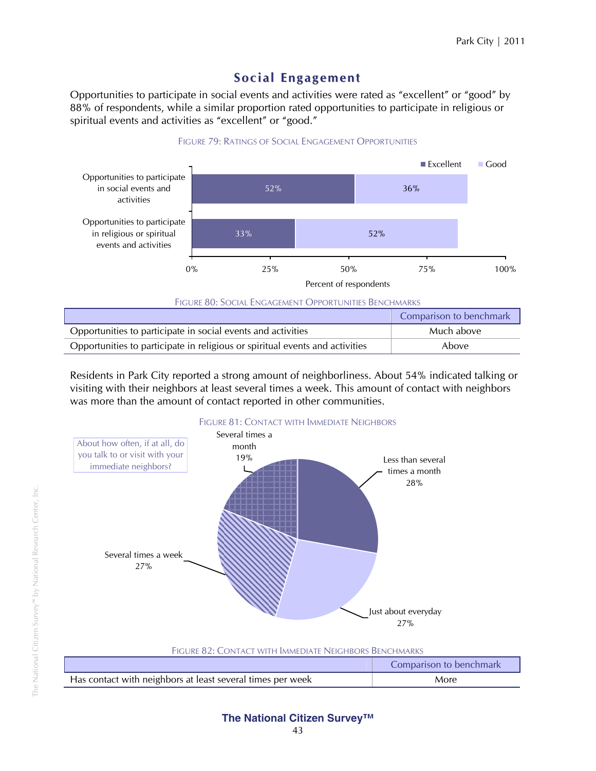## Social Engagement

Opportunities to participate in social events and activities were rated as "excellent" or "good" by 88% of respondents, while a similar proportion rated opportunities to participate in religious or spiritual events and activities as "excellent" or "good."

FIGURE 79: RATINGS OF SOCIAL ENGAGEMENT OPPORTUNITIES

| | Excellent | Good |
|---|---|---|
| Opportunities to participate in social events and activities | 52% | 36% |
| Opportunities to participate in religious or spiritual events and activities | 33% | 52% |

FIGURE 80: SOCIAL ENGAGEMENT OPPORTUNITIES BENCHMARKS

| | Comparison to benchmark |
|---|---|
| Opportunities to participate in social events and activities | Much above |
| Opportunities to participate in religious or spiritual events and activities | Above |

Residents in Park City reported a strong amount of neighborliness. About 54% indicated talking or visiting with their neighbors at least several times a week. This amount of contact with neighbors was more than the amount of contact reported in other communities.

FIGURE 81: CONTACT WITH IMMEDIATE NEIGHBORS

About how often, if at all, do you talk to or visit with your immediate neighbors?

| Response | Percent |
|---|---|
| Just about everyday | 27% |
| Several times a week | 27% |
| Several times a month | 19% |
| Less than several times a month | 28% |

FIGURE 82: CONTACT WITH IMMEDIATE NEIGHBORS BENCHMARKS

| | Comparison to benchmark |
|---|---|
| Has contact with neighbors at least several times per week | More |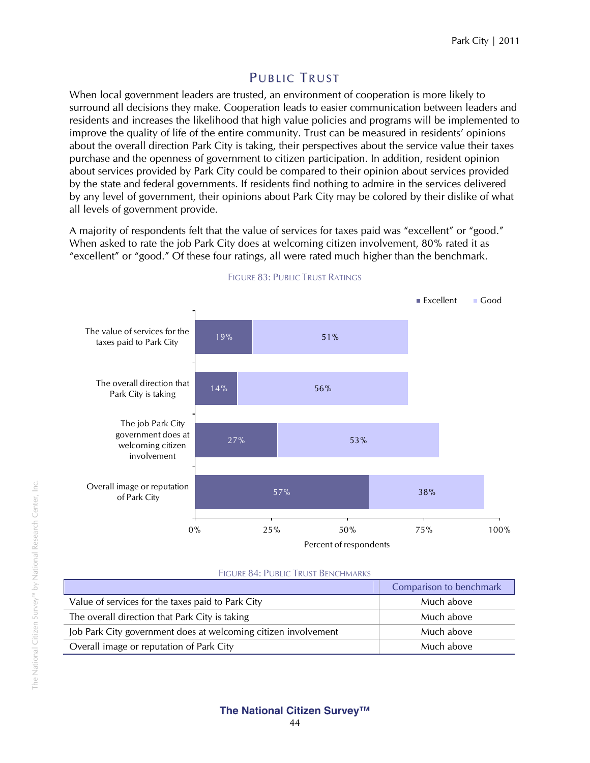## PUBLIC TRUST

When local government leaders are trusted, an environment of cooperation is more likely to surround all decisions they make. Cooperation leads to easier communication between leaders and residents and increases the likelihood that high value policies and programs will be implemented to improve the quality of life of the entire community. Trust can be measured in residents' opinions about the overall direction Park City is taking, their perspectives about the service value their taxes purchase and the openness of government to citizen participation. In addition, resident opinion about services provided by Park City could be compared to their opinion about services provided by the state and federal governments. If residents find nothing to admire in the services delivered by any level of government, their opinions about Park City may be colored by their dislike of what all levels of government provide.

A majority of respondents felt that the value of services for taxes paid was "excellent" or "good." When asked to rate the job Park City does at welcoming citizen involvement, 80% rated it as "excellent" or "good." Of these four ratings, all were rated much higher than the benchmark.

FIGURE 83: PUBLIC TRUST RATINGS

| | Excellent | Good |
|---|---|---|
| The value of services for the taxes paid to Park City | 19% | 51% |
| The overall direction that Park City is taking | 14% | 56% |
| The job Park City government does at welcoming citizen involvement | 27% | 53% |
| Overall image or reputation of Park City | 57% | 38% |

Percent of respondents

FIGURE 84: PUBLIC TRUST BENCHMARKS

| | Comparison to benchmark |
|---|---|
| Value of services for the taxes paid to Park City | Much above |
| The overall direction that Park City is taking | Much above |
| Job Park City government does at welcoming citizen involvement | Much above |
| Overall image or reputation of Park City | Much above |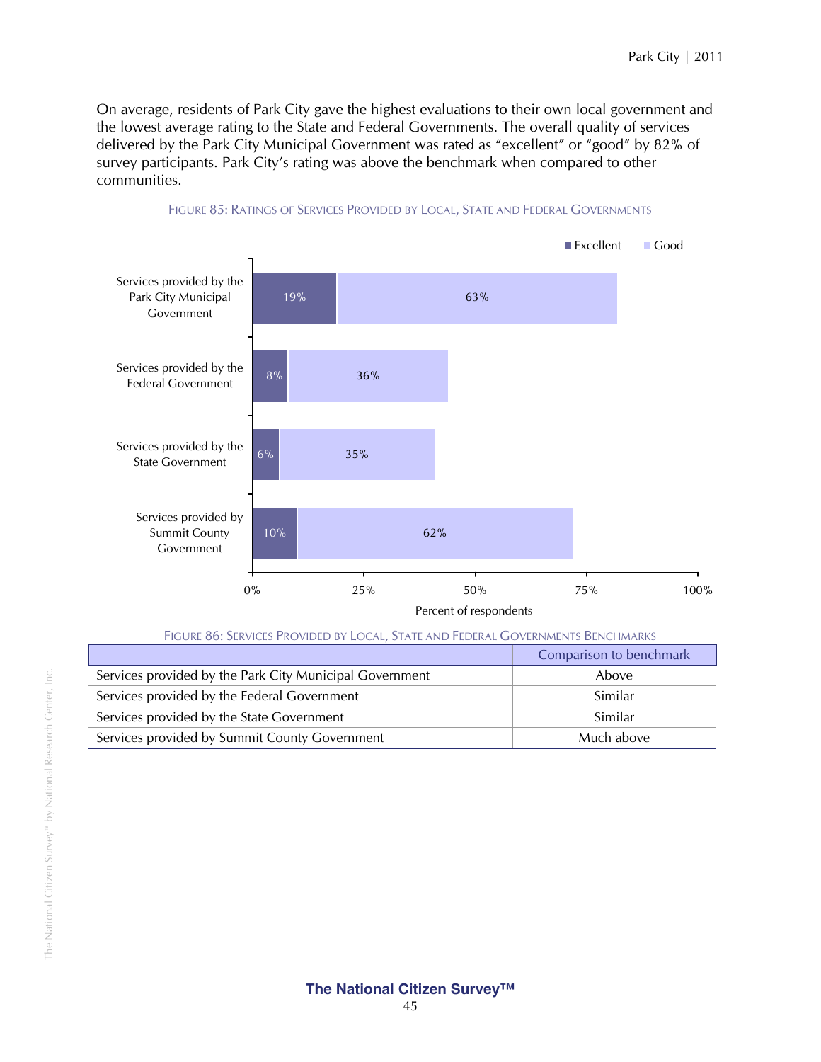On average, residents of Park City gave the highest evaluations to their own local government and the lowest average rating to the State and Federal Governments. The overall quality of services delivered by the Park City Municipal Government was rated as "excellent" or "good" by 82% of survey participants. Park City's rating was above the benchmark when compared to other communities.

FIGURE 85: RATINGS OF SERVICES PROVIDED BY LOCAL, STATE AND FEDERAL GOVERNMENTS

| | Excellent | Good |
|---|---|---|
| Services provided by the Park City Municipal Government | 19% | 63% |
| Services provided by the Federal Government | 8% | 36% |
| Services provided by the State Government | 6% | 35% |
| Services provided by Summit County Government | 10% | 62% |

Percent of respondents

FIGURE 86: SERVICES PROVIDED BY LOCAL, STATE AND FEDERAL GOVERNMENTS BENCHMARKS

| | Comparison to benchmark |
|---|---|
| Services provided by the Park City Municipal Government | Above |
| Services provided by the Federal Government | Similar |
| Services provided by the State Government | Similar |
| Services provided by Summit County Government | Much above |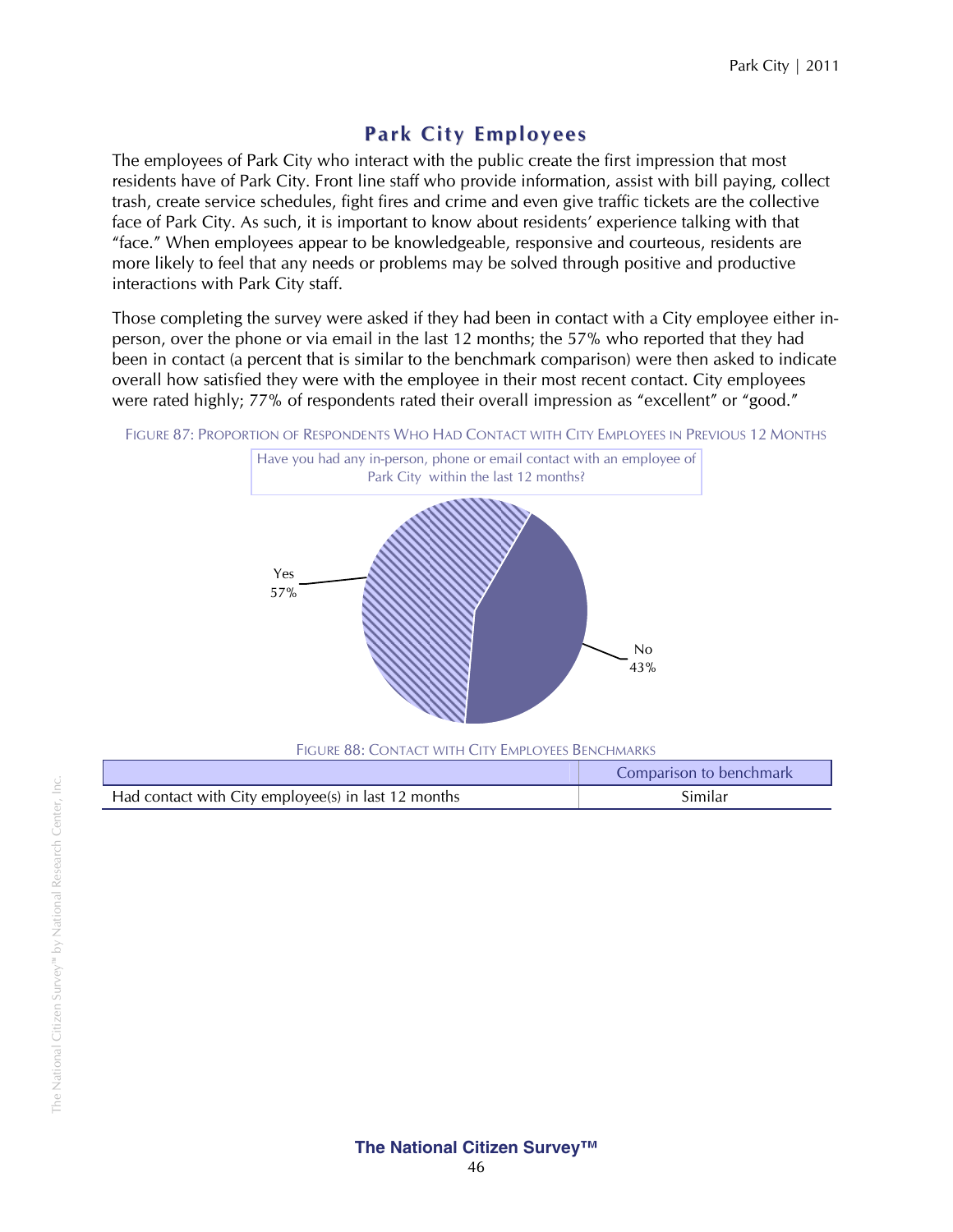## Park City Employees

The employees of Park City who interact with the public create the first impression that most residents have of Park City. Front line staff who provide information, assist with bill paying, collect trash, create service schedules, fight fires and crime and even give traffic tickets are the collective face of Park City. As such, it is important to know about residents' experience talking with that "face." When employees appear to be knowledgeable, responsive and courteous, residents are more likely to feel that any needs or problems may be solved through positive and productive interactions with Park City staff.

Those completing the survey were asked if they had been in contact with a City employee either in-person, over the phone or via email in the last 12 months; the 57% who reported that they had been in contact (a percent that is similar to the benchmark comparison) were then asked to indicate overall how satisfied they were with the employee in their most recent contact. City employees were rated highly; 77% of respondents rated their overall impression as "excellent" or "good."

FIGURE 87: PROPORTION OF RESPONDENTS WHO HAD CONTACT WITH CITY EMPLOYEES IN PREVIOUS 12 MONTHS

Have you had any in-person, phone or email contact with an employee of Park City within the last 12 months?

Yes 57%

No 43%

FIGURE 88: CONTACT WITH CITY EMPLOYEES BENCHMARKS

| | Comparison to benchmark |
|---|---|
| Had contact with City employee(s) in last 12 months | Similar |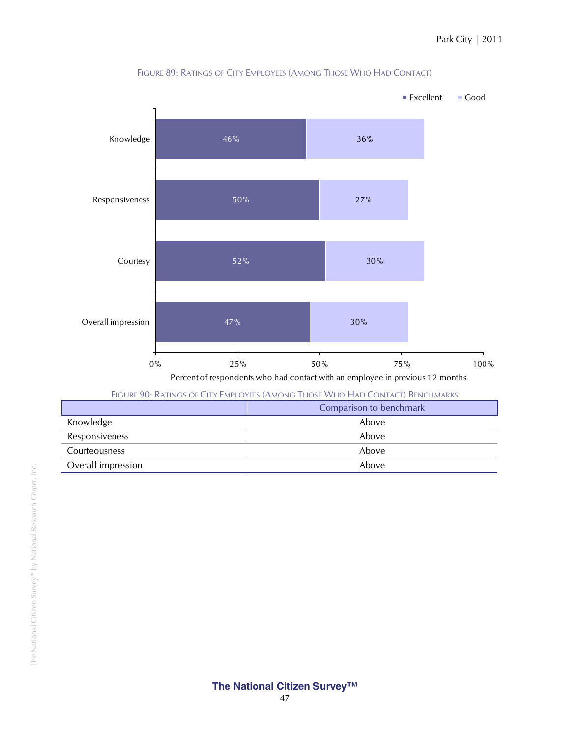FIGURE 89: RATINGS OF CITY EMPLOYEES (AMONG THOSE WHO HAD CONTACT)

| | Excellent | Good |
|---|---|---|
| Knowledge | 46% | 36% |
| Responsiveness | 50% | 27% |
| Courtesy | 52% | 30% |
| Overall impression | 47% | 30% |

Percent of respondents who had contact with an employee in previous 12 months

FIGURE 90: RATINGS OF CITY EMPLOYEES (AMONG THOSE WHO HAD CONTACT) BENCHMARKS

| | Comparison to benchmark |
|---|---|
| Knowledge | Above |
| Responsiveness | Above |
| Courteousness | Above |
| Overall impression | Above |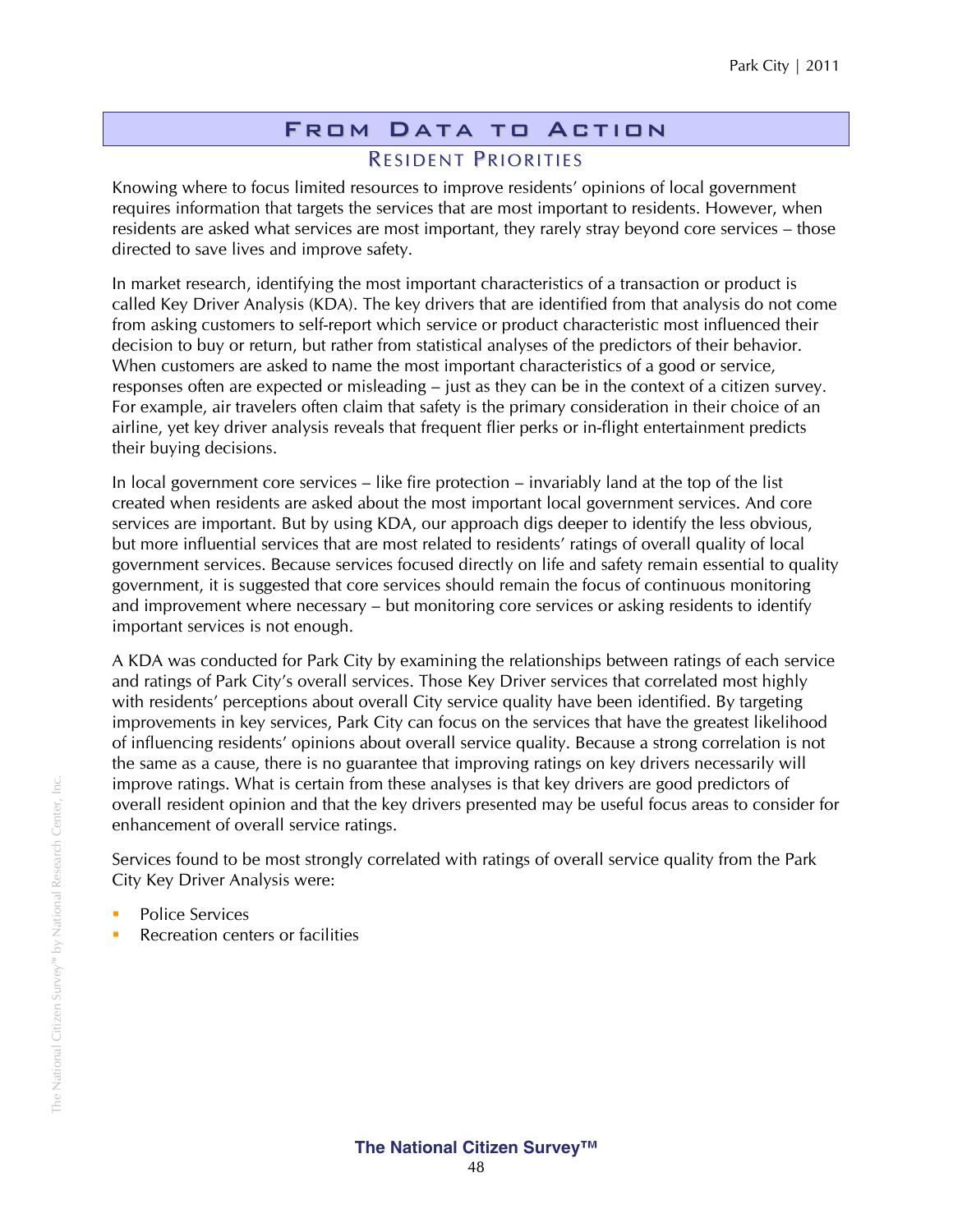# From Data to Action

## Resident Priorities

Knowing where to focus limited resources to improve residents' opinions of local government requires information that targets the services that are most important to residents. However, when residents are asked what services are most important, they rarely stray beyond core services – those directed to save lives and improve safety.

In market research, identifying the most important characteristics of a transaction or product is called Key Driver Analysis (KDA). The key drivers that are identified from that analysis do not come from asking customers to self-report which service or product characteristic most influenced their decision to buy or return, but rather from statistical analyses of the predictors of their behavior. When customers are asked to name the most important characteristics of a good or service, responses often are expected or misleading – just as they can be in the context of a citizen survey. For example, air travelers often claim that safety is the primary consideration in their choice of an airline, yet key driver analysis reveals that frequent flier perks or in-flight entertainment predicts their buying decisions.

In local government core services – like fire protection – invariably land at the top of the list created when residents are asked about the most important local government services. And core services are important. But by using KDA, our approach digs deeper to identify the less obvious, but more influential services that are most related to residents' ratings of overall quality of local government services. Because services focused directly on life and safety remain essential to quality government, it is suggested that core services should remain the focus of continuous monitoring and improvement where necessary – but monitoring core services or asking residents to identify important services is not enough.

A KDA was conducted for Park City by examining the relationships between ratings of each service and ratings of Park City's overall services. Those Key Driver services that correlated most highly with residents' perceptions about overall City service quality have been identified. By targeting improvements in key services, Park City can focus on the services that have the greatest likelihood of influencing residents' opinions about overall service quality. Because a strong correlation is not the same as a cause, there is no guarantee that improving ratings on key drivers necessarily will improve ratings. What is certain from these analyses is that key drivers are good predictors of overall resident opinion and that the key drivers presented may be useful focus areas to consider for enhancement of overall service ratings.

Services found to be most strongly correlated with ratings of overall service quality from the Park City Key Driver Analysis were:

- Police Services
- Recreation centers or facilities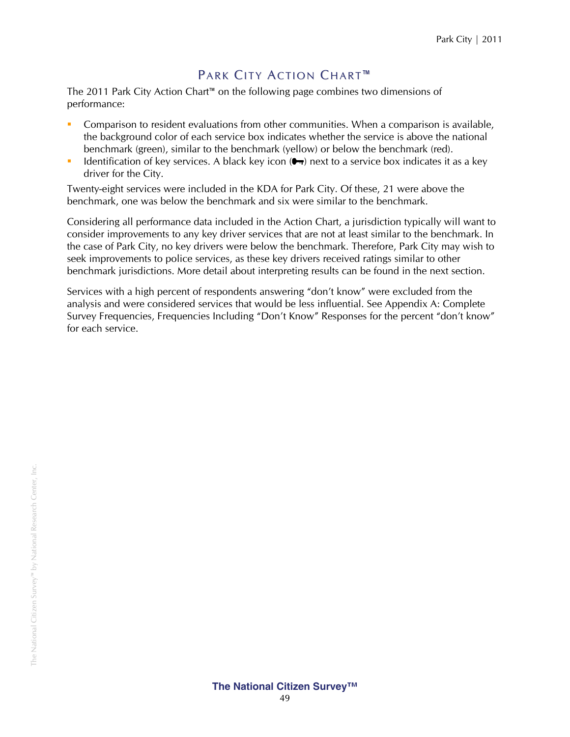# Park City Action Chart™

The 2011 Park City Action Chart™ on the following page combines two dimensions of performance:

- Comparison to resident evaluations from other communities. When a comparison is available, the background color of each service box indicates whether the service is above the national benchmark (green), similar to the benchmark (yellow) or below the benchmark (red).
- Identification of key services. A black key icon (🔑) next to a service box indicates it as a key driver for the City.

Twenty-eight services were included in the KDA for Park City. Of these, 21 were above the benchmark, one was below the benchmark and six were similar to the benchmark.

Considering all performance data included in the Action Chart, a jurisdiction typically will want to consider improvements to any key driver services that are not at least similar to the benchmark. In the case of Park City, no key drivers were below the benchmark. Therefore, Park City may wish to seek improvements to police services, as these key drivers received ratings similar to other benchmark jurisdictions. More detail about interpreting results can be found in the next section.

Services with a high percent of respondents answering "don't know" were excluded from the analysis and were considered services that would be less influential. See Appendix A: Complete Survey Frequencies, Frequencies Including "Don't Know" Responses for the percent "don't know" for each service.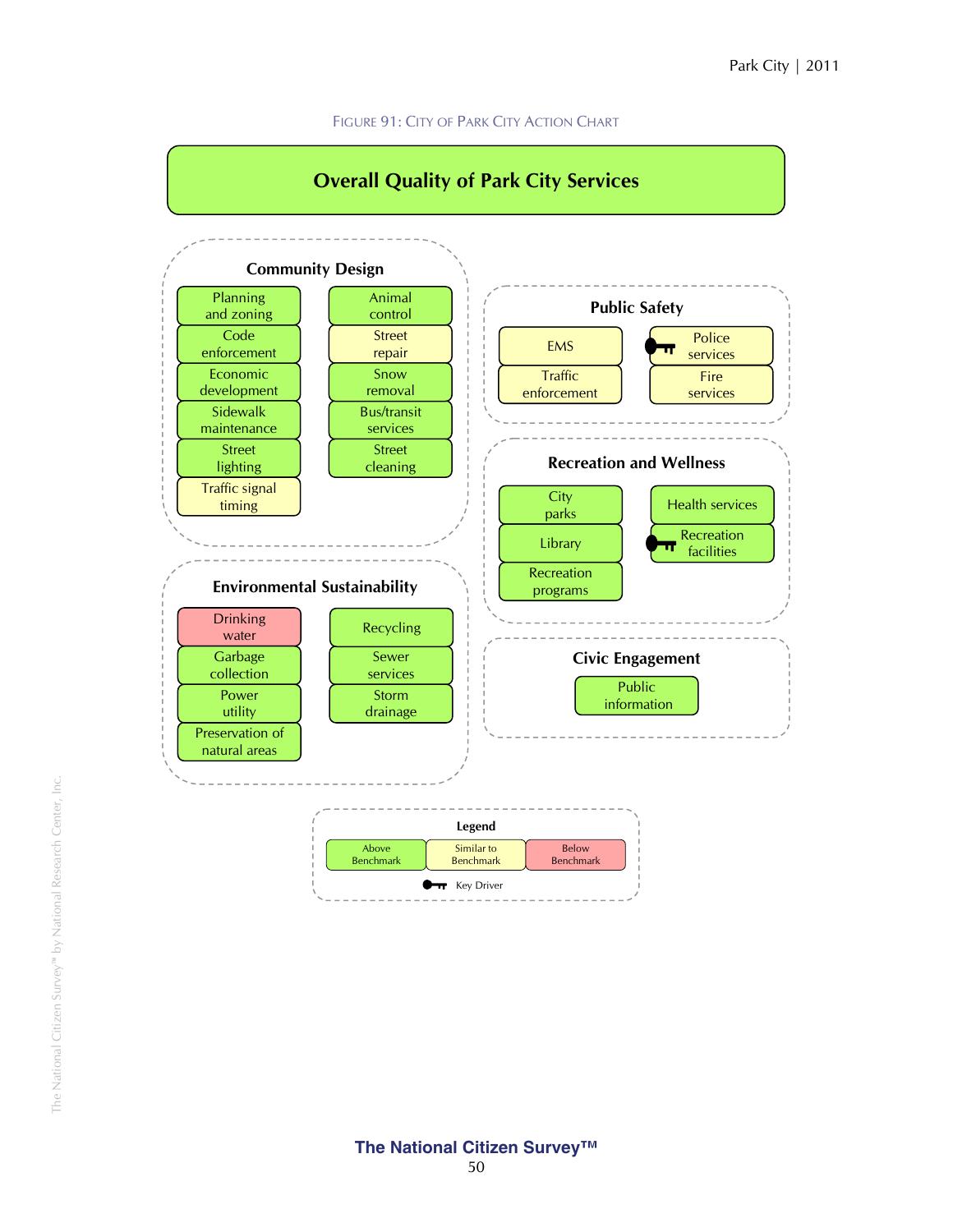FIGURE 91: CITY OF PARK CITY ACTION CHART

## Overall Quality of Park City Services

### Community Design

| Service | Rating |
|---|---|
| Planning and zoning | Above Benchmark |
| Code enforcement | Above Benchmark |
| Economic development | Above Benchmark |
| Sidewalk maintenance | Above Benchmark |
| Street lighting | Above Benchmark |
| Traffic signal timing | Similar to Benchmark |
| Animal control | Above Benchmark |
| Street repair | Similar to Benchmark |
| Snow removal | Above Benchmark |
| Bus/transit services | Above Benchmark |
| Street cleaning | Above Benchmark |

### Public Safety

| Service | Rating |
|---|---|
| EMS | Similar to Benchmark |
| Traffic enforcement | Similar to Benchmark |
| Police services (Key Driver) | Similar to Benchmark |
| Fire services | Similar to Benchmark |

### Recreation and Wellness

| Service | Rating |
|---|---|
| City parks | Above Benchmark |
| Library | Above Benchmark |
| Recreation programs | Above Benchmark |
| Health services | Above Benchmark |
| Recreation facilities (Key Driver) | Above Benchmark |

### Environmental Sustainability

| Service | Rating |
|---|---|
| Drinking water | Below Benchmark |
| Garbage collection | Above Benchmark |
| Power utility | Above Benchmark |
| Preservation of natural areas | Above Benchmark |
| Recycling | Above Benchmark |
| Sewer services | Above Benchmark |
| Storm drainage | Above Benchmark |

### Civic Engagement

| Service | Rating |
|---|---|
| Public information | Above Benchmark |

**Legend**

Above Benchmark | Similar to Benchmark | Below Benchmark

Key Driver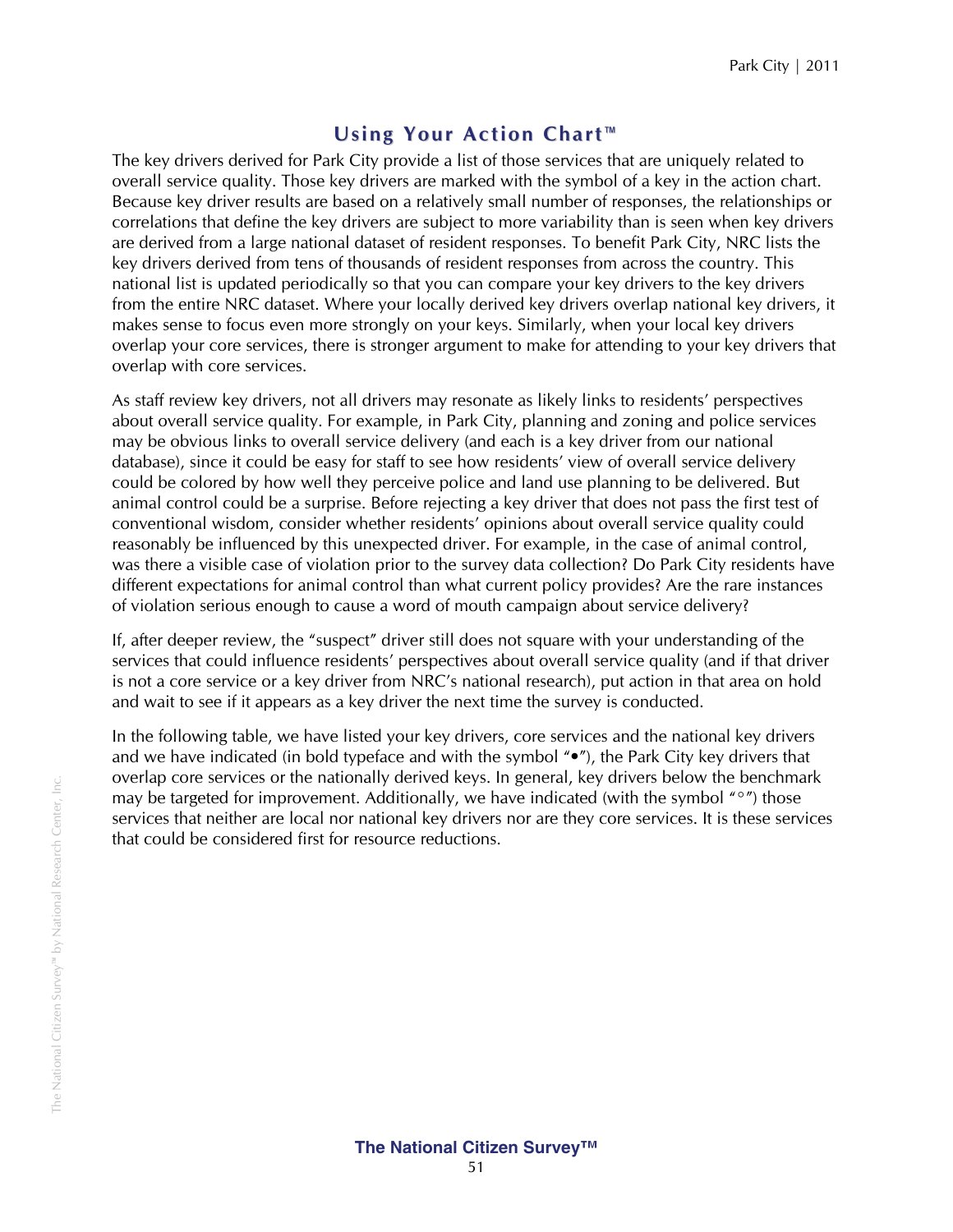## Using Your Action Chart™

The key drivers derived for Park City provide a list of those services that are uniquely related to overall service quality. Those key drivers are marked with the symbol of a key in the action chart. Because key driver results are based on a relatively small number of responses, the relationships or correlations that define the key drivers are subject to more variability than is seen when key drivers are derived from a large national dataset of resident responses. To benefit Park City, NRC lists the key drivers derived from tens of thousands of resident responses from across the country. This national list is updated periodically so that you can compare your key drivers to the key drivers from the entire NRC dataset. Where your locally derived key drivers overlap national key drivers, it makes sense to focus even more strongly on your keys. Similarly, when your local key drivers overlap your core services, there is stronger argument to make for attending to your key drivers that overlap with core services.

As staff review key drivers, not all drivers may resonate as likely links to residents' perspectives about overall service quality. For example, in Park City, planning and zoning and police services may be obvious links to overall service delivery (and each is a key driver from our national database), since it could be easy for staff to see how residents' view of overall service delivery could be colored by how well they perceive police and land use planning to be delivered. But animal control could be a surprise. Before rejecting a key driver that does not pass the first test of conventional wisdom, consider whether residents' opinions about overall service quality could reasonably be influenced by this unexpected driver. For example, in the case of animal control, was there a visible case of violation prior to the survey data collection? Do Park City residents have different expectations for animal control than what current policy provides? Are the rare instances of violation serious enough to cause a word of mouth campaign about service delivery?

If, after deeper review, the "suspect" driver still does not square with your understanding of the services that could influence residents' perspectives about overall service quality (and if that driver is not a core service or a key driver from NRC's national research), put action in that area on hold and wait to see if it appears as a key driver the next time the survey is conducted.

In the following table, we have listed your key drivers, core services and the national key drivers and we have indicated (in bold typeface and with the symbol "•"), the Park City key drivers that overlap core services or the nationally derived keys. In general, key drivers below the benchmark may be targeted for improvement. Additionally, we have indicated (with the symbol "°") those services that neither are local nor national key drivers nor are they core services. It is these services that could be considered first for resource reductions.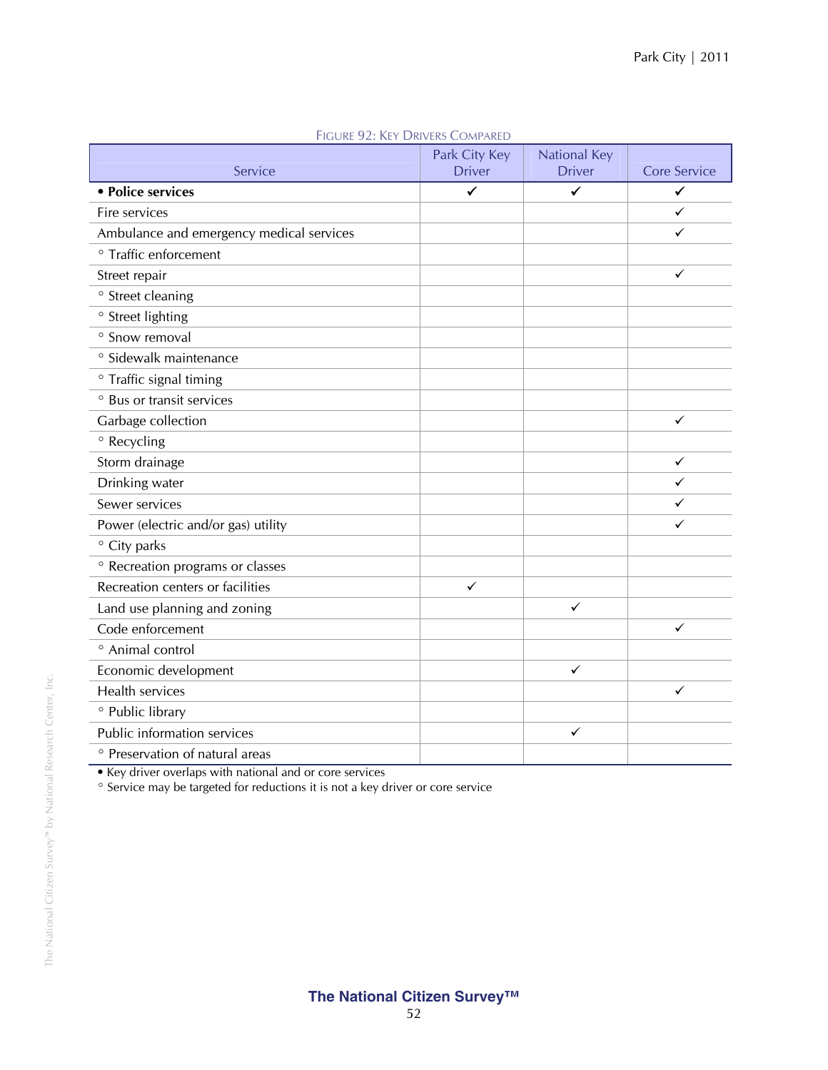Figure 92: Key Drivers Compared

| Service | Park City Key Driver | National Key Driver | Core Service |
|---|---|---|---|
| **• Police services** | ✔ | ✔ | ✔ |
| Fire services | | | ✓ |
| Ambulance and emergency medical services | | | ✓ |
| ° Traffic enforcement | | | |
| Street repair | | | ✓ |
| ° Street cleaning | | | |
| ° Street lighting | | | |
| ° Snow removal | | | |
| ° Sidewalk maintenance | | | |
| ° Traffic signal timing | | | |
| ° Bus or transit services | | | |
| Garbage collection | | | ✓ |
| ° Recycling | | | |
| Storm drainage | | | ✓ |
| Drinking water | | | ✓ |
| Sewer services | | | ✓ |
| Power (electric and/or gas) utility | | | ✓ |
| ° City parks | | | |
| ° Recreation programs or classes | | | |
| Recreation centers or facilities | ✓ | | |
| Land use planning and zoning | | ✓ | |
| Code enforcement | | | ✓ |
| ° Animal control | | | |
| Economic development | | ✓ | |
| Health services | | | ✓ |
| ° Public library | | | |
| Public information services | | ✓ | |
| ° Preservation of natural areas | | | |

• Key driver overlaps with national and or core services
° Service may be targeted for reductions it is not a key driver or core service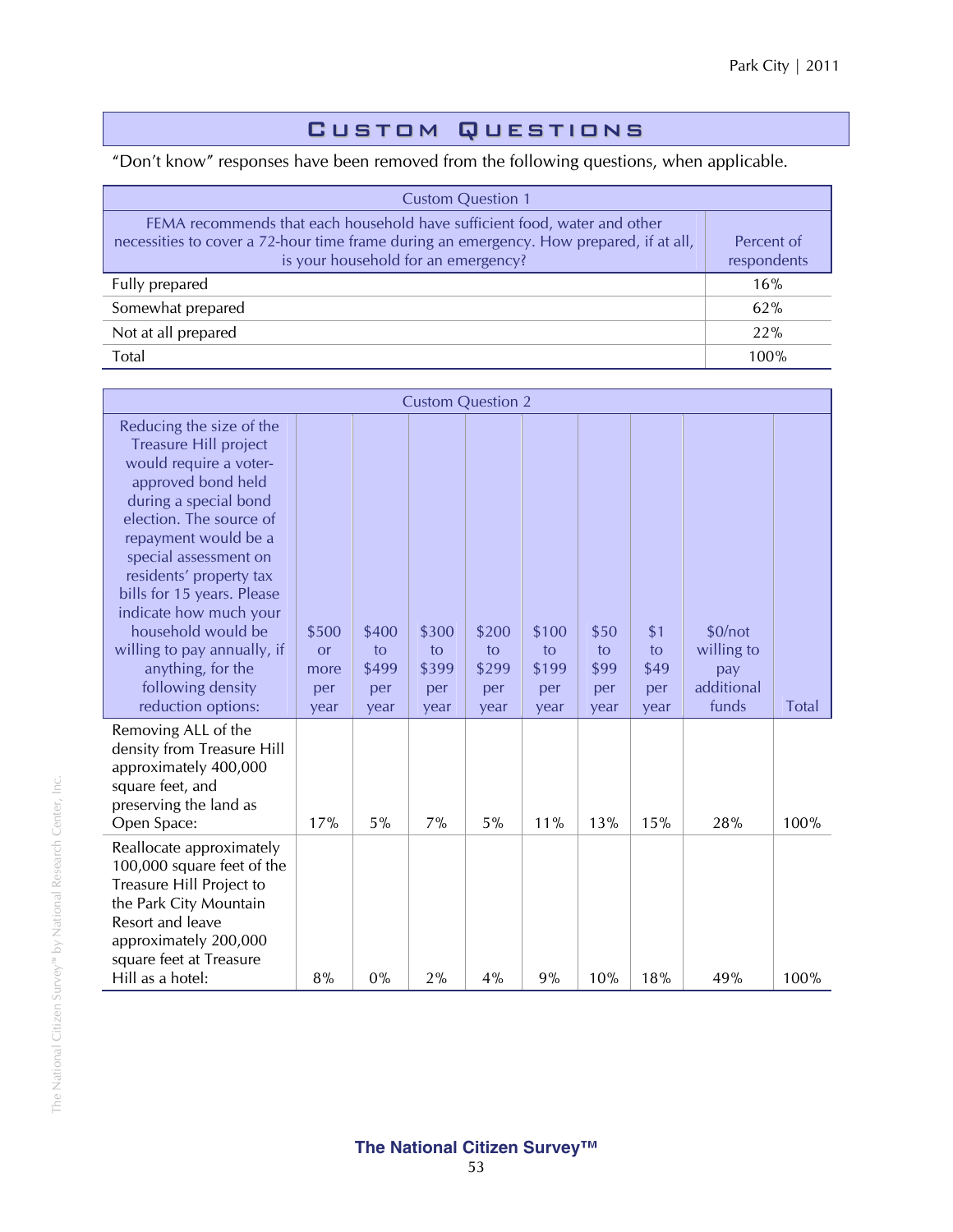## Custom Questions

"Don't know" responses have been removed from the following questions, when applicable.

| Custom Question 1 | |
|---|---|
| FEMA recommends that each household have sufficient food, water and other necessities to cover a 72-hour time frame during an emergency. How prepared, if at all, is your household for an emergency? | Percent of respondents |
| Fully prepared | 16% |
| Somewhat prepared | 62% |
| Not at all prepared | 22% |
| Total | 100% |

| Custom Question 2 | | | | | | | | | |
|---|---|---|---|---|---|---|---|---|---|
| Reducing the size of the Treasure Hill project would require a voter-approved bond held during a special bond election. The source of repayment would be a special assessment on residents' property tax bills for 15 years. Please indicate how much your household would be willing to pay annually, if anything, for the following density reduction options: | $500 or more per year | $400 to $499 per year | $300 to $399 per year | $200 to $299 per year | $100 to $199 per year | $50 to $99 per year | $1 to $49 per year | $0/not willing to pay additional funds | Total |
| Removing ALL of the density from Treasure Hill approximately 400,000 square feet, and preserving the land as Open Space: | 17% | 5% | 7% | 5% | 11% | 13% | 15% | 28% | 100% |
| Reallocate approximately 100,000 square feet of the Treasure Hill Project to the Park City Mountain Resort and leave approximately 200,000 square feet at Treasure Hill as a hotel: | 8% | 0% | 2% | 4% | 9% | 10% | 18% | 49% | 100% |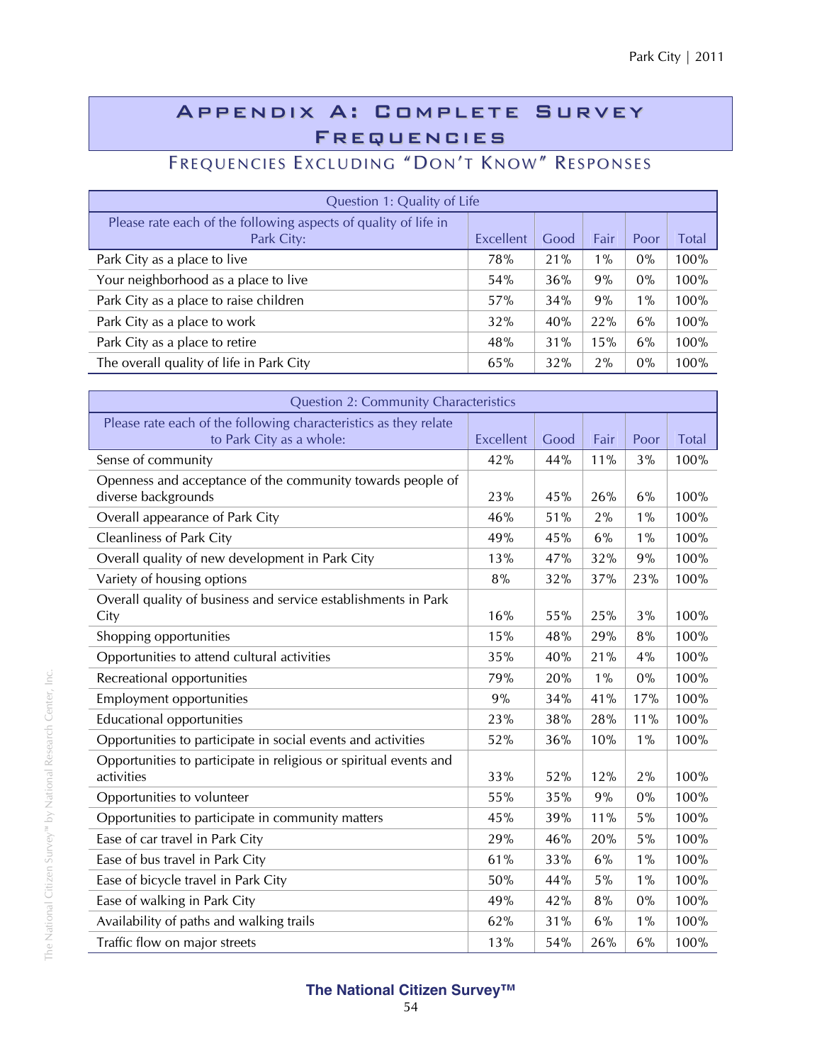# Appendix A: Complete Survey Frequencies

## Frequencies Excluding "Don't Know" Responses

| Question 1: Quality of Life | | | | | |
|---|---|---|---|---|---|
| Please rate each of the following aspects of quality of life in Park City: | Excellent | Good | Fair | Poor | Total |
| Park City as a place to live | 78% | 21% | 1% | 0% | 100% |
| Your neighborhood as a place to live | 54% | 36% | 9% | 0% | 100% |
| Park City as a place to raise children | 57% | 34% | 9% | 1% | 100% |
| Park City as a place to work | 32% | 40% | 22% | 6% | 100% |
| Park City as a place to retire | 48% | 31% | 15% | 6% | 100% |
| The overall quality of life in Park City | 65% | 32% | 2% | 0% | 100% |

| Question 2: Community Characteristics | | | | | |
|---|---|---|---|---|---|
| Please rate each of the following characteristics as they relate to Park City as a whole: | Excellent | Good | Fair | Poor | Total |
| Sense of community | 42% | 44% | 11% | 3% | 100% |
| Openness and acceptance of the community towards people of diverse backgrounds | 23% | 45% | 26% | 6% | 100% |
| Overall appearance of Park City | 46% | 51% | 2% | 1% | 100% |
| Cleanliness of Park City | 49% | 45% | 6% | 1% | 100% |
| Overall quality of new development in Park City | 13% | 47% | 32% | 9% | 100% |
| Variety of housing options | 8% | 32% | 37% | 23% | 100% |
| Overall quality of business and service establishments in Park City | 16% | 55% | 25% | 3% | 100% |
| Shopping opportunities | 15% | 48% | 29% | 8% | 100% |
| Opportunities to attend cultural activities | 35% | 40% | 21% | 4% | 100% |
| Recreational opportunities | 79% | 20% | 1% | 0% | 100% |
| Employment opportunities | 9% | 34% | 41% | 17% | 100% |
| Educational opportunities | 23% | 38% | 28% | 11% | 100% |
| Opportunities to participate in social events and activities | 52% | 36% | 10% | 1% | 100% |
| Opportunities to participate in religious or spiritual events and activities | 33% | 52% | 12% | 2% | 100% |
| Opportunities to volunteer | 55% | 35% | 9% | 0% | 100% |
| Opportunities to participate in community matters | 45% | 39% | 11% | 5% | 100% |
| Ease of car travel in Park City | 29% | 46% | 20% | 5% | 100% |
| Ease of bus travel in Park City | 61% | 33% | 6% | 1% | 100% |
| Ease of bicycle travel in Park City | 50% | 44% | 5% | 1% | 100% |
| Ease of walking in Park City | 49% | 42% | 8% | 0% | 100% |
| Availability of paths and walking trails | 62% | 31% | 6% | 1% | 100% |
| Traffic flow on major streets | 13% | 54% | 26% | 6% | 100% |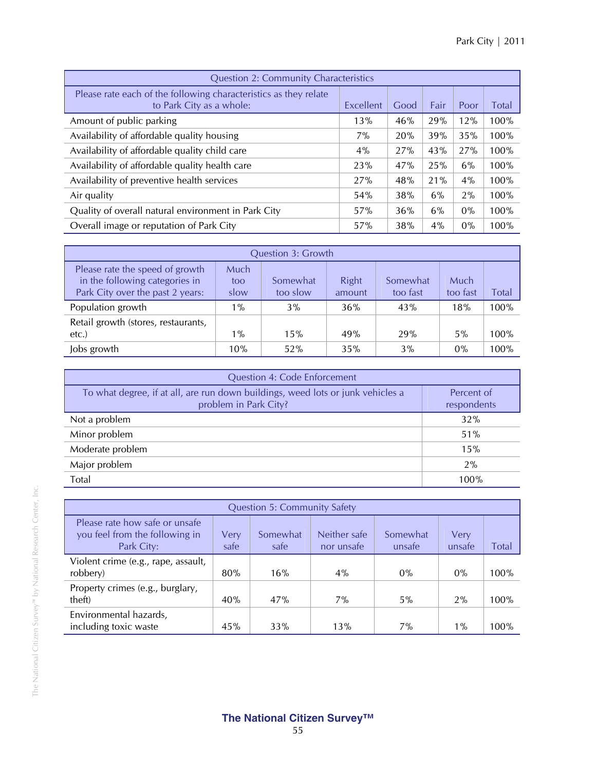| Question 2: Community Characteristics | | | | | |
|---|---|---|---|---|---|
| Please rate each of the following characteristics as they relate to Park City as a whole: | Excellent | Good | Fair | Poor | Total |
| Amount of public parking | 13% | 46% | 29% | 12% | 100% |
| Availability of affordable quality housing | 7% | 20% | 39% | 35% | 100% |
| Availability of affordable quality child care | 4% | 27% | 43% | 27% | 100% |
| Availability of affordable quality health care | 23% | 47% | 25% | 6% | 100% |
| Availability of preventive health services | 27% | 48% | 21% | 4% | 100% |
| Air quality | 54% | 38% | 6% | 2% | 100% |
| Quality of overall natural environment in Park City | 57% | 36% | 6% | 0% | 100% |
| Overall image or reputation of Park City | 57% | 38% | 4% | 0% | 100% |

| Question 3: Growth | | | | | | |
|---|---|---|---|---|---|---|
| Please rate the speed of growth in the following categories in Park City over the past 2 years: | Much too slow | Somewhat too slow | Right amount | Somewhat too fast | Much too fast | Total |
| Population growth | 1% | 3% | 36% | 43% | 18% | 100% |
| Retail growth (stores, restaurants, etc.) | 1% | 15% | 49% | 29% | 5% | 100% |
| Jobs growth | 10% | 52% | 35% | 3% | 0% | 100% |

| Question 4: Code Enforcement | |
|---|---|
| To what degree, if at all, are run down buildings, weed lots or junk vehicles a problem in Park City? | Percent of respondents |
| Not a problem | 32% |
| Minor problem | 51% |
| Moderate problem | 15% |
| Major problem | 2% |
| Total | 100% |

| Question 5: Community Safety | | | | | | |
|---|---|---|---|---|---|---|
| Please rate how safe or unsafe you feel from the following in Park City: | Very safe | Somewhat safe | Neither safe nor unsafe | Somewhat unsafe | Very unsafe | Total |
| Violent crime (e.g., rape, assault, robbery) | 80% | 16% | 4% | 0% | 0% | 100% |
| Property crimes (e.g., burglary, theft) | 40% | 47% | 7% | 5% | 2% | 100% |
| Environmental hazards, including toxic waste | 45% | 33% | 13% | 7% | 1% | 100% |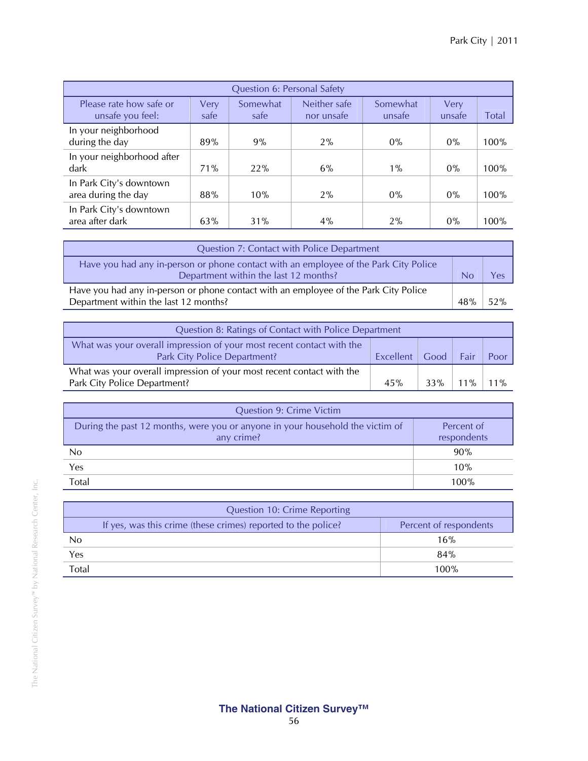| Question 6: Personal Safety | | | | | | |
|---|---|---|---|---|---|---|
| Please rate how safe or unsafe you feel: | Very safe | Somewhat safe | Neither safe nor unsafe | Somewhat unsafe | Very unsafe | Total |
| In your neighborhood during the day | 89% | 9% | 2% | 0% | 0% | 100% |
| In your neighborhood after dark | 71% | 22% | 6% | 1% | 0% | 100% |
| In Park City's downtown area during the day | 88% | 10% | 2% | 0% | 0% | 100% |
| In Park City's downtown area after dark | 63% | 31% | 4% | 2% | 0% | 100% |

| Question 7: Contact with Police Department | | |
|---|---|---|
| Have you had any in-person or phone contact with an employee of the Park City Police Department within the last 12 months? | No | Yes |
| Have you had any in-person or phone contact with an employee of the Park City Police Department within the last 12 months? | 48% | 52% |

| Question 8: Ratings of Contact with Police Department | | | | |
|---|---|---|---|---|
| What was your overall impression of your most recent contact with the Park City Police Department? | Excellent | Good | Fair | Poor |
| What was your overall impression of your most recent contact with the Park City Police Department? | 45% | 33% | 11% | 11% |

| Question 9: Crime Victim | |
|---|---|
| During the past 12 months, were you or anyone in your household the victim of any crime? | Percent of respondents |
| No | 90% |
| Yes | 10% |
| Total | 100% |

| Question 10: Crime Reporting | |
|---|---|
| If yes, was this crime (these crimes) reported to the police? | Percent of respondents |
| No | 16% |
| Yes | 84% |
| Total | 100% |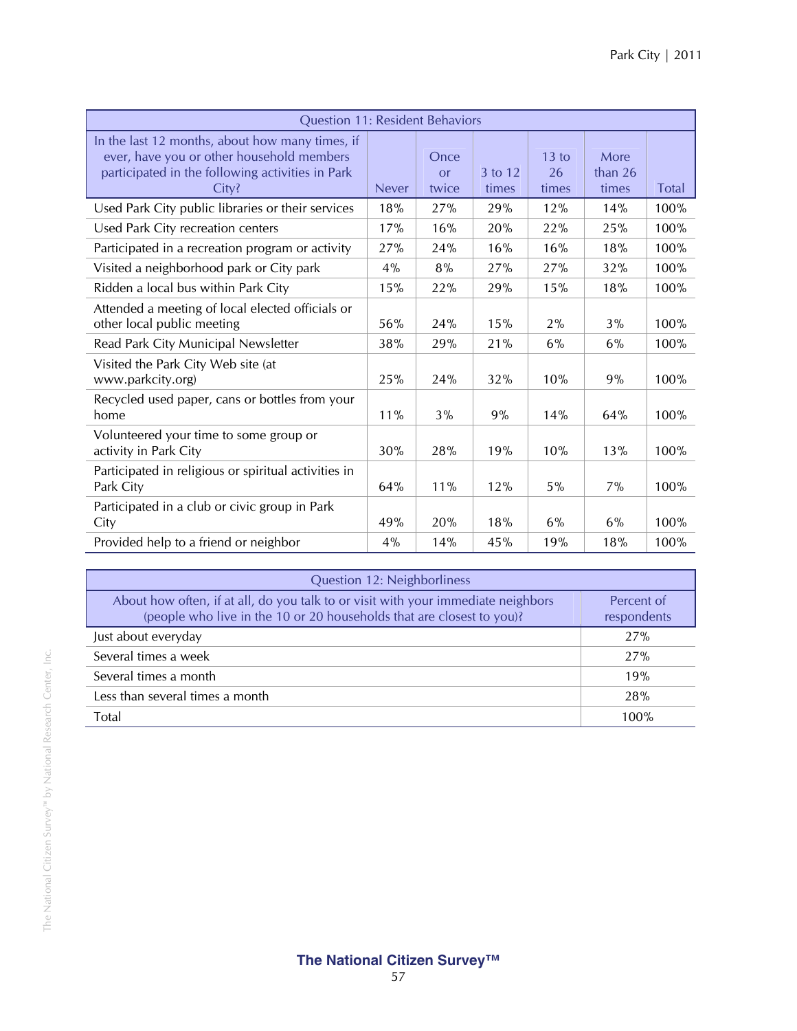| Question 11: Resident Behaviors | | | | | | |
|---|---|---|---|---|---|---|
| In the last 12 months, about how many times, if ever, have you or other household members participated in the following activities in Park City? | Never | Once or twice | 3 to 12 times | 13 to 26 times | More than 26 times | Total |
| Used Park City public libraries or their services | 18% | 27% | 29% | 12% | 14% | 100% |
| Used Park City recreation centers | 17% | 16% | 20% | 22% | 25% | 100% |
| Participated in a recreation program or activity | 27% | 24% | 16% | 16% | 18% | 100% |
| Visited a neighborhood park or City park | 4% | 8% | 27% | 27% | 32% | 100% |
| Ridden a local bus within Park City | 15% | 22% | 29% | 15% | 18% | 100% |
| Attended a meeting of local elected officials or other local public meeting | 56% | 24% | 15% | 2% | 3% | 100% |
| Read Park City Municipal Newsletter | 38% | 29% | 21% | 6% | 6% | 100% |
| Visited the Park City Web site (at www.parkcity.org) | 25% | 24% | 32% | 10% | 9% | 100% |
| Recycled used paper, cans or bottles from your home | 11% | 3% | 9% | 14% | 64% | 100% |
| Volunteered your time to some group or activity in Park City | 30% | 28% | 19% | 10% | 13% | 100% |
| Participated in religious or spiritual activities in Park City | 64% | 11% | 12% | 5% | 7% | 100% |
| Participated in a club or civic group in Park City | 49% | 20% | 18% | 6% | 6% | 100% |
| Provided help to a friend or neighbor | 4% | 14% | 45% | 19% | 18% | 100% |

| Question 12: Neighborliness | |
|---|---|
| About how often, if at all, do you talk to or visit with your immediate neighbors (people who live in the 10 or 20 households that are closest to you)? | Percent of respondents |
| Just about everyday | 27% |
| Several times a week | 27% |
| Several times a month | 19% |
| Less than several times a month | 28% |
| Total | 100% |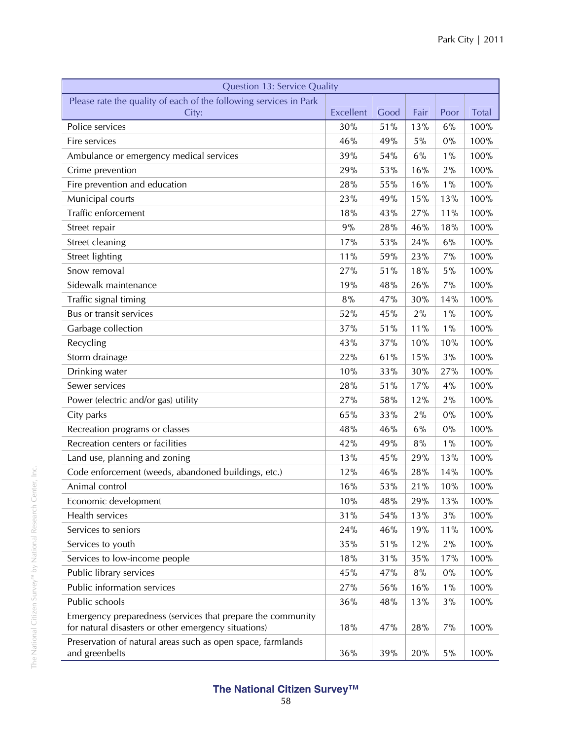| Question 13: Service Quality | | | | | |
|---|---|---|---|---|---|
| Please rate the quality of each of the following services in Park City: | Excellent | Good | Fair | Poor | Total |
| Police services | 30% | 51% | 13% | 6% | 100% |
| Fire services | 46% | 49% | 5% | 0% | 100% |
| Ambulance or emergency medical services | 39% | 54% | 6% | 1% | 100% |
| Crime prevention | 29% | 53% | 16% | 2% | 100% |
| Fire prevention and education | 28% | 55% | 16% | 1% | 100% |
| Municipal courts | 23% | 49% | 15% | 13% | 100% |
| Traffic enforcement | 18% | 43% | 27% | 11% | 100% |
| Street repair | 9% | 28% | 46% | 18% | 100% |
| Street cleaning | 17% | 53% | 24% | 6% | 100% |
| Street lighting | 11% | 59% | 23% | 7% | 100% |
| Snow removal | 27% | 51% | 18% | 5% | 100% |
| Sidewalk maintenance | 19% | 48% | 26% | 7% | 100% |
| Traffic signal timing | 8% | 47% | 30% | 14% | 100% |
| Bus or transit services | 52% | 45% | 2% | 1% | 100% |
| Garbage collection | 37% | 51% | 11% | 1% | 100% |
| Recycling | 43% | 37% | 10% | 10% | 100% |
| Storm drainage | 22% | 61% | 15% | 3% | 100% |
| Drinking water | 10% | 33% | 30% | 27% | 100% |
| Sewer services | 28% | 51% | 17% | 4% | 100% |
| Power (electric and/or gas) utility | 27% | 58% | 12% | 2% | 100% |
| City parks | 65% | 33% | 2% | 0% | 100% |
| Recreation programs or classes | 48% | 46% | 6% | 0% | 100% |
| Recreation centers or facilities | 42% | 49% | 8% | 1% | 100% |
| Land use, planning and zoning | 13% | 45% | 29% | 13% | 100% |
| Code enforcement (weeds, abandoned buildings, etc.) | 12% | 46% | 28% | 14% | 100% |
| Animal control | 16% | 53% | 21% | 10% | 100% |
| Economic development | 10% | 48% | 29% | 13% | 100% |
| Health services | 31% | 54% | 13% | 3% | 100% |
| Services to seniors | 24% | 46% | 19% | 11% | 100% |
| Services to youth | 35% | 51% | 12% | 2% | 100% |
| Services to low-income people | 18% | 31% | 35% | 17% | 100% |
| Public library services | 45% | 47% | 8% | 0% | 100% |
| Public information services | 27% | 56% | 16% | 1% | 100% |
| Public schools | 36% | 48% | 13% | 3% | 100% |
| Emergency preparedness (services that prepare the community for natural disasters or other emergency situations) | 18% | 47% | 28% | 7% | 100% |
| Preservation of natural areas such as open space, farmlands and greenbelts | 36% | 39% | 20% | 5% | 100% |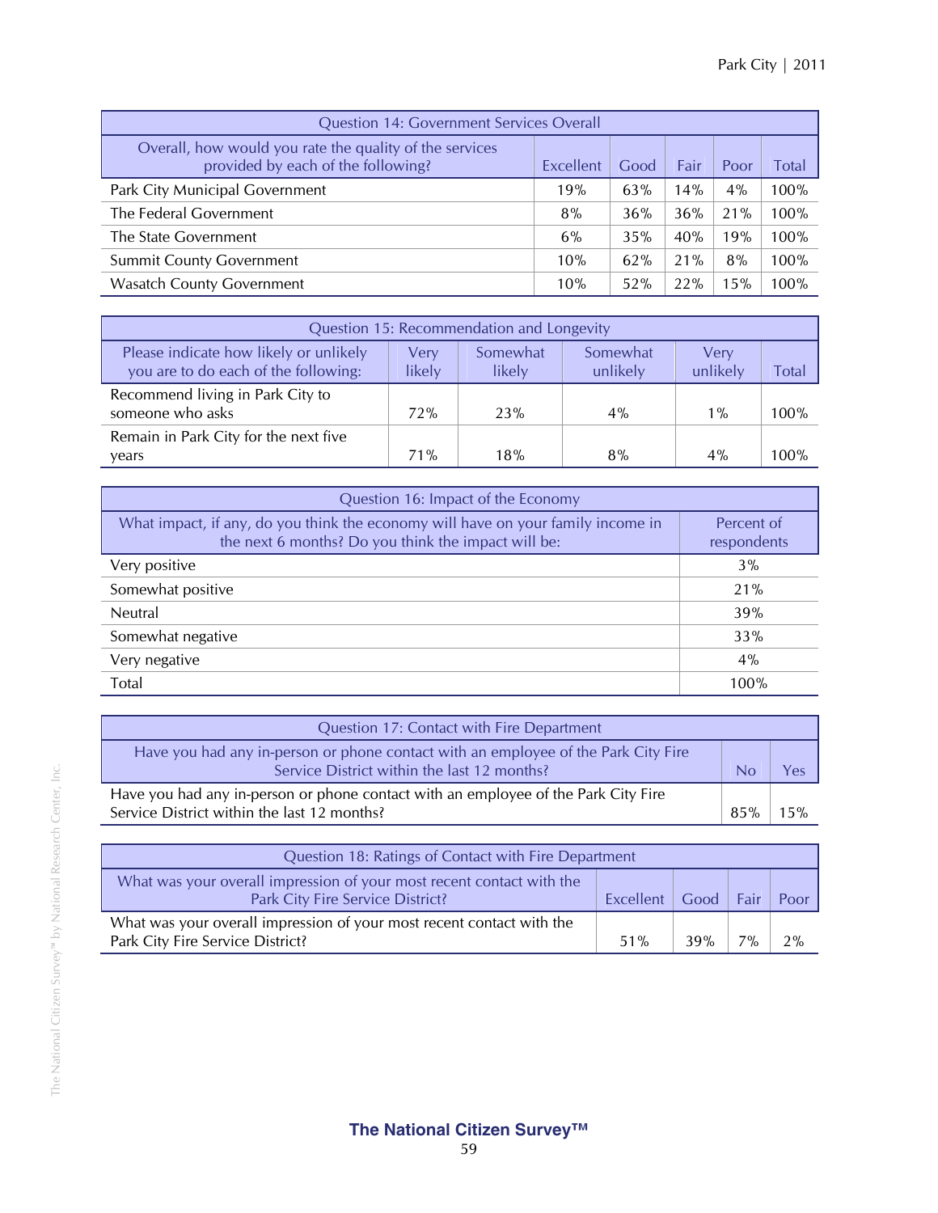| Question 14: Government Services Overall | | | | | |
|---|---|---|---|---|---|
| Overall, how would you rate the quality of the services provided by each of the following? | Excellent | Good | Fair | Poor | Total |
| Park City Municipal Government | 19% | 63% | 14% | 4% | 100% |
| The Federal Government | 8% | 36% | 36% | 21% | 100% |
| The State Government | 6% | 35% | 40% | 19% | 100% |
| Summit County Government | 10% | 62% | 21% | 8% | 100% |
| Wasatch County Government | 10% | 52% | 22% | 15% | 100% |

| Question 15: Recommendation and Longevity | | | | | |
|---|---|---|---|---|---|
| Please indicate how likely or unlikely you are to do each of the following: | Very likely | Somewhat likely | Somewhat unlikely | Very unlikely | Total |
| Recommend living in Park City to someone who asks | 72% | 23% | 4% | 1% | 100% |
| Remain in Park City for the next five years | 71% | 18% | 8% | 4% | 100% |

| Question 16: Impact of the Economy | |
|---|---|
| What impact, if any, do you think the economy will have on your family income in the next 6 months? Do you think the impact will be: | Percent of respondents |
| Very positive | 3% |
| Somewhat positive | 21% |
| Neutral | 39% |
| Somewhat negative | 33% |
| Very negative | 4% |
| Total | 100% |

| Question 17: Contact with Fire Department | | |
|---|---|---|
| Have you had any in-person or phone contact with an employee of the Park City Fire Service District within the last 12 months? | No | Yes |
| Have you had any in-person or phone contact with an employee of the Park City Fire Service District within the last 12 months? | 85% | 15% |

| Question 18: Ratings of Contact with Fire Department | | | | |
|---|---|---|---|---|
| What was your overall impression of your most recent contact with the Park City Fire Service District? | Excellent | Good | Fair | Poor |
| What was your overall impression of your most recent contact with the Park City Fire Service District? | 51% | 39% | 7% | 2% |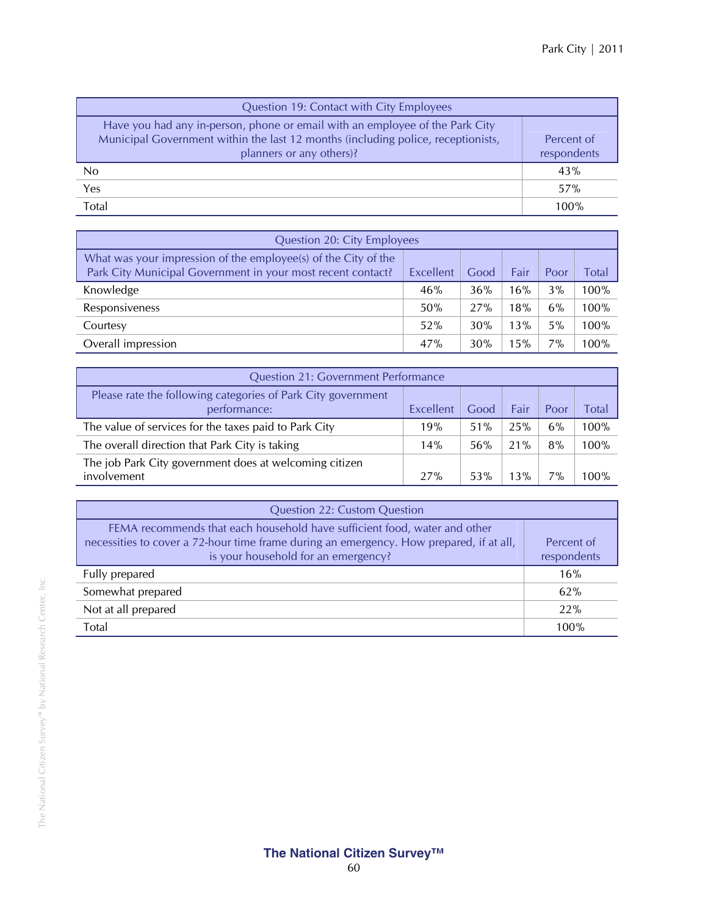| Question 19: Contact with City Employees | |
|---|---|
| Have you had any in-person, phone or email with an employee of the Park City Municipal Government within the last 12 months (including police, receptionists, planners or any others)? | Percent of respondents |
| No | 43% |
| Yes | 57% |
| Total | 100% |

| Question 20: City Employees | | | | | |
|---|---|---|---|---|---|
| What was your impression of the employee(s) of the City of the Park City Municipal Government in your most recent contact? | Excellent | Good | Fair | Poor | Total |
| Knowledge | 46% | 36% | 16% | 3% | 100% |
| Responsiveness | 50% | 27% | 18% | 6% | 100% |
| Courtesy | 52% | 30% | 13% | 5% | 100% |
| Overall impression | 47% | 30% | 15% | 7% | 100% |

| Question 21: Government Performance | | | | | |
|---|---|---|---|---|---|
| Please rate the following categories of Park City government performance: | Excellent | Good | Fair | Poor | Total |
| The value of services for the taxes paid to Park City | 19% | 51% | 25% | 6% | 100% |
| The overall direction that Park City is taking | 14% | 56% | 21% | 8% | 100% |
| The job Park City government does at welcoming citizen involvement | 27% | 53% | 13% | 7% | 100% |

| Question 22: Custom Question | |
|---|---|
| FEMA recommends that each household have sufficient food, water and other necessities to cover a 72-hour time frame during an emergency. How prepared, if at all, is your household for an emergency? | Percent of respondents |
| Fully prepared | 16% |
| Somewhat prepared | 62% |
| Not at all prepared | 22% |
| Total | 100% |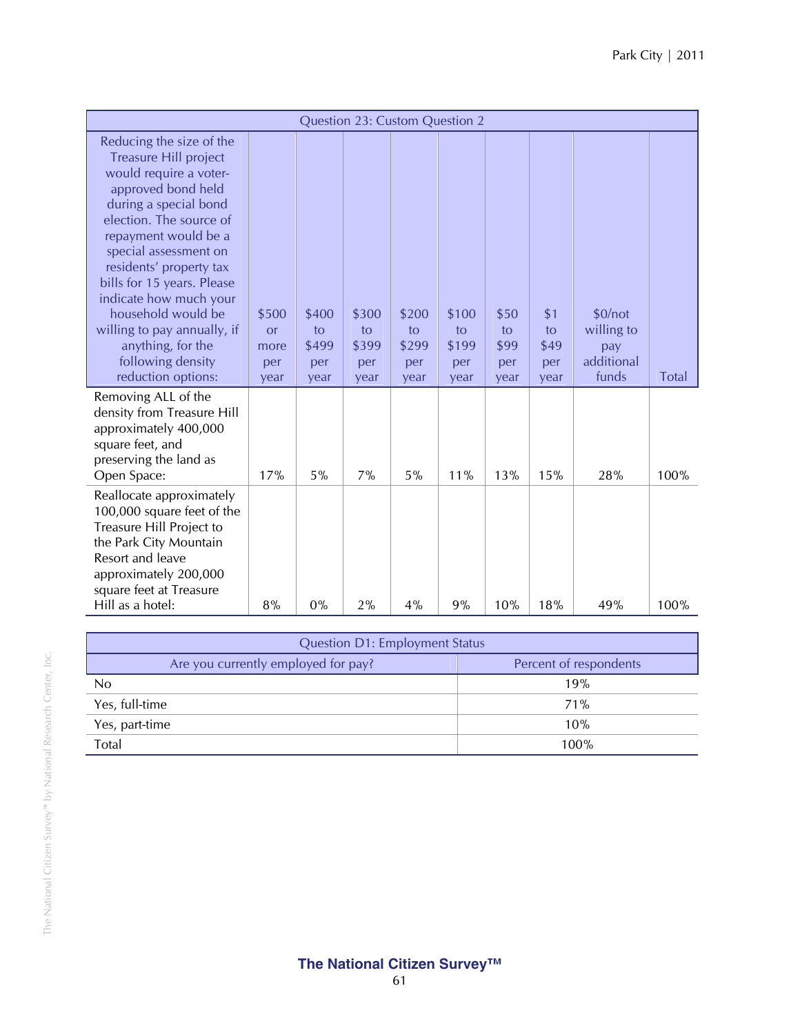| Question 23: Custom Question 2 | | | | | | | | | |
|---|---|---|---|---|---|---|---|---|---|
| Reducing the size of the Treasure Hill project would require a voter-approved bond held during a special bond election. The source of repayment would be a special assessment on residents' property tax bills for 15 years. Please indicate how much your household would be willing to pay annually, if anything, for the following density reduction options: | $500 or more per year | $400 to $499 per year | $300 to $399 per year | $200 to $299 per year | $100 to $199 per year | $50 to $99 per year | $1 to $49 per year | $0/not willing to pay additional funds | Total |
| Removing ALL of the density from Treasure Hill approximately 400,000 square feet, and preserving the land as Open Space: | 17% | 5% | 7% | 5% | 11% | 13% | 15% | 28% | 100% |
| Reallocate approximately 100,000 square feet of the Treasure Hill Project to the Park City Mountain Resort and leave approximately 200,000 square feet at Treasure Hill as a hotel: | 8% | 0% | 2% | 4% | 9% | 10% | 18% | 49% | 100% |

| Question D1: Employment Status | |
|---|---|
| Are you currently employed for pay? | Percent of respondents |
| No | 19% |
| Yes, full-time | 71% |
| Yes, part-time | 10% |
| Total | 100% |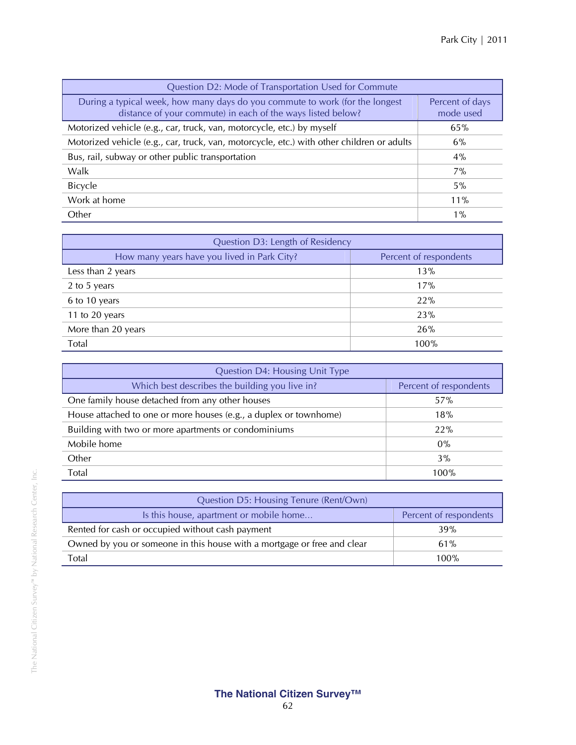| Question D2: Mode of Transportation Used for Commute | |
|---|---|
| During a typical week, how many days do you commute to work (for the longest distance of your commute) in each of the ways listed below? | Percent of days mode used |
| Motorized vehicle (e.g., car, truck, van, motorcycle, etc.) by myself | 65% |
| Motorized vehicle (e.g., car, truck, van, motorcycle, etc.) with other children or adults | 6% |
| Bus, rail, subway or other public transportation | 4% |
| Walk | 7% |
| Bicycle | 5% |
| Work at home | 11% |
| Other | 1% |

| Question D3: Length of Residency | |
|---|---|
| How many years have you lived in Park City? | Percent of respondents |
| Less than 2 years | 13% |
| 2 to 5 years | 17% |
| 6 to 10 years | 22% |
| 11 to 20 years | 23% |
| More than 20 years | 26% |
| Total | 100% |

| Question D4: Housing Unit Type | |
|---|---|
| Which best describes the building you live in? | Percent of respondents |
| One family house detached from any other houses | 57% |
| House attached to one or more houses (e.g., a duplex or townhome) | 18% |
| Building with two or more apartments or condominiums | 22% |
| Mobile home | 0% |
| Other | 3% |
| Total | 100% |

| Question D5: Housing Tenure (Rent/Own) | |
|---|---|
| Is this house, apartment or mobile home… | Percent of respondents |
| Rented for cash or occupied without cash payment | 39% |
| Owned by you or someone in this house with a mortgage or free and clear | 61% |
| Total | 100% |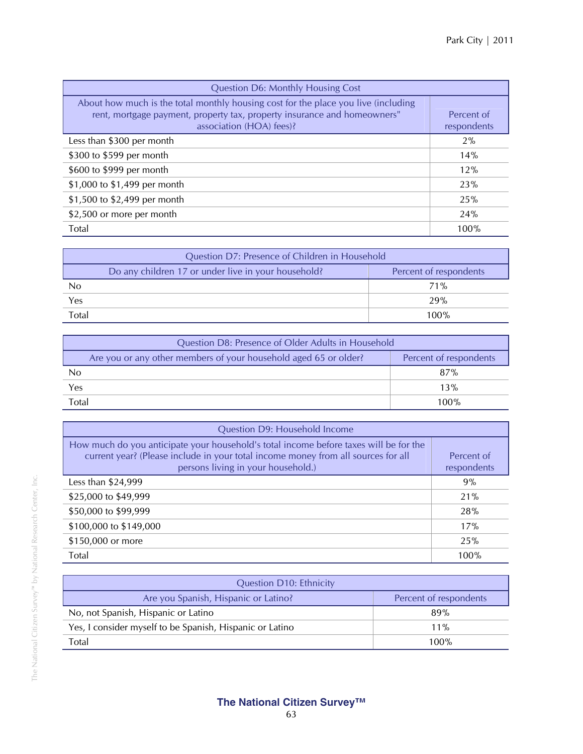| Question D6: Monthly Housing Cost | |
|---|---|
| About how much is the total monthly housing cost for the place you live (including rent, mortgage payment, property tax, property insurance and homeowners" association (HOA) fees)? | Percent of respondents |
| Less than $300 per month | 2% |
| $300 to $599 per month | 14% |
| $600 to $999 per month | 12% |
| $1,000 to $1,499 per month | 23% |
| $1,500 to $2,499 per month | 25% |
| $2,500 or more per month | 24% |
| Total | 100% |

| Question D7: Presence of Children in Household | |
|---|---|
| Do any children 17 or under live in your household? | Percent of respondents |
| No | 71% |
| Yes | 29% |
| Total | 100% |

| Question D8: Presence of Older Adults in Household | |
|---|---|
| Are you or any other members of your household aged 65 or older? | Percent of respondents |
| No | 87% |
| Yes | 13% |
| Total | 100% |

| Question D9: Household Income | |
|---|---|
| How much do you anticipate your household's total income before taxes will be for the current year? (Please include in your total income money from all sources for all persons living in your household.) | Percent of respondents |
| Less than $24,999 | 9% |
| $25,000 to $49,999 | 21% |
| $50,000 to $99,999 | 28% |
| $100,000 to $149,000 | 17% |
| $150,000 or more | 25% |
| Total | 100% |

| Question D10: Ethnicity | |
|---|---|
| Are you Spanish, Hispanic or Latino? | Percent of respondents |
| No, not Spanish, Hispanic or Latino | 89% |
| Yes, I consider myself to be Spanish, Hispanic or Latino | 11% |
| Total | 100% |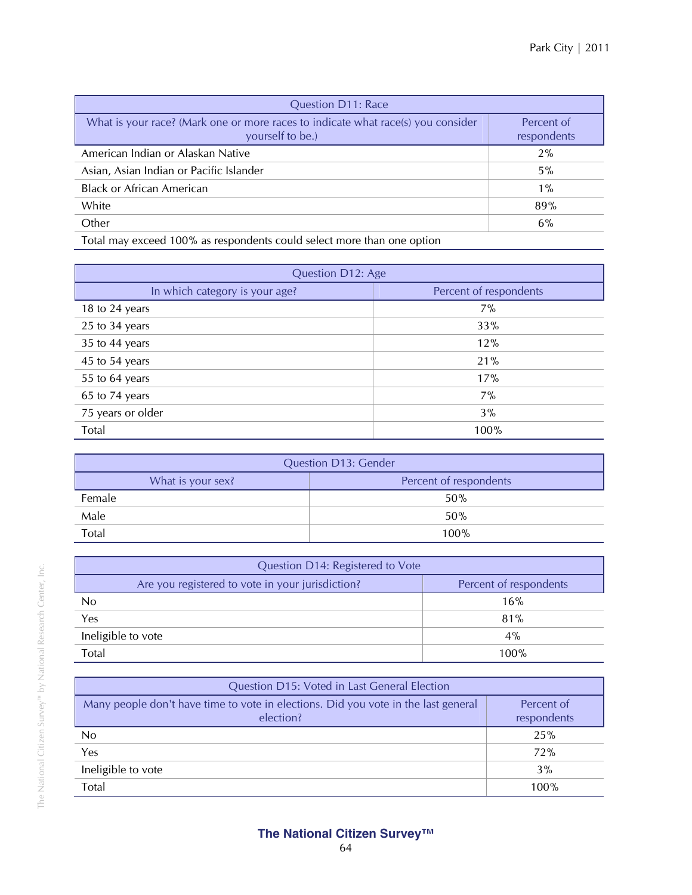| Question D11: Race | |
|---|---|
| What is your race? (Mark one or more races to indicate what race(s) you consider yourself to be.) | Percent of respondents |
| American Indian or Alaskan Native | 2% |
| Asian, Asian Indian or Pacific Islander | 5% |
| Black or African American | 1% |
| White | 89% |
| Other | 6% |
| Total may exceed 100% as respondents could select more than one option | |

| Question D12: Age | |
|---|---|
| In which category is your age? | Percent of respondents |
| 18 to 24 years | 7% |
| 25 to 34 years | 33% |
| 35 to 44 years | 12% |
| 45 to 54 years | 21% |
| 55 to 64 years | 17% |
| 65 to 74 years | 7% |
| 75 years or older | 3% |
| Total | 100% |

| Question D13: Gender | |
|---|---|
| What is your sex? | Percent of respondents |
| Female | 50% |
| Male | 50% |
| Total | 100% |

| Question D14: Registered to Vote | |
|---|---|
| Are you registered to vote in your jurisdiction? | Percent of respondents |
| No | 16% |
| Yes | 81% |
| Ineligible to vote | 4% |
| Total | 100% |

| Question D15: Voted in Last General Election | |
|---|---|
| Many people don't have time to vote in elections. Did you vote in the last general election? | Percent of respondents |
| No | 25% |
| Yes | 72% |
| Ineligible to vote | 3% |
| Total | 100% |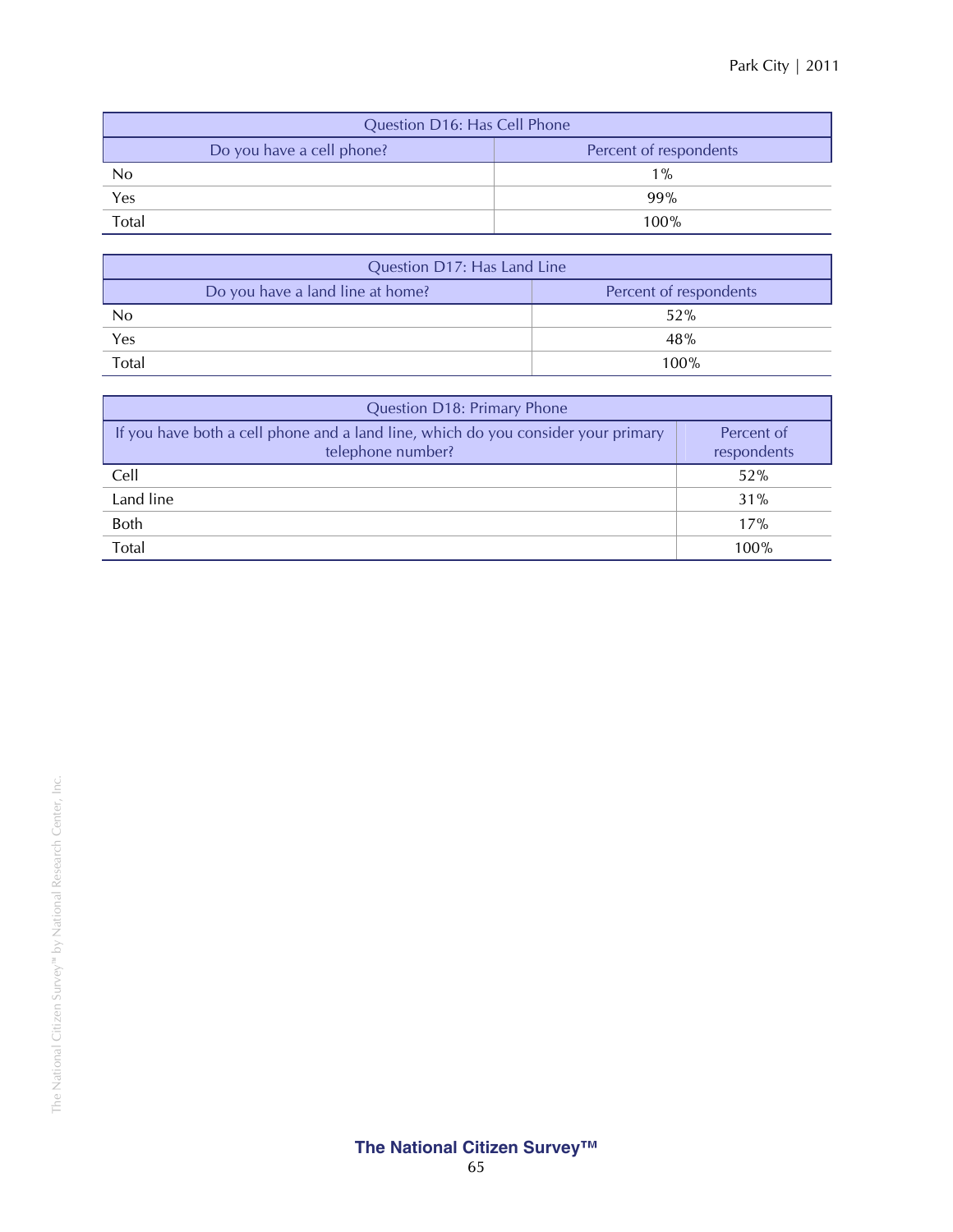| Question D16: Has Cell Phone | |
|---|---|
| Do you have a cell phone? | Percent of respondents |
| No | 1% |
| Yes | 99% |
| Total | 100% |

| Question D17: Has Land Line | |
|---|---|
| Do you have a land line at home? | Percent of respondents |
| No | 52% |
| Yes | 48% |
| Total | 100% |

| Question D18: Primary Phone | |
|---|---|
| If you have both a cell phone and a land line, which do you consider your primary telephone number? | Percent of respondents |
| Cell | 52% |
| Land line | 31% |
| Both | 17% |
| Total | 100% |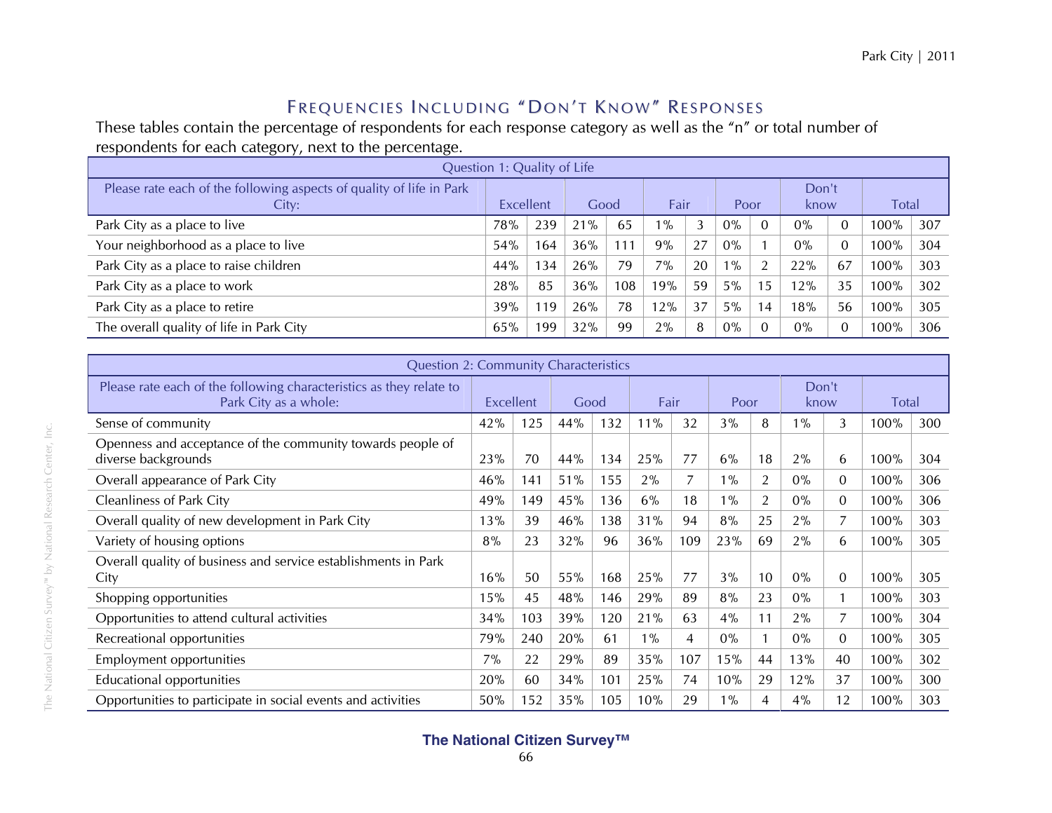## Frequencies Including "Don't Know" Responses

These tables contain the percentage of respondents for each response category as well as the "n" or total number of respondents for each category, next to the percentage.

| Question 1: Quality of Life | | | | | | | | | | | | |
|---|---|---|---|---|---|---|---|---|---|---|---|---|
| Please rate each of the following aspects of quality of life in Park City: | Excellent | | Good | | Fair | | Poor | | Don't know | | Total | |
| Park City as a place to live | 78% | 239 | 21% | 65 | 1% | 3 | 0% | 0 | 0% | 0 | 100% | 307 |
| Your neighborhood as a place to live | 54% | 164 | 36% | 111 | 9% | 27 | 0% | 1 | 0% | 0 | 100% | 304 |
| Park City as a place to raise children | 44% | 134 | 26% | 79 | 7% | 20 | 1% | 2 | 22% | 67 | 100% | 303 |
| Park City as a place to work | 28% | 85 | 36% | 108 | 19% | 59 | 5% | 15 | 12% | 35 | 100% | 302 |
| Park City as a place to retire | 39% | 119 | 26% | 78 | 12% | 37 | 5% | 14 | 18% | 56 | 100% | 305 |
| The overall quality of life in Park City | 65% | 199 | 32% | 99 | 2% | 8 | 0% | 0 | 0% | 0 | 100% | 306 |

| Question 2: Community Characteristics | | | | | | | | | | | | |
|---|---|---|---|---|---|---|---|---|---|---|---|---|
| Please rate each of the following characteristics as they relate to Park City as a whole: | Excellent | | Good | | Fair | | Poor | | Don't know | | Total | |
| Sense of community | 42% | 125 | 44% | 132 | 11% | 32 | 3% | 8 | 1% | 3 | 100% | 300 |
| Openness and acceptance of the community towards people of diverse backgrounds | 23% | 70 | 44% | 134 | 25% | 77 | 6% | 18 | 2% | 6 | 100% | 304 |
| Overall appearance of Park City | 46% | 141 | 51% | 155 | 2% | 7 | 1% | 2 | 0% | 0 | 100% | 306 |
| Cleanliness of Park City | 49% | 149 | 45% | 136 | 6% | 18 | 1% | 2 | 0% | 0 | 100% | 306 |
| Overall quality of new development in Park City | 13% | 39 | 46% | 138 | 31% | 94 | 8% | 25 | 2% | 7 | 100% | 303 |
| Variety of housing options | 8% | 23 | 32% | 96 | 36% | 109 | 23% | 69 | 2% | 6 | 100% | 305 |
| Overall quality of business and service establishments in Park City | 16% | 50 | 55% | 168 | 25% | 77 | 3% | 10 | 0% | 0 | 100% | 305 |
| Shopping opportunities | 15% | 45 | 48% | 146 | 29% | 89 | 8% | 23 | 0% | 1 | 100% | 303 |
| Opportunities to attend cultural activities | 34% | 103 | 39% | 120 | 21% | 63 | 4% | 11 | 2% | 7 | 100% | 304 |
| Recreational opportunities | 79% | 240 | 20% | 61 | 1% | 4 | 0% | 1 | 0% | 0 | 100% | 305 |
| Employment opportunities | 7% | 22 | 29% | 89 | 35% | 107 | 15% | 44 | 13% | 40 | 100% | 302 |
| Educational opportunities | 20% | 60 | 34% | 101 | 25% | 74 | 10% | 29 | 12% | 37 | 100% | 300 |
| Opportunities to participate in social events and activities | 50% | 152 | 35% | 105 | 10% | 29 | 1% | 4 | 4% | 12 | 100% | 303 |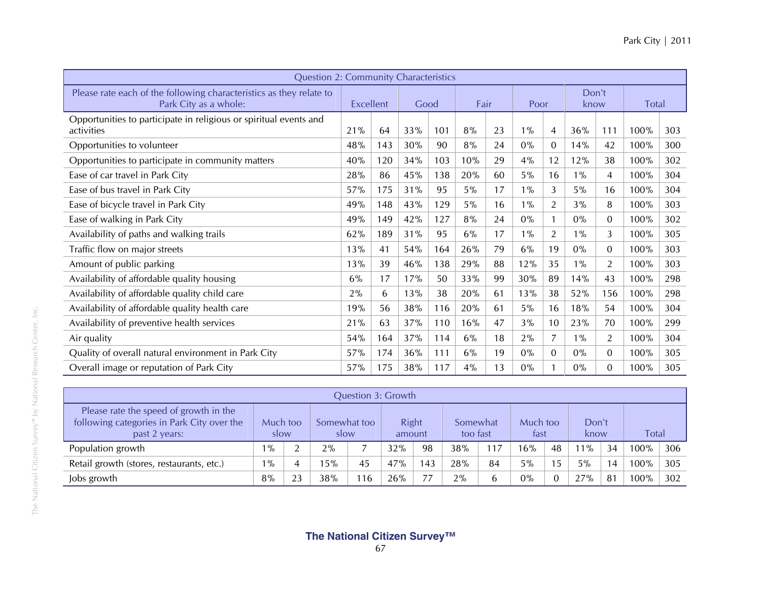| Question 2: Community Characteristics | | | | | | | | | | | | |
|---|---|---|---|---|---|---|---|---|---|---|---|---|
| Please rate each of the following characteristics as they relate to Park City as a whole: | Excellent | | Good | | Fair | | Poor | | Don't know | | Total | |
| Opportunities to participate in religious or spiritual events and activities | 21% | 64 | 33% | 101 | 8% | 23 | 1% | 4 | 36% | 111 | 100% | 303 |
| Opportunities to volunteer | 48% | 143 | 30% | 90 | 8% | 24 | 0% | 0 | 14% | 42 | 100% | 300 |
| Opportunities to participate in community matters | 40% | 120 | 34% | 103 | 10% | 29 | 4% | 12 | 12% | 38 | 100% | 302 |
| Ease of car travel in Park City | 28% | 86 | 45% | 138 | 20% | 60 | 5% | 16 | 1% | 4 | 100% | 304 |
| Ease of bus travel in Park City | 57% | 175 | 31% | 95 | 5% | 17 | 1% | 3 | 5% | 16 | 100% | 304 |
| Ease of bicycle travel in Park City | 49% | 148 | 43% | 129 | 5% | 16 | 1% | 2 | 3% | 8 | 100% | 303 |
| Ease of walking in Park City | 49% | 149 | 42% | 127 | 8% | 24 | 0% | 1 | 0% | 0 | 100% | 302 |
| Availability of paths and walking trails | 62% | 189 | 31% | 95 | 6% | 17 | 1% | 2 | 1% | 3 | 100% | 305 |
| Traffic flow on major streets | 13% | 41 | 54% | 164 | 26% | 79 | 6% | 19 | 0% | 0 | 100% | 303 |
| Amount of public parking | 13% | 39 | 46% | 138 | 29% | 88 | 12% | 35 | 1% | 2 | 100% | 303 |
| Availability of affordable quality housing | 6% | 17 | 17% | 50 | 33% | 99 | 30% | 89 | 14% | 43 | 100% | 298 |
| Availability of affordable quality child care | 2% | 6 | 13% | 38 | 20% | 61 | 13% | 38 | 52% | 156 | 100% | 298 |
| Availability of affordable quality health care | 19% | 56 | 38% | 116 | 20% | 61 | 5% | 16 | 18% | 54 | 100% | 304 |
| Availability of preventive health services | 21% | 63 | 37% | 110 | 16% | 47 | 3% | 10 | 23% | 70 | 100% | 299 |
| Air quality | 54% | 164 | 37% | 114 | 6% | 18 | 2% | 7 | 1% | 2 | 100% | 304 |
| Quality of overall natural environment in Park City | 57% | 174 | 36% | 111 | 6% | 19 | 0% | 0 | 0% | 0 | 100% | 305 |
| Overall image or reputation of Park City | 57% | 175 | 38% | 117 | 4% | 13 | 0% | 1 | 0% | 0 | 100% | 305 |

| Question 3: Growth | | | | | | | | | | | | | | |
|---|---|---|---|---|---|---|---|---|---|---|---|---|---|---|
| Please rate the speed of growth in the following categories in Park City over the past 2 years: | Much too slow | | Somewhat too slow | | Right amount | | Somewhat too fast | | Much too fast | | Don't know | | Total | |
| Population growth | 1% | 2 | 2% | 7 | 32% | 98 | 38% | 117 | 16% | 48 | 11% | 34 | 100% | 306 |
| Retail growth (stores, restaurants, etc.) | 1% | 4 | 15% | 45 | 47% | 143 | 28% | 84 | 5% | 15 | 5% | 14 | 100% | 305 |
| Jobs growth | 8% | 23 | 38% | 116 | 26% | 77 | 2% | 6 | 0% | 0 | 27% | 81 | 100% | 302 |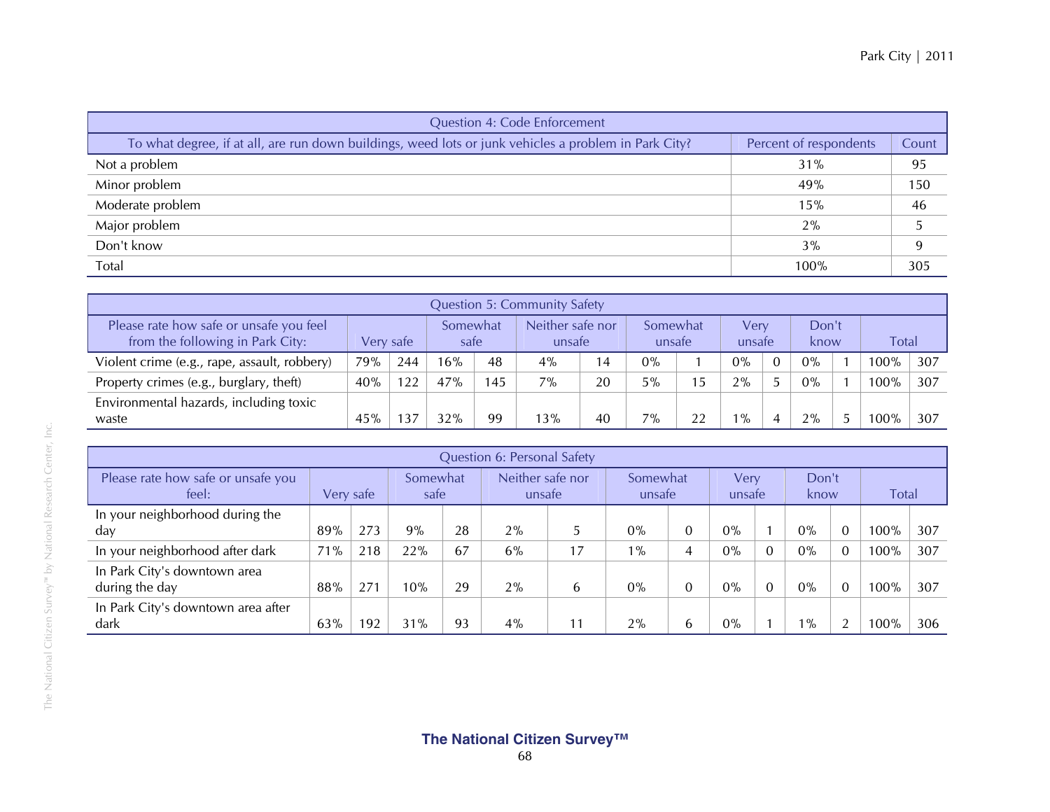| Question 4: Code Enforcement | | |
|---|---|---|
| To what degree, if at all, are run down buildings, weed lots or junk vehicles a problem in Park City? | Percent of respondents | Count |
| Not a problem | 31% | 95 |
| Minor problem | 49% | 150 |
| Moderate problem | 15% | 46 |
| Major problem | 2% | 5 |
| Don't know | 3% | 9 |
| Total | 100% | 305 |

| Question 5: Community Safety | | | | | | | | | | | | | | |
|---|---|---|---|---|---|---|---|---|---|---|---|---|---|---|
| Please rate how safe or unsafe you feel from the following in Park City: | Very safe | | Somewhat safe | | Neither safe nor unsafe | | Somewhat unsafe | | Very unsafe | | Don't know | | Total | |
| Violent crime (e.g., rape, assault, robbery) | 79% | 244 | 16% | 48 | 4% | 14 | 0% | 1 | 0% | 0 | 0% | 1 | 100% | 307 |
| Property crimes (e.g., burglary, theft) | 40% | 122 | 47% | 145 | 7% | 20 | 5% | 15 | 2% | 5 | 0% | 1 | 100% | 307 |
| Environmental hazards, including toxic waste | 45% | 137 | 32% | 99 | 13% | 40 | 7% | 22 | 1% | 4 | 2% | 5 | 100% | 307 |

| Question 6: Personal Safety | | | | | | | | | | | | | | |
|---|---|---|---|---|---|---|---|---|---|---|---|---|---|---|
| Please rate how safe or unsafe you feel: | Very safe | | Somewhat safe | | Neither safe nor unsafe | | Somewhat unsafe | | Very unsafe | | Don't know | | Total | |
| In your neighborhood during the day | 89% | 273 | 9% | 28 | 2% | 5 | 0% | 0 | 0% | 1 | 0% | 0 | 100% | 307 |
| In your neighborhood after dark | 71% | 218 | 22% | 67 | 6% | 17 | 1% | 4 | 0% | 0 | 0% | 0 | 100% | 307 |
| In Park City's downtown area during the day | 88% | 271 | 10% | 29 | 2% | 6 | 0% | 0 | 0% | 0 | 0% | 0 | 100% | 307 |
| In Park City's downtown area after dark | 63% | 192 | 31% | 93 | 4% | 11 | 2% | 6 | 0% | 1 | 1% | 2 | 100% | 306 |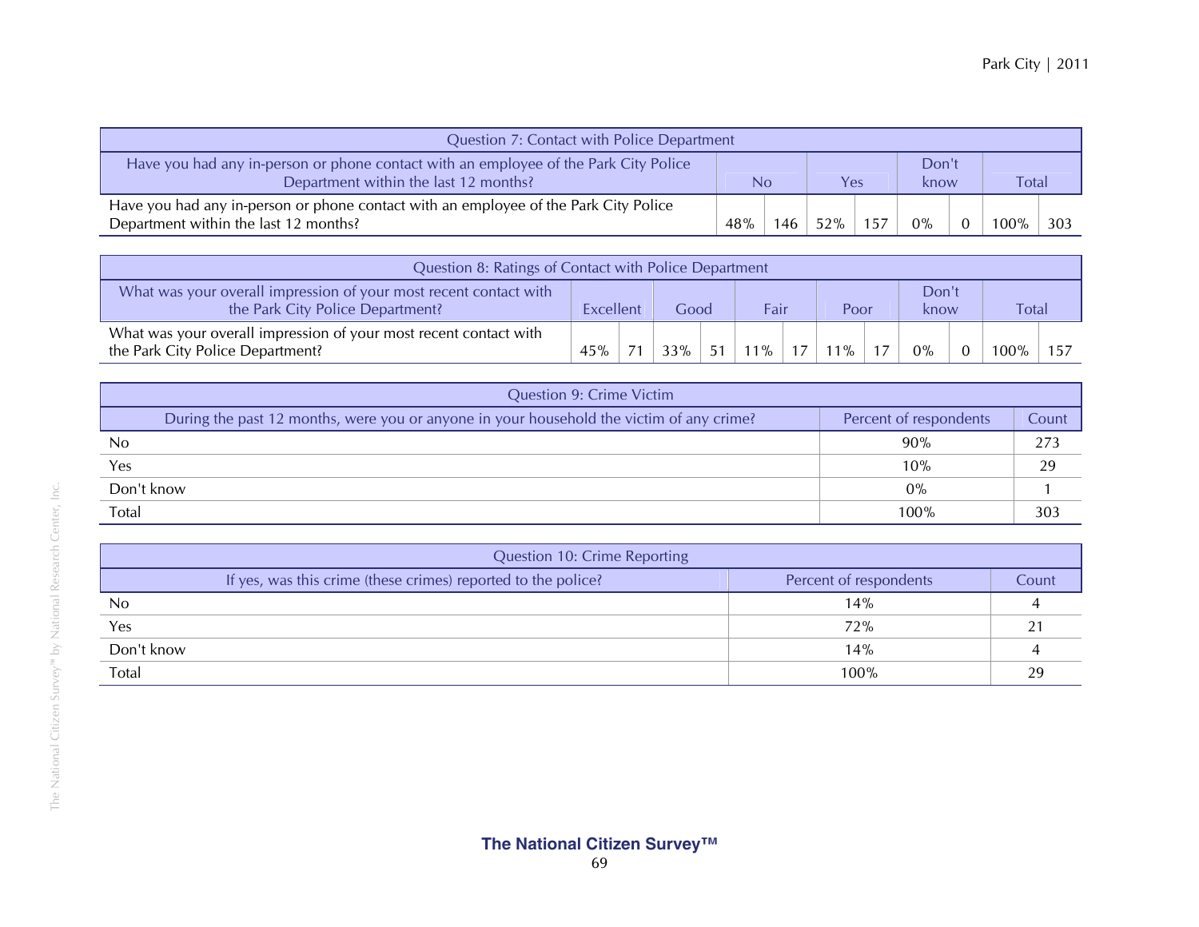| Question 7: Contact with Police Department | | | | | | | | |
|---|---|---|---|---|---|---|---|---|
| Have you had any in-person or phone contact with an employee of the Park City Police Department within the last 12 months? | No | | Yes | | Don't know | | Total | |
| Have you had any in-person or phone contact with an employee of the Park City Police Department within the last 12 months? | 48% | 146 | 52% | 157 | 0% | 0 | 100% | 303 |

| Question 8: Ratings of Contact with Police Department | | | | | | | | | | | | |
|---|---|---|---|---|---|---|---|---|---|---|---|---|
| What was your overall impression of your most recent contact with the Park City Police Department? | Excellent | | Good | | Fair | | Poor | | Don't know | | Total | |
| What was your overall impression of your most recent contact with the Park City Police Department? | 45% | 71 | 33% | 51 | 11% | 17 | 11% | 17 | 0% | 0 | 100% | 157 |

| Question 9: Crime Victim | | |
|---|---|---|
| During the past 12 months, were you or anyone in your household the victim of any crime? | Percent of respondents | Count |
| No | 90% | 273 |
| Yes | 10% | 29 |
| Don't know | 0% | 1 |
| Total | 100% | 303 |

| Question 10: Crime Reporting | | |
|---|---|---|
| If yes, was this crime (these crimes) reported to the police? | Percent of respondents | Count |
| No | 14% | 4 |
| Yes | 72% | 21 |
| Don't know | 14% | 4 |
| Total | 100% | 29 |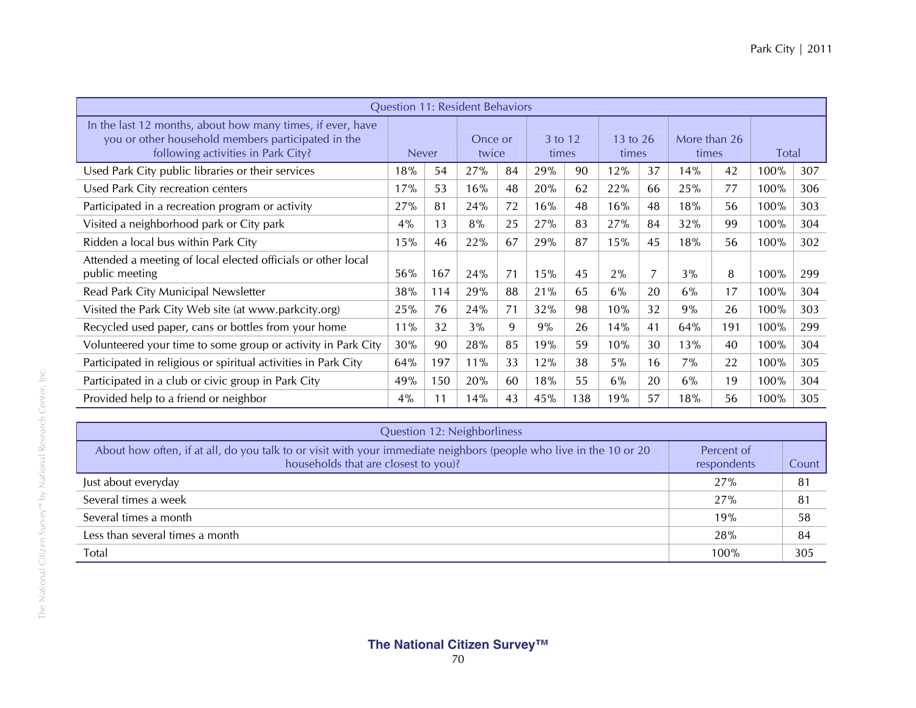| Question 11: Resident Behaviors | | | | | | | | | | | | |
|---|---|---|---|---|---|---|---|---|---|---|---|---|
| In the last 12 months, about how many times, if ever, have you or other household members participated in the following activities in Park City? | Never | | Once or twice | | 3 to 12 times | | 13 to 26 times | | More than 26 times | | Total | |
| Used Park City public libraries or their services | 18% | 54 | 27% | 84 | 29% | 90 | 12% | 37 | 14% | 42 | 100% | 307 |
| Used Park City recreation centers | 17% | 53 | 16% | 48 | 20% | 62 | 22% | 66 | 25% | 77 | 100% | 306 |
| Participated in a recreation program or activity | 27% | 81 | 24% | 72 | 16% | 48 | 16% | 48 | 18% | 56 | 100% | 303 |
| Visited a neighborhood park or City park | 4% | 13 | 8% | 25 | 27% | 83 | 27% | 84 | 32% | 99 | 100% | 304 |
| Ridden a local bus within Park City | 15% | 46 | 22% | 67 | 29% | 87 | 15% | 45 | 18% | 56 | 100% | 302 |
| Attended a meeting of local elected officials or other local public meeting | 56% | 167 | 24% | 71 | 15% | 45 | 2% | 7 | 3% | 8 | 100% | 299 |
| Read Park City Municipal Newsletter | 38% | 114 | 29% | 88 | 21% | 65 | 6% | 20 | 6% | 17 | 100% | 304 |
| Visited the Park City Web site (at www.parkcity.org) | 25% | 76 | 24% | 71 | 32% | 98 | 10% | 32 | 9% | 26 | 100% | 303 |
| Recycled used paper, cans or bottles from your home | 11% | 32 | 3% | 9 | 9% | 26 | 14% | 41 | 64% | 191 | 100% | 299 |
| Volunteered your time to some group or activity in Park City | 30% | 90 | 28% | 85 | 19% | 59 | 10% | 30 | 13% | 40 | 100% | 304 |
| Participated in religious or spiritual activities in Park City | 64% | 197 | 11% | 33 | 12% | 38 | 5% | 16 | 7% | 22 | 100% | 305 |
| Participated in a club or civic group in Park City | 49% | 150 | 20% | 60 | 18% | 55 | 6% | 20 | 6% | 19 | 100% | 304 |
| Provided help to a friend or neighbor | 4% | 11 | 14% | 43 | 45% | 138 | 19% | 57 | 18% | 56 | 100% | 305 |

| Question 12: Neighborliness | | |
|---|---|---|
| About how often, if at all, do you talk to or visit with your immediate neighbors (people who live in the 10 or 20 households that are closest to you)? | Percent of respondents | Count |
| Just about everyday | 27% | 81 |
| Several times a week | 27% | 81 |
| Several times a month | 19% | 58 |
| Less than several times a month | 28% | 84 |
| Total | 100% | 305 |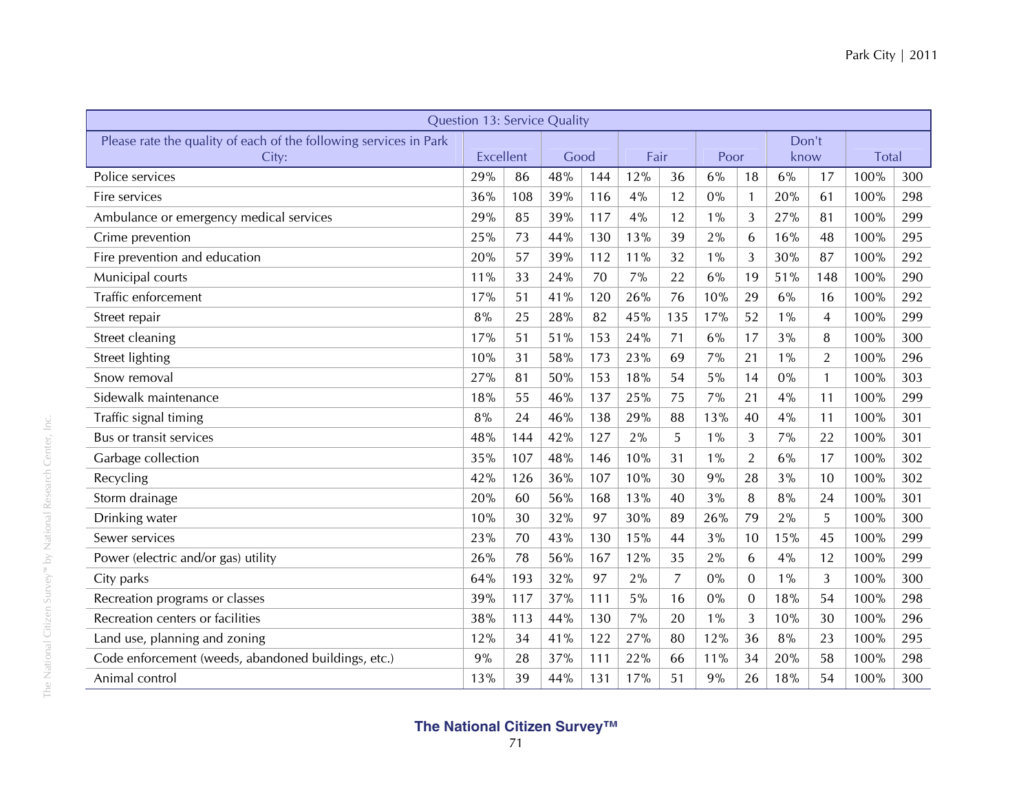| Question 13: Service Quality | | | | | | | | | | | | |
|---|---|---|---|---|---|---|---|---|---|---|---|---|
| Please rate the quality of each of the following services in Park City: | Excellent | | Good | | Fair | | Poor | | Don't know | | Total | |
| Police services | 29% | 86 | 48% | 144 | 12% | 36 | 6% | 18 | 6% | 17 | 100% | 300 |
| Fire services | 36% | 108 | 39% | 116 | 4% | 12 | 0% | 1 | 20% | 61 | 100% | 298 |
| Ambulance or emergency medical services | 29% | 85 | 39% | 117 | 4% | 12 | 1% | 3 | 27% | 81 | 100% | 299 |
| Crime prevention | 25% | 73 | 44% | 130 | 13% | 39 | 2% | 6 | 16% | 48 | 100% | 295 |
| Fire prevention and education | 20% | 57 | 39% | 112 | 11% | 32 | 1% | 3 | 30% | 87 | 100% | 292 |
| Municipal courts | 11% | 33 | 24% | 70 | 7% | 22 | 6% | 19 | 51% | 148 | 100% | 290 |
| Traffic enforcement | 17% | 51 | 41% | 120 | 26% | 76 | 10% | 29 | 6% | 16 | 100% | 292 |
| Street repair | 8% | 25 | 28% | 82 | 45% | 135 | 17% | 52 | 1% | 4 | 100% | 299 |
| Street cleaning | 17% | 51 | 51% | 153 | 24% | 71 | 6% | 17 | 3% | 8 | 100% | 300 |
| Street lighting | 10% | 31 | 58% | 173 | 23% | 69 | 7% | 21 | 1% | 2 | 100% | 296 |
| Snow removal | 27% | 81 | 50% | 153 | 18% | 54 | 5% | 14 | 0% | 1 | 100% | 303 |
| Sidewalk maintenance | 18% | 55 | 46% | 137 | 25% | 75 | 7% | 21 | 4% | 11 | 100% | 299 |
| Traffic signal timing | 8% | 24 | 46% | 138 | 29% | 88 | 13% | 40 | 4% | 11 | 100% | 301 |
| Bus or transit services | 48% | 144 | 42% | 127 | 2% | 5 | 1% | 3 | 7% | 22 | 100% | 301 |
| Garbage collection | 35% | 107 | 48% | 146 | 10% | 31 | 1% | 2 | 6% | 17 | 100% | 302 |
| Recycling | 42% | 126 | 36% | 107 | 10% | 30 | 9% | 28 | 3% | 10 | 100% | 302 |
| Storm drainage | 20% | 60 | 56% | 168 | 13% | 40 | 3% | 8 | 8% | 24 | 100% | 301 |
| Drinking water | 10% | 30 | 32% | 97 | 30% | 89 | 26% | 79 | 2% | 5 | 100% | 300 |
| Sewer services | 23% | 70 | 43% | 130 | 15% | 44 | 3% | 10 | 15% | 45 | 100% | 299 |
| Power (electric and/or gas) utility | 26% | 78 | 56% | 167 | 12% | 35 | 2% | 6 | 4% | 12 | 100% | 299 |
| City parks | 64% | 193 | 32% | 97 | 2% | 7 | 0% | 0 | 1% | 3 | 100% | 300 |
| Recreation programs or classes | 39% | 117 | 37% | 111 | 5% | 16 | 0% | 0 | 18% | 54 | 100% | 298 |
| Recreation centers or facilities | 38% | 113 | 44% | 130 | 7% | 20 | 1% | 3 | 10% | 30 | 100% | 296 |
| Land use, planning and zoning | 12% | 34 | 41% | 122 | 27% | 80 | 12% | 36 | 8% | 23 | 100% | 295 |
| Code enforcement (weeds, abandoned buildings, etc.) | 9% | 28 | 37% | 111 | 22% | 66 | 11% | 34 | 20% | 58 | 100% | 298 |
| Animal control | 13% | 39 | 44% | 131 | 17% | 51 | 9% | 26 | 18% | 54 | 100% | 300 |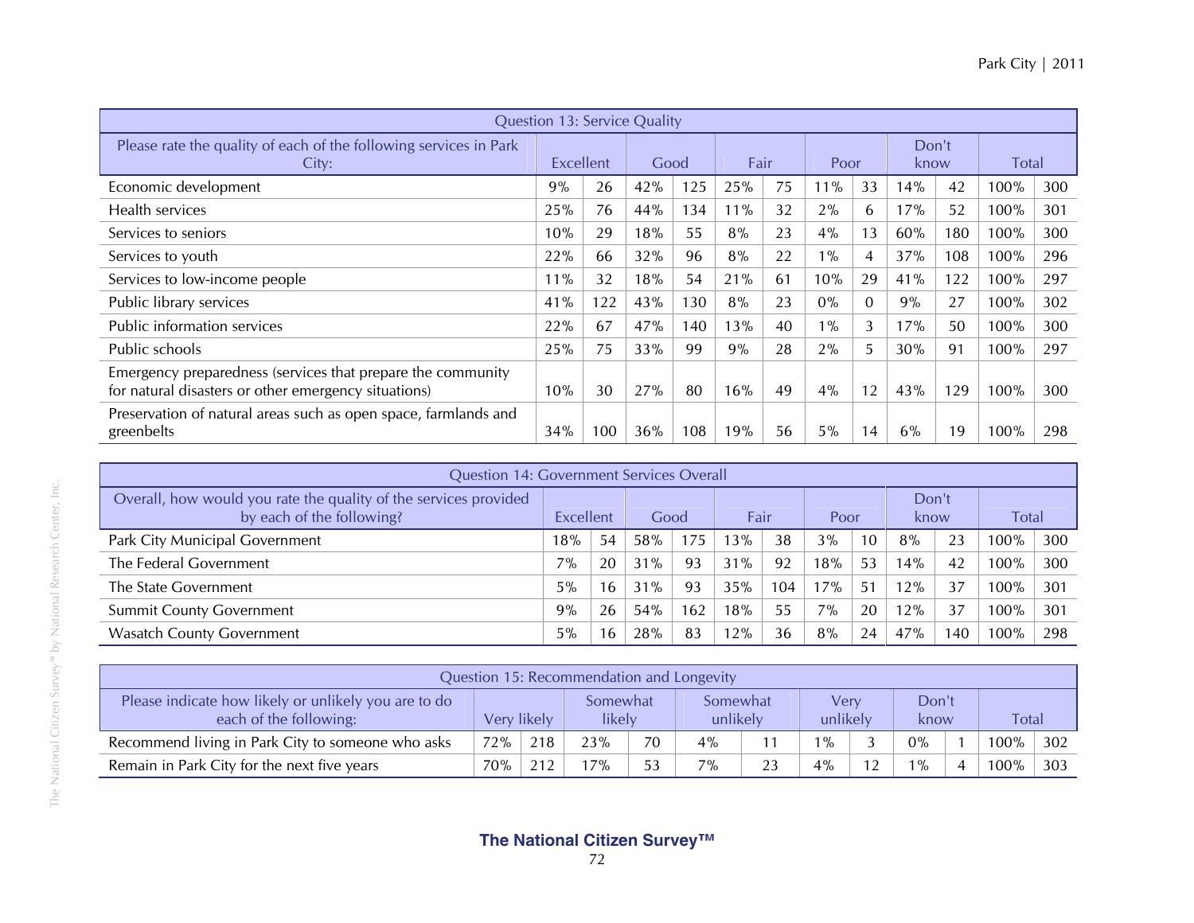| Question 13: Service Quality | | | | | | | | | | | | |
|---|---|---|---|---|---|---|---|---|---|---|---|---|
| Please rate the quality of each of the following services in Park City: | Excellent | | Good | | Fair | | Poor | | Don't know | | Total | |
| Economic development | 9% | 26 | 42% | 125 | 25% | 75 | 11% | 33 | 14% | 42 | 100% | 300 |
| Health services | 25% | 76 | 44% | 134 | 11% | 32 | 2% | 6 | 17% | 52 | 100% | 301 |
| Services to seniors | 10% | 29 | 18% | 55 | 8% | 23 | 4% | 13 | 60% | 180 | 100% | 300 |
| Services to youth | 22% | 66 | 32% | 96 | 8% | 22 | 1% | 4 | 37% | 108 | 100% | 296 |
| Services to low-income people | 11% | 32 | 18% | 54 | 21% | 61 | 10% | 29 | 41% | 122 | 100% | 297 |
| Public library services | 41% | 122 | 43% | 130 | 8% | 23 | 0% | 0 | 9% | 27 | 100% | 302 |
| Public information services | 22% | 67 | 47% | 140 | 13% | 40 | 1% | 3 | 17% | 50 | 100% | 300 |
| Public schools | 25% | 75 | 33% | 99 | 9% | 28 | 2% | 5 | 30% | 91 | 100% | 297 |
| Emergency preparedness (services that prepare the community for natural disasters or other emergency situations) | 10% | 30 | 27% | 80 | 16% | 49 | 4% | 12 | 43% | 129 | 100% | 300 |
| Preservation of natural areas such as open space, farmlands and greenbelts | 34% | 100 | 36% | 108 | 19% | 56 | 5% | 14 | 6% | 19 | 100% | 298 |

| Question 14: Government Services Overall | | | | | | | | | | | | |
|---|---|---|---|---|---|---|---|---|---|---|---|---|
| Overall, how would you rate the quality of the services provided by each of the following? | Excellent | | Good | | Fair | | Poor | | Don't know | | Total | |
| Park City Municipal Government | 18% | 54 | 58% | 175 | 13% | 38 | 3% | 10 | 8% | 23 | 100% | 300 |
| The Federal Government | 7% | 20 | 31% | 93 | 31% | 92 | 18% | 53 | 14% | 42 | 100% | 300 |
| The State Government | 5% | 16 | 31% | 93 | 35% | 104 | 17% | 51 | 12% | 37 | 100% | 301 |
| Summit County Government | 9% | 26 | 54% | 162 | 18% | 55 | 7% | 20 | 12% | 37 | 100% | 301 |
| Wasatch County Government | 5% | 16 | 28% | 83 | 12% | 36 | 8% | 24 | 47% | 140 | 100% | 298 |

| Question 15: Recommendation and Longevity | | | | | | | | | | | | |
|---|---|---|---|---|---|---|---|---|---|---|---|---|
| Please indicate how likely or unlikely you are to do each of the following: | Very likely | | Somewhat likely | | Somewhat unlikely | | Very unlikely | | Don't know | | Total | |
| Recommend living in Park City to someone who asks | 72% | 218 | 23% | 70 | 4% | 11 | 1% | 3 | 0% | 1 | 100% | 302 |
| Remain in Park City for the next five years | 70% | 212 | 17% | 53 | 7% | 23 | 4% | 12 | 1% | 4 | 100% | 303 |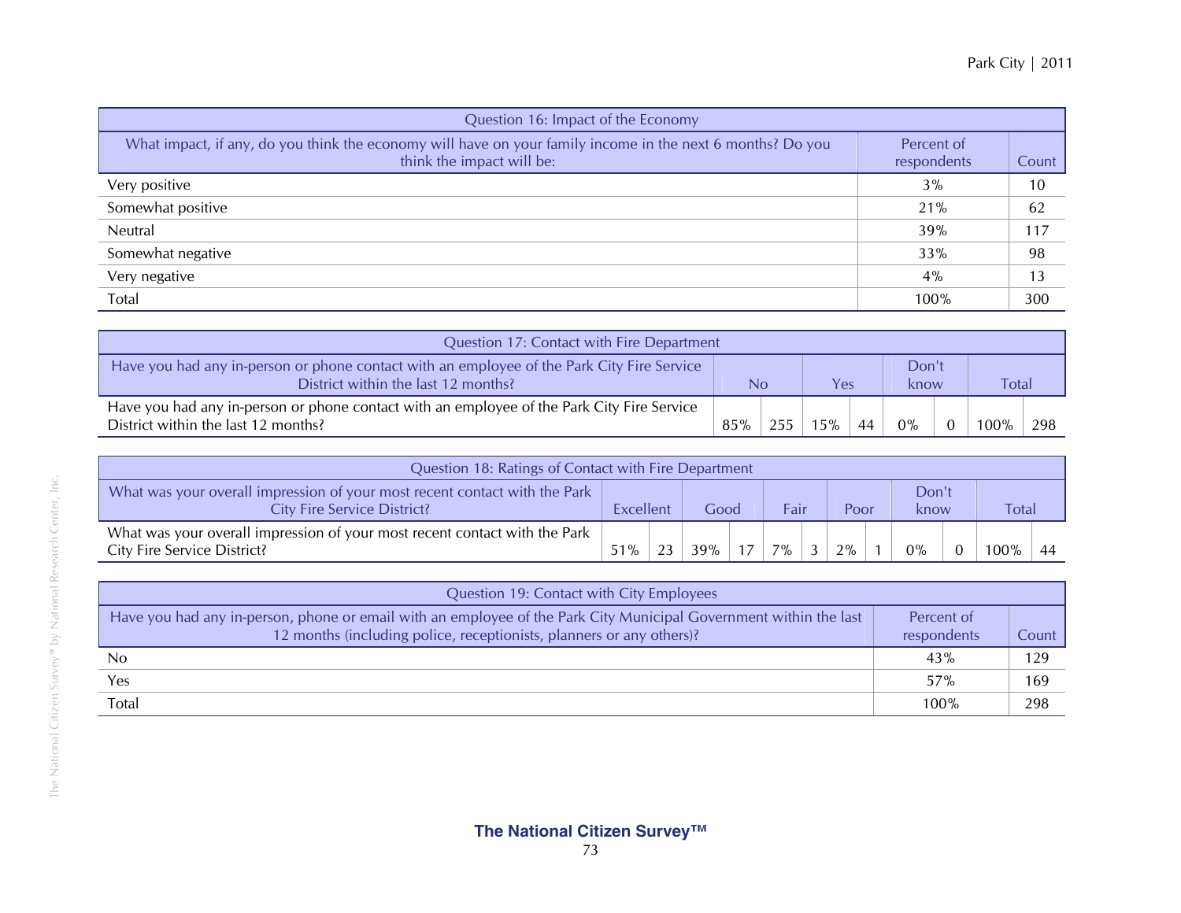| Question 16: Impact of the Economy | | |
|---|---|---|
| What impact, if any, do you think the economy will have on your family income in the next 6 months? Do you think the impact will be: | Percent of respondents | Count |
| Very positive | 3% | 10 |
| Somewhat positive | 21% | 62 |
| Neutral | 39% | 117 |
| Somewhat negative | 33% | 98 |
| Very negative | 4% | 13 |
| Total | 100% | 300 |

| Question 17: Contact with Fire Department | | | | | | | | |
|---|---|---|---|---|---|---|---|---|
| Have you had any in-person or phone contact with an employee of the Park City Fire Service District within the last 12 months? | No | | Yes | | Don't know | | Total | |
| Have you had any in-person or phone contact with an employee of the Park City Fire Service District within the last 12 months? | 85% | 255 | 15% | 44 | 0% | 0 | 100% | 298 |

| Question 18: Ratings of Contact with Fire Department | | | | | | | | | | | | |
|---|---|---|---|---|---|---|---|---|---|---|---|---|
| What was your overall impression of your most recent contact with the Park City Fire Service District? | Excellent | | Good | | Fair | | Poor | | Don't know | | Total | |
| What was your overall impression of your most recent contact with the Park City Fire Service District? | 51% | 23 | 39% | 17 | 7% | 3 | 2% | 1 | 0% | 0 | 100% | 44 |

| Question 19: Contact with City Employees | | |
|---|---|---|
| Have you had any in-person, phone or email with an employee of the Park City Municipal Government within the last 12 months (including police, receptionists, planners or any others)? | Percent of respondents | Count |
| No | 43% | 129 |
| Yes | 57% | 169 |
| Total | 100% | 298 |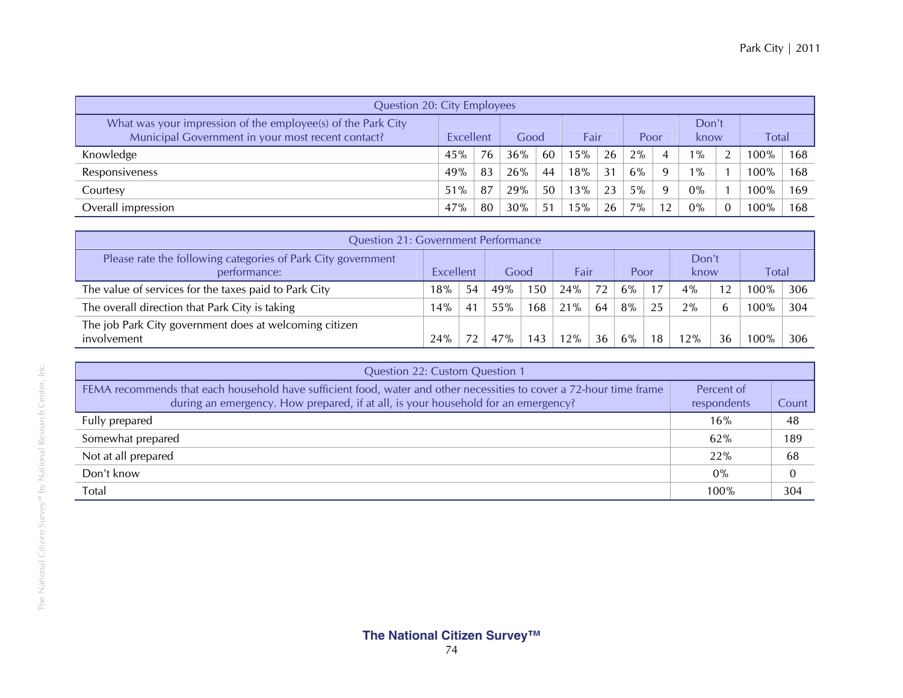| Question 20: City Employees | | | | | | | | | | | | |
|---|---|---|---|---|---|---|---|---|---|---|---|---|
| What was your impression of the employee(s) of the Park City Municipal Government in your most recent contact? | Excellent | | Good | | Fair | | Poor | | Don't know | | Total | |
| Knowledge | 45% | 76 | 36% | 60 | 15% | 26 | 2% | 4 | 1% | 2 | 100% | 168 |
| Responsiveness | 49% | 83 | 26% | 44 | 18% | 31 | 6% | 9 | 1% | 1 | 100% | 168 |
| Courtesy | 51% | 87 | 29% | 50 | 13% | 23 | 5% | 9 | 0% | 1 | 100% | 169 |
| Overall impression | 47% | 80 | 30% | 51 | 15% | 26 | 7% | 12 | 0% | 0 | 100% | 168 |

| Question 21: Government Performance | | | | | | | | | | | | |
|---|---|---|---|---|---|---|---|---|---|---|---|---|
| Please rate the following categories of Park City government performance: | Excellent | | Good | | Fair | | Poor | | Don't know | | Total | |
| The value of services for the taxes paid to Park City | 18% | 54 | 49% | 150 | 24% | 72 | 6% | 17 | 4% | 12 | 100% | 306 |
| The overall direction that Park City is taking | 14% | 41 | 55% | 168 | 21% | 64 | 8% | 25 | 2% | 6 | 100% | 304 |
| The job Park City government does at welcoming citizen involvement | 24% | 72 | 47% | 143 | 12% | 36 | 6% | 18 | 12% | 36 | 100% | 306 |

| Question 22: Custom Question 1 | | |
|---|---|---|
| FEMA recommends that each household have sufficient food, water and other necessities to cover a 72-hour time frame during an emergency. How prepared, if at all, is your household for an emergency? | Percent of respondents | Count |
| Fully prepared | 16% | 48 |
| Somewhat prepared | 62% | 189 |
| Not at all prepared | 22% | 68 |
| Don't know | 0% | 0 |
| Total | 100% | 304 |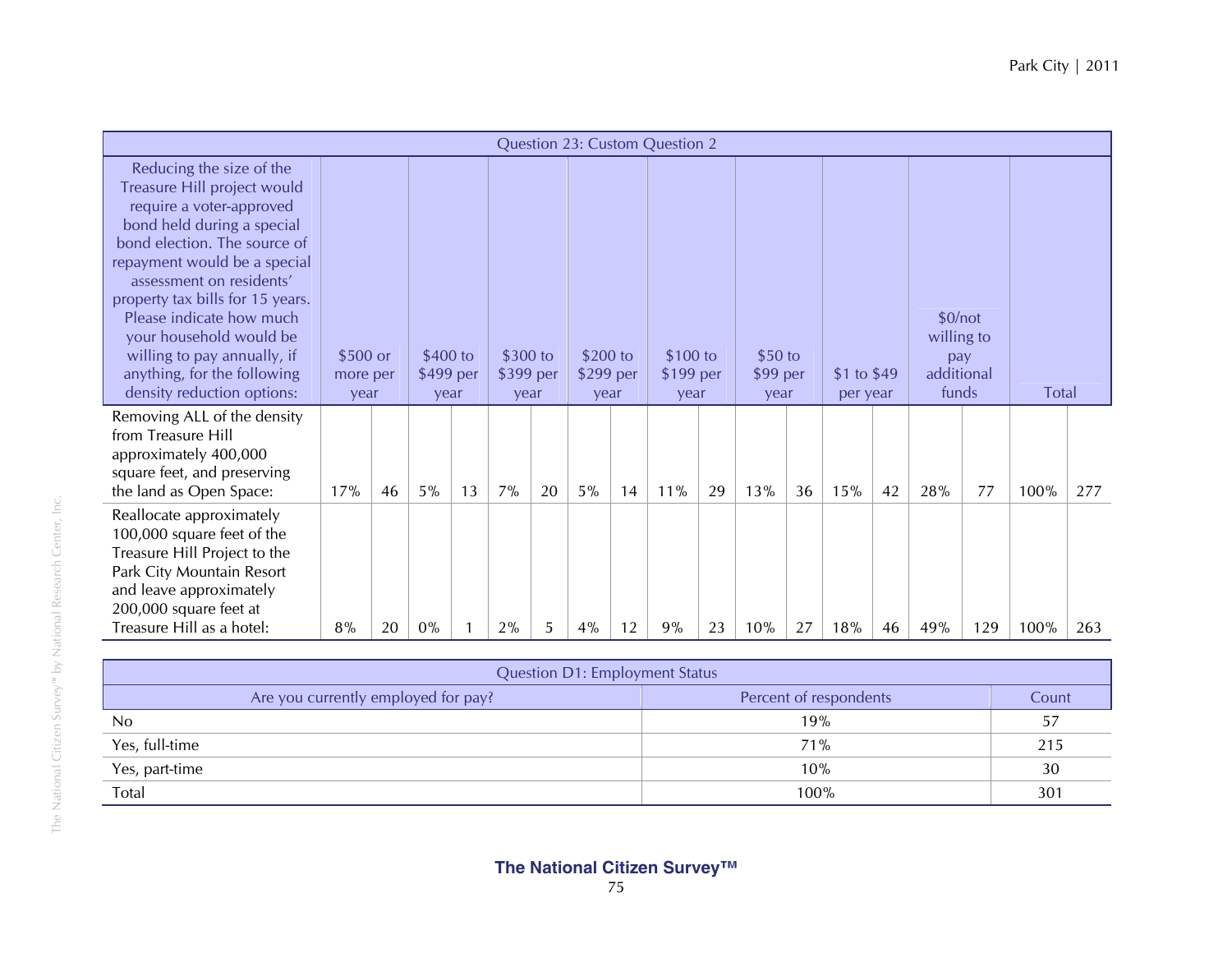| Question 23: Custom Question 2 | | | | | | | | | | | | | | | | | | |
|---|---|---|---|---|---|---|---|---|---|---|---|---|---|---|---|---|---|---|
| Reducing the size of the Treasure Hill project would require a voter-approved bond held during a special bond election. The source of repayment would be a special assessment on residents' property tax bills for 15 years. Please indicate how much your household would be willing to pay annually, if anything, for the following density reduction options: | $500 or more per year | | $400 to $499 per year | | $300 to $399 per year | | $200 to $299 per year | | $100 to $199 per year | | $50 to $99 per year | | $1 to $49 per year | | $0/not willing to pay additional funds | | Total | |
| Removing ALL of the density from Treasure Hill approximately 400,000 square feet, and preserving the land as Open Space: | 17% | 46 | 5% | 13 | 7% | 20 | 5% | 14 | 11% | 29 | 13% | 36 | 15% | 42 | 28% | 77 | 100% | 277 |
| Reallocate approximately 100,000 square feet of the Treasure Hill Project to the Park City Mountain Resort and leave approximately 200,000 square feet at Treasure Hill as a hotel: | 8% | 20 | 0% | 1 | 2% | 5 | 4% | 12 | 9% | 23 | 10% | 27 | 18% | 46 | 49% | 129 | 100% | 263 |

| Question D1: Employment Status | | |
|---|---|---|
| Are you currently employed for pay? | Percent of respondents | Count |
| No | 19% | 57 |
| Yes, full-time | 71% | 215 |
| Yes, part-time | 10% | 30 |
| Total | 100% | 301 |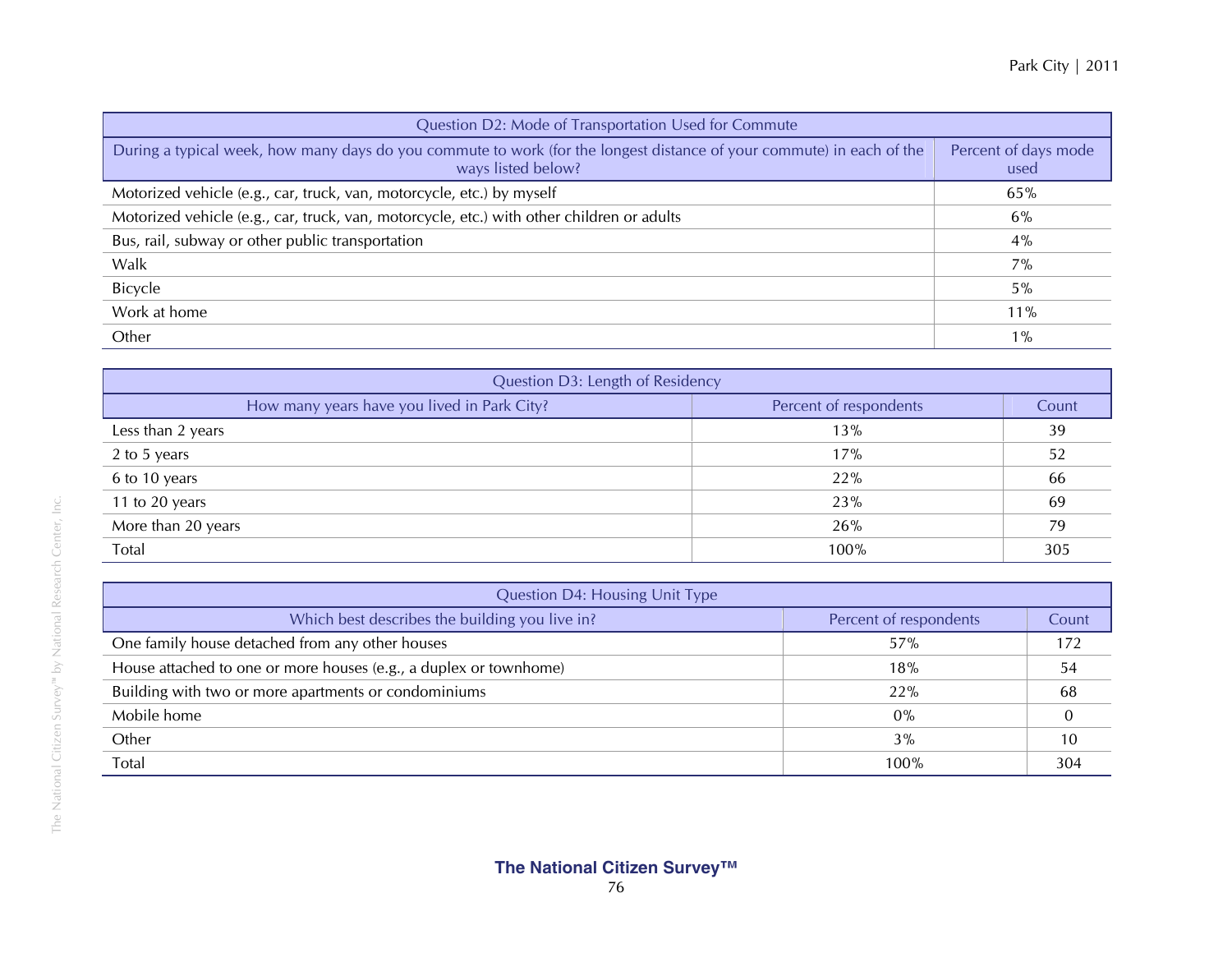| Question D2: Mode of Transportation Used for Commute | |
|---|---|
| During a typical week, how many days do you commute to work (for the longest distance of your commute) in each of the ways listed below? | Percent of days mode used |
| Motorized vehicle (e.g., car, truck, van, motorcycle, etc.) by myself | 65% |
| Motorized vehicle (e.g., car, truck, van, motorcycle, etc.) with other children or adults | 6% |
| Bus, rail, subway or other public transportation | 4% |
| Walk | 7% |
| Bicycle | 5% |
| Work at home | 11% |
| Other | 1% |

| Question D3: Length of Residency | | |
|---|---|---|
| How many years have you lived in Park City? | Percent of respondents | Count |
| Less than 2 years | 13% | 39 |
| 2 to 5 years | 17% | 52 |
| 6 to 10 years | 22% | 66 |
| 11 to 20 years | 23% | 69 |
| More than 20 years | 26% | 79 |
| Total | 100% | 305 |

| Question D4: Housing Unit Type | | |
|---|---|---|
| Which best describes the building you live in? | Percent of respondents | Count |
| One family house detached from any other houses | 57% | 172 |
| House attached to one or more houses (e.g., a duplex or townhome) | 18% | 54 |
| Building with two or more apartments or condominiums | 22% | 68 |
| Mobile home | 0% | 0 |
| Other | 3% | 10 |
| Total | 100% | 304 |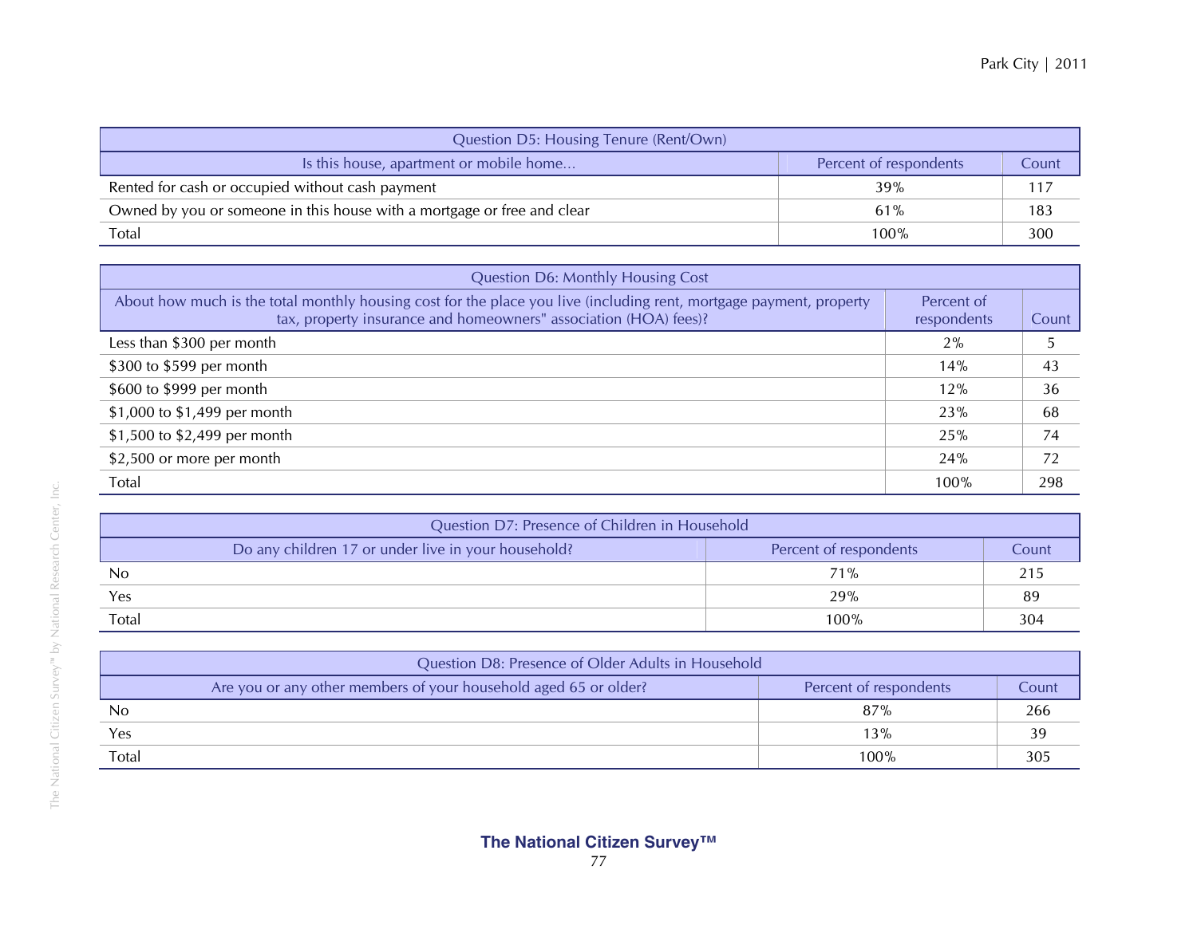| Question D5: Housing Tenure (Rent/Own) | | |
|---|---|---|
| Is this house, apartment or mobile home... | Percent of respondents | Count |
| Rented for cash or occupied without cash payment | 39% | 117 |
| Owned by you or someone in this house with a mortgage or free and clear | 61% | 183 |
| Total | 100% | 300 |

| Question D6: Monthly Housing Cost | | |
|---|---|---|
| About how much is the total monthly housing cost for the place you live (including rent, mortgage payment, property tax, property insurance and homeowners" association (HOA) fees)? | Percent of respondents | Count |
| Less than $300 per month | 2% | 5 |
| $300 to $599 per month | 14% | 43 |
| $600 to $999 per month | 12% | 36 |
| $1,000 to $1,499 per month | 23% | 68 |
| $1,500 to $2,499 per month | 25% | 74 |
| $2,500 or more per month | 24% | 72 |
| Total | 100% | 298 |

| Question D7: Presence of Children in Household | | |
|---|---|---|
| Do any children 17 or under live in your household? | Percent of respondents | Count |
| No | 71% | 215 |
| Yes | 29% | 89 |
| Total | 100% | 304 |

| Question D8: Presence of Older Adults in Household | | |
|---|---|---|
| Are you or any other members of your household aged 65 or older? | Percent of respondents | Count |
| No | 87% | 266 |
| Yes | 13% | 39 |
| Total | 100% | 305 |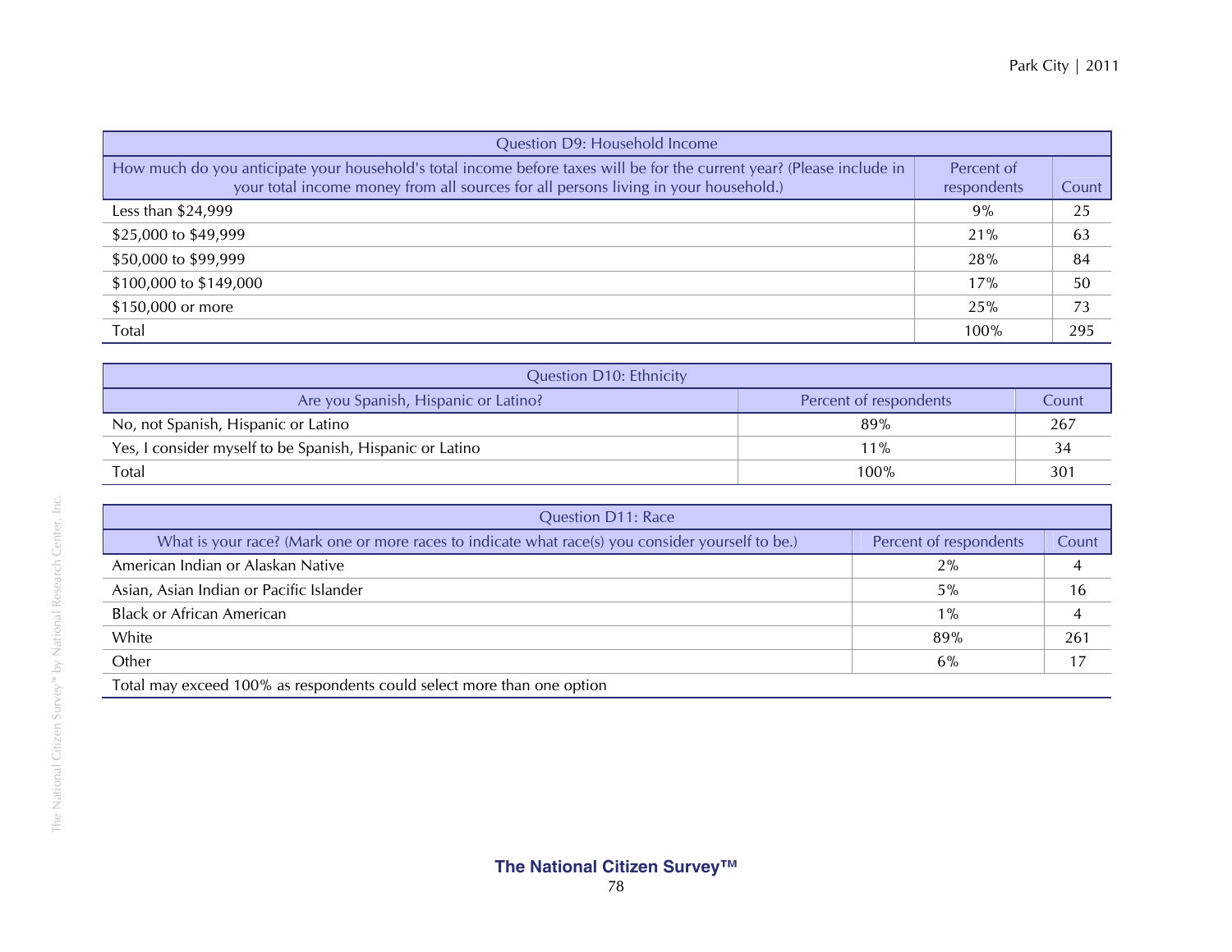| Question D9: Household Income | | |
|---|---|---|
| How much do you anticipate your household's total income before taxes will be for the current year? (Please include in your total income money from all sources for all persons living in your household.) | Percent of respondents | Count |
| Less than $24,999 | 9% | 25 |
| $25,000 to $49,999 | 21% | 63 |
| $50,000 to $99,999 | 28% | 84 |
| $100,000 to $149,000 | 17% | 50 |
| $150,000 or more | 25% | 73 |
| Total | 100% | 295 |

| Question D10: Ethnicity | | |
|---|---|---|
| Are you Spanish, Hispanic or Latino? | Percent of respondents | Count |
| No, not Spanish, Hispanic or Latino | 89% | 267 |
| Yes, I consider myself to be Spanish, Hispanic or Latino | 11% | 34 |
| Total | 100% | 301 |

| Question D11: Race | | |
|---|---|---|
| What is your race? (Mark one or more races to indicate what race(s) you consider yourself to be.) | Percent of respondents | Count |
| American Indian or Alaskan Native | 2% | 4 |
| Asian, Asian Indian or Pacific Islander | 5% | 16 |
| Black or African American | 1% | 4 |
| White | 89% | 261 |
| Other | 6% | 17 |
| Total may exceed 100% as respondents could select more than one option | | |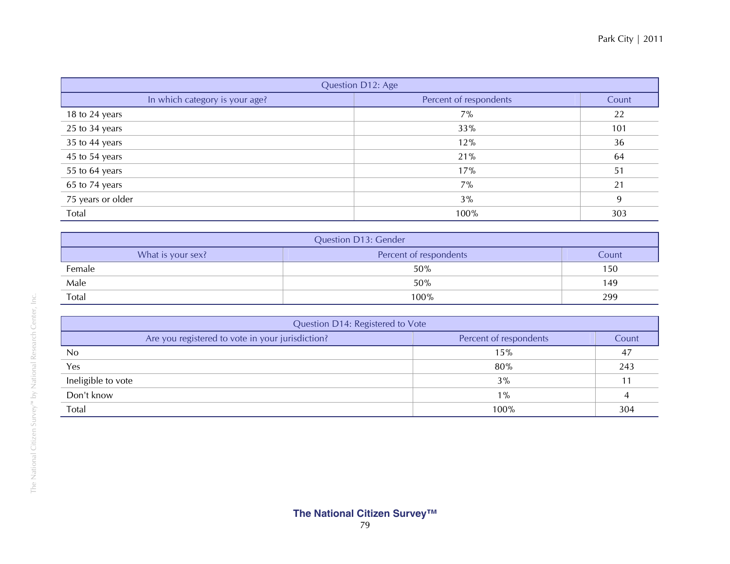| Question D12: Age | | |
|---|---|---|
| In which category is your age? | Percent of respondents | Count |
| 18 to 24 years | 7% | 22 |
| 25 to 34 years | 33% | 101 |
| 35 to 44 years | 12% | 36 |
| 45 to 54 years | 21% | 64 |
| 55 to 64 years | 17% | 51 |
| 65 to 74 years | 7% | 21 |
| 75 years or older | 3% | 9 |
| Total | 100% | 303 |

| Question D13: Gender | | |
|---|---|---|
| What is your sex? | Percent of respondents | Count |
| Female | 50% | 150 |
| Male | 50% | 149 |
| Total | 100% | 299 |

| Question D14: Registered to Vote | | |
|---|---|---|
| Are you registered to vote in your jurisdiction? | Percent of respondents | Count |
| No | 15% | 47 |
| Yes | 80% | 243 |
| Ineligible to vote | 3% | 11 |
| Don't know | 1% | 4 |
| Total | 100% | 304 |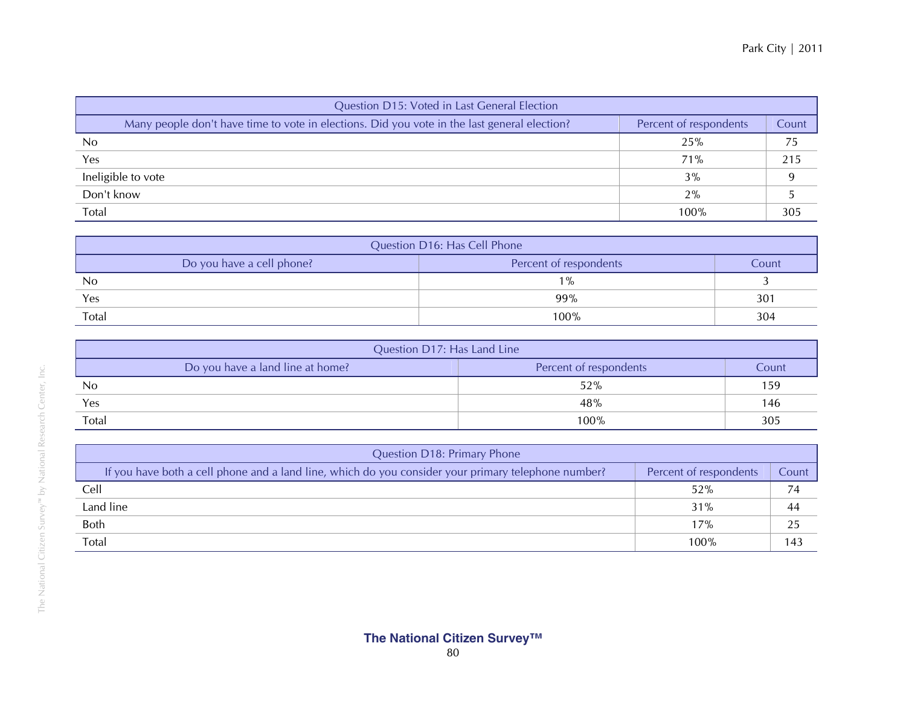| Question D15: Voted in Last General Election | | |
| --- | --- | --- |
| Many people don't have time to vote in elections. Did you vote in the last general election? | Percent of respondents | Count |
| No | 25% | 75 |
| Yes | 71% | 215 |
| Ineligible to vote | 3% | 9 |
| Don't know | 2% | 5 |
| Total | 100% | 305 |

| Question D16: Has Cell Phone | | |
| --- | --- | --- |
| Do you have a cell phone? | Percent of respondents | Count |
| No | 1% | 3 |
| Yes | 99% | 301 |
| Total | 100% | 304 |

| Question D17: Has Land Line | | |
| --- | --- | --- |
| Do you have a land line at home? | Percent of respondents | Count |
| No | 52% | 159 |
| Yes | 48% | 146 |
| Total | 100% | 305 |

| Question D18: Primary Phone | | |
| --- | --- | --- |
| If you have both a cell phone and a land line, which do you consider your primary telephone number? | Percent of respondents | Count |
| Cell | 52% | 74 |
| Land line | 31% | 44 |
| Both | 17% | 25 |
| Total | 100% | 143 |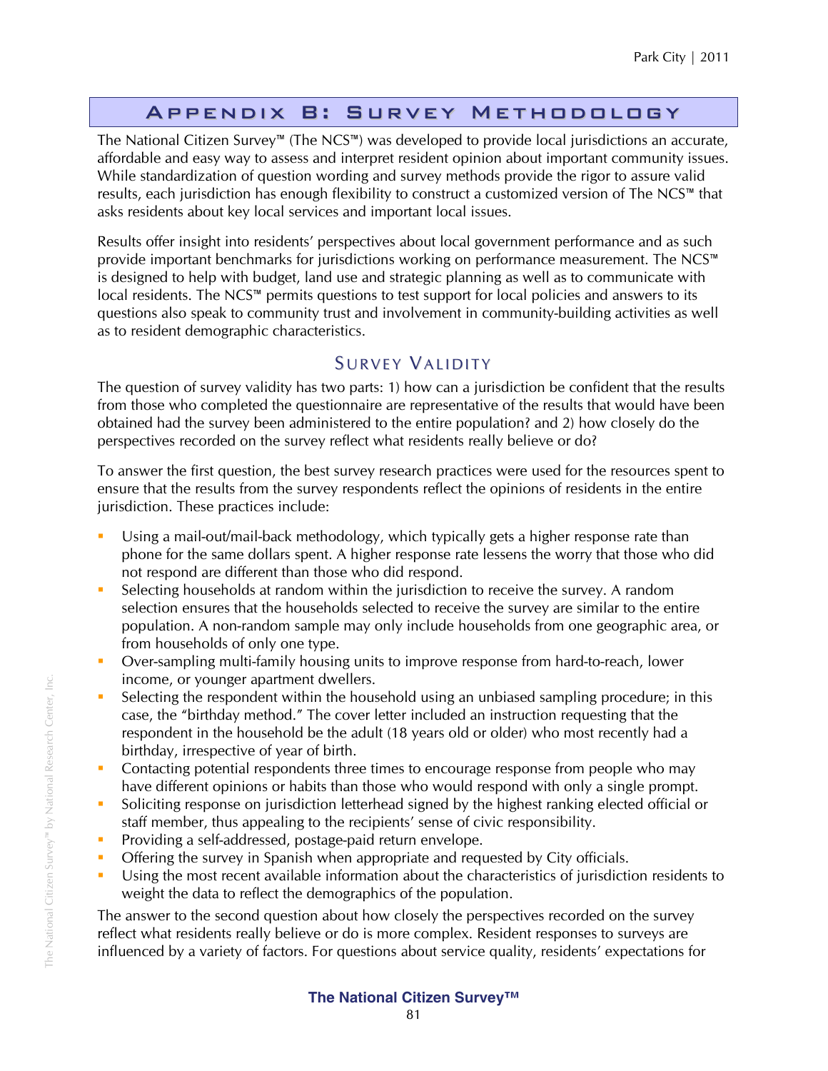# Appendix B: Survey Methodology

The National Citizen Survey™ (The NCS™) was developed to provide local jurisdictions an accurate, affordable and easy way to assess and interpret resident opinion about important community issues. While standardization of question wording and survey methods provide the rigor to assure valid results, each jurisdiction has enough flexibility to construct a customized version of The NCS™ that asks residents about key local services and important local issues.

Results offer insight into residents' perspectives about local government performance and as such provide important benchmarks for jurisdictions working on performance measurement. The NCS™ is designed to help with budget, land use and strategic planning as well as to communicate with local residents. The NCS™ permits questions to test support for local policies and answers to its questions also speak to community trust and involvement in community-building activities as well as to resident demographic characteristics.

## Survey Validity

The question of survey validity has two parts: 1) how can a jurisdiction be confident that the results from those who completed the questionnaire are representative of the results that would have been obtained had the survey been administered to the entire population? and 2) how closely do the perspectives recorded on the survey reflect what residents really believe or do?

To answer the first question, the best survey research practices were used for the resources spent to ensure that the results from the survey respondents reflect the opinions of residents in the entire jurisdiction. These practices include:

- Using a mail-out/mail-back methodology, which typically gets a higher response rate than phone for the same dollars spent. A higher response rate lessens the worry that those who did not respond are different than those who did respond.
- Selecting households at random within the jurisdiction to receive the survey. A random selection ensures that the households selected to receive the survey are similar to the entire population. A non-random sample may only include households from one geographic area, or from households of only one type.
- Over-sampling multi-family housing units to improve response from hard-to-reach, lower income, or younger apartment dwellers.
- Selecting the respondent within the household using an unbiased sampling procedure; in this case, the "birthday method." The cover letter included an instruction requesting that the respondent in the household be the adult (18 years old or older) who most recently had a birthday, irrespective of year of birth.
- Contacting potential respondents three times to encourage response from people who may have different opinions or habits than those who would respond with only a single prompt.
- Soliciting response on jurisdiction letterhead signed by the highest ranking elected official or staff member, thus appealing to the recipients' sense of civic responsibility.
- Providing a self-addressed, postage-paid return envelope.
- Offering the survey in Spanish when appropriate and requested by City officials.
- Using the most recent available information about the characteristics of jurisdiction residents to weight the data to reflect the demographics of the population.

The answer to the second question about how closely the perspectives recorded on the survey reflect what residents really believe or do is more complex. Resident responses to surveys are influenced by a variety of factors. For questions about service quality, residents' expectations for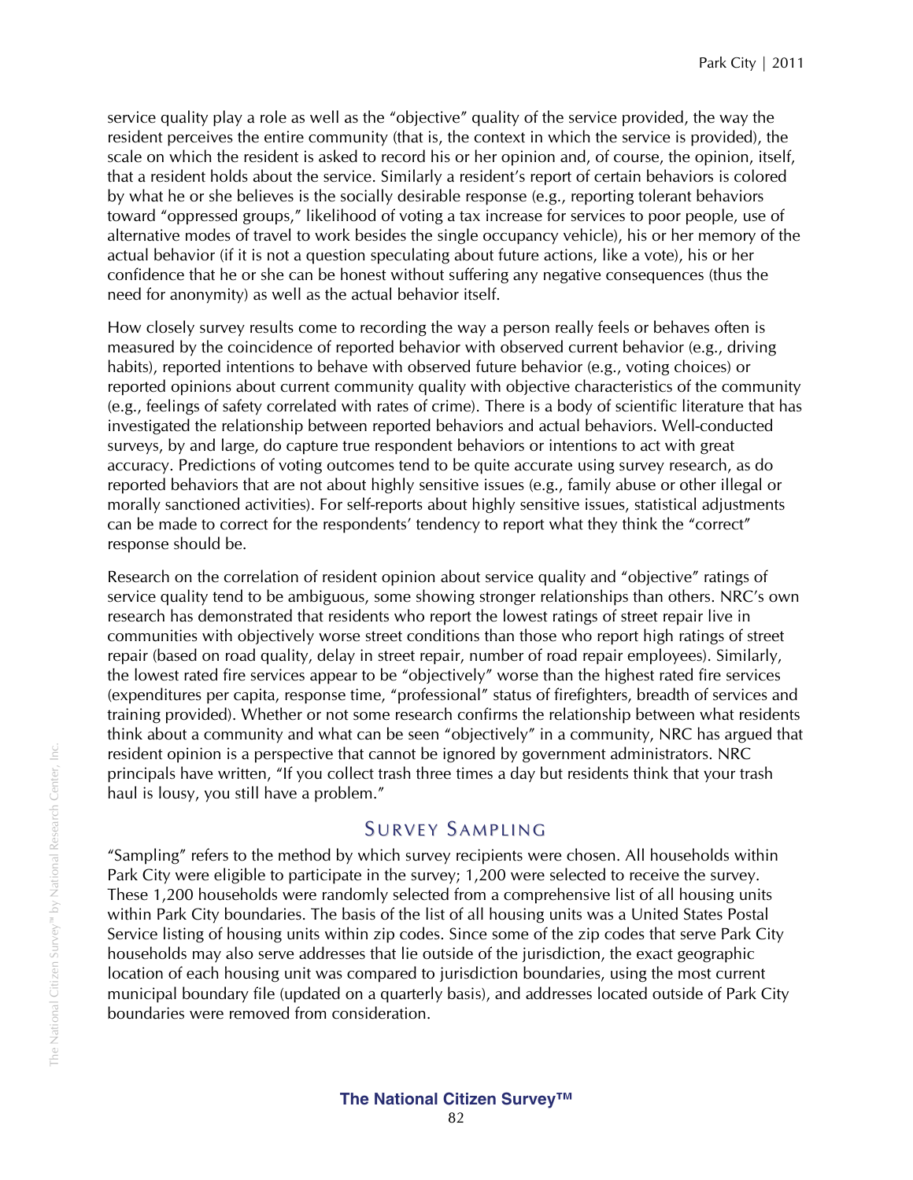service quality play a role as well as the "objective" quality of the service provided, the way the resident perceives the entire community (that is, the context in which the service is provided), the scale on which the resident is asked to record his or her opinion and, of course, the opinion, itself, that a resident holds about the service. Similarly a resident's report of certain behaviors is colored by what he or she believes is the socially desirable response (e.g., reporting tolerant behaviors toward "oppressed groups," likelihood of voting a tax increase for services to poor people, use of alternative modes of travel to work besides the single occupancy vehicle), his or her memory of the actual behavior (if it is not a question speculating about future actions, like a vote), his or her confidence that he or she can be honest without suffering any negative consequences (thus the need for anonymity) as well as the actual behavior itself.

How closely survey results come to recording the way a person really feels or behaves often is measured by the coincidence of reported behavior with observed current behavior (e.g., driving habits), reported intentions to behave with observed future behavior (e.g., voting choices) or reported opinions about current community quality with objective characteristics of the community (e.g., feelings of safety correlated with rates of crime). There is a body of scientific literature that has investigated the relationship between reported behaviors and actual behaviors. Well-conducted surveys, by and large, do capture true respondent behaviors or intentions to act with great accuracy. Predictions of voting outcomes tend to be quite accurate using survey research, as do reported behaviors that are not about highly sensitive issues (e.g., family abuse or other illegal or morally sanctioned activities). For self-reports about highly sensitive issues, statistical adjustments can be made to correct for the respondents' tendency to report what they think the "correct" response should be.

Research on the correlation of resident opinion about service quality and "objective" ratings of service quality tend to be ambiguous, some showing stronger relationships than others. NRC's own research has demonstrated that residents who report the lowest ratings of street repair live in communities with objectively worse street conditions than those who report high ratings of street repair (based on road quality, delay in street repair, number of road repair employees). Similarly, the lowest rated fire services appear to be "objectively" worse than the highest rated fire services (expenditures per capita, response time, "professional" status of firefighters, breadth of services and training provided). Whether or not some research confirms the relationship between what residents think about a community and what can be seen "objectively" in a community, NRC has argued that resident opinion is a perspective that cannot be ignored by government administrators. NRC principals have written, "If you collect trash three times a day but residents think that your trash haul is lousy, you still have a problem."

## Survey Sampling

"Sampling" refers to the method by which survey recipients were chosen. All households within Park City were eligible to participate in the survey; 1,200 were selected to receive the survey. These 1,200 households were randomly selected from a comprehensive list of all housing units within Park City boundaries. The basis of the list of all housing units was a United States Postal Service listing of housing units within zip codes. Since some of the zip codes that serve Park City households may also serve addresses that lie outside of the jurisdiction, the exact geographic location of each housing unit was compared to jurisdiction boundaries, using the most current municipal boundary file (updated on a quarterly basis), and addresses located outside of Park City boundaries were removed from consideration.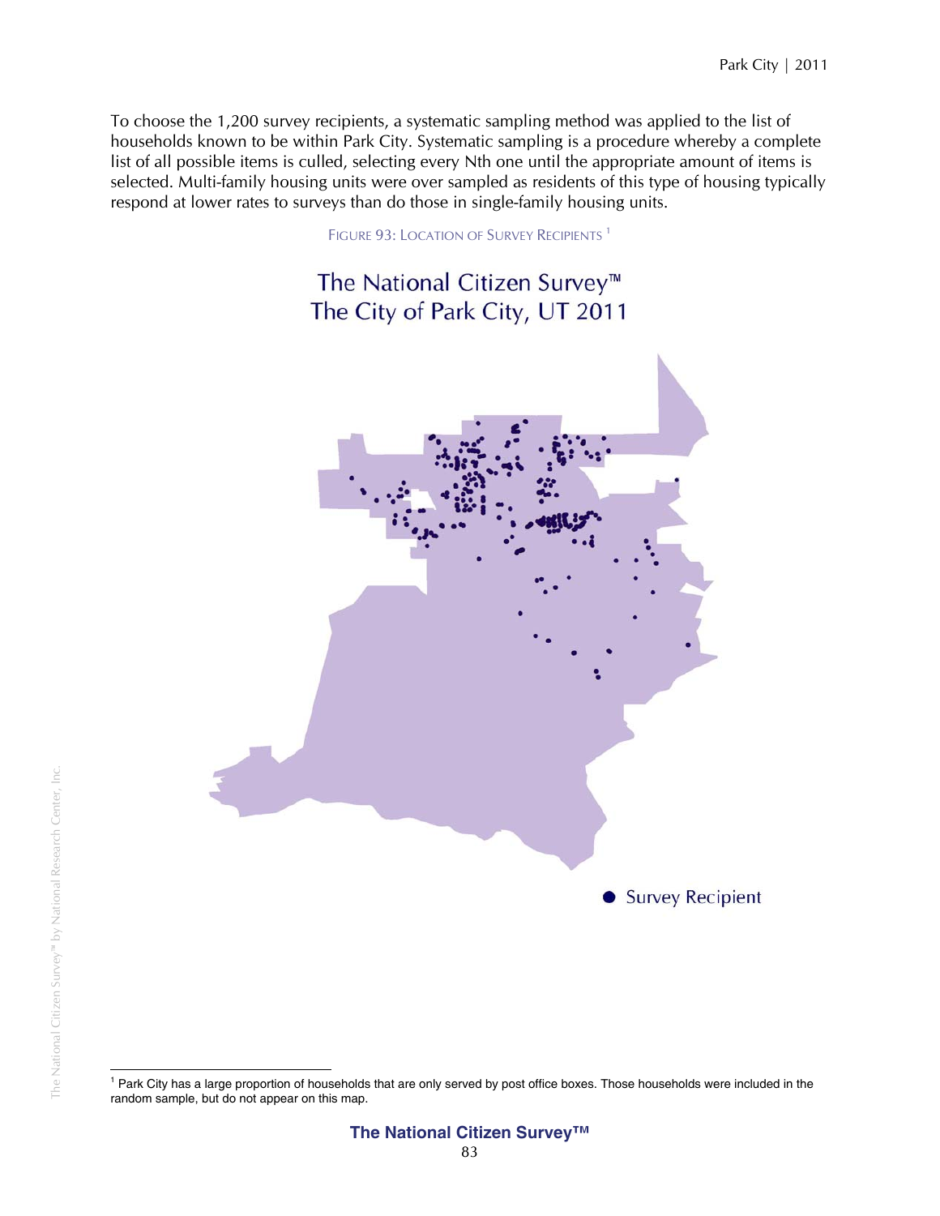To choose the 1,200 survey recipients, a systematic sampling method was applied to the list of households known to be within Park City. Systematic sampling is a procedure whereby a complete list of all possible items is culled, selecting every Nth one until the appropriate amount of items is selected. Multi-family housing units were over sampled as residents of this type of housing typically respond at lower rates to surveys than do those in single-family housing units.

FIGURE 93: LOCATION OF SURVEY RECIPIENTS [1]

The National Citizen Survey™
The City of Park City, UT 2011

● Survey Recipient

[1] Park City has a large proportion of households that are only served by post office boxes. Those households were included in the random sample, but do not appear on this map.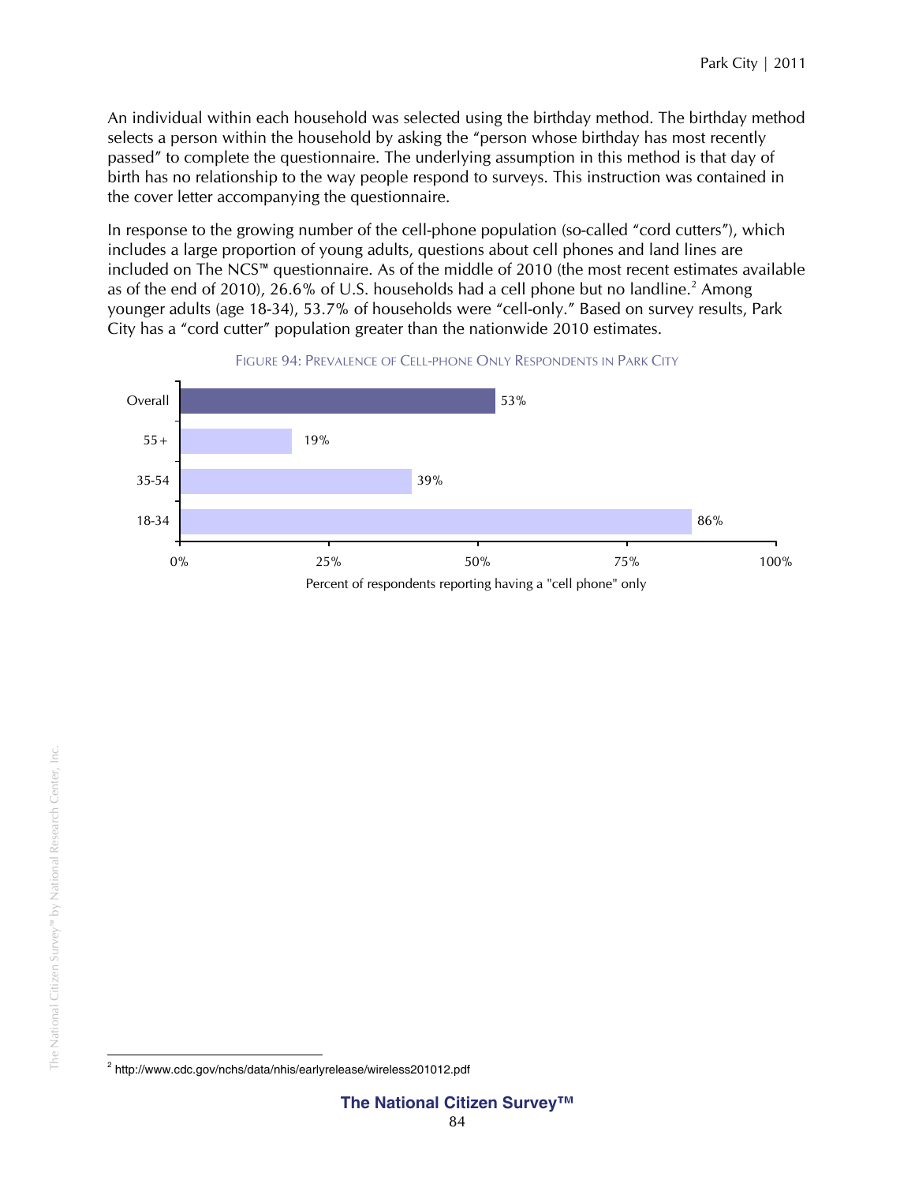An individual within each household was selected using the birthday method. The birthday method selects a person within the household by asking the "person whose birthday has most recently passed" to complete the questionnaire. The underlying assumption in this method is that day of birth has no relationship to the way people respond to surveys. This instruction was contained in the cover letter accompanying the questionnaire.

In response to the growing number of the cell-phone population (so-called "cord cutters"), which includes a large proportion of young adults, questions about cell phones and land lines are included on The NCS™ questionnaire. As of the middle of 2010 (the most recent estimates available as of the end of 2010), 26.6% of U.S. households had a cell phone but no landline.[2] Among younger adults (age 18-34), 53.7% of households were "cell-only." Based on survey results, Park City has a "cord cutter" population greater than the nationwide 2010 estimates.

FIGURE 94: PREVALENCE OF CELL-PHONE ONLY RESPONDENTS IN PARK CITY

| | Percent of respondents reporting having a "cell phone" only |
|---|---|
| Overall | 53% |
| 55+ | 19% |
| 35-54 | 39% |
| 18-34 | 86% |

[2] http://www.cdc.gov/nchs/data/nhis/earlyrelease/wireless201012.pdf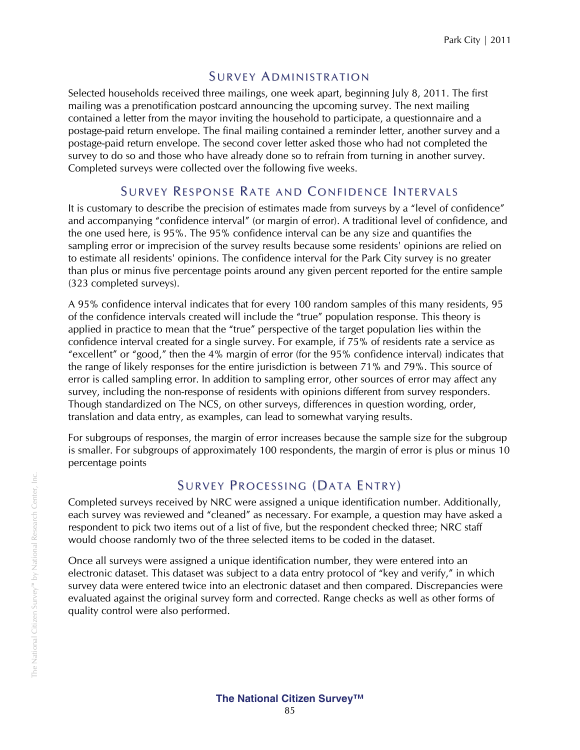## Survey Administration

Selected households received three mailings, one week apart, beginning July 8, 2011. The first mailing was a prenotification postcard announcing the upcoming survey. The next mailing contained a letter from the mayor inviting the household to participate, a questionnaire and a postage-paid return envelope. The final mailing contained a reminder letter, another survey and a postage-paid return envelope. The second cover letter asked those who had not completed the survey to do so and those who have already done so to refrain from turning in another survey. Completed surveys were collected over the following five weeks.

## Survey Response Rate and Confidence Intervals

It is customary to describe the precision of estimates made from surveys by a "level of confidence" and accompanying "confidence interval" (or margin of error). A traditional level of confidence, and the one used here, is 95%. The 95% confidence interval can be any size and quantifies the sampling error or imprecision of the survey results because some residents' opinions are relied on to estimate all residents' opinions. The confidence interval for the Park City survey is no greater than plus or minus five percentage points around any given percent reported for the entire sample (323 completed surveys).

A 95% confidence interval indicates that for every 100 random samples of this many residents, 95 of the confidence intervals created will include the "true" population response. This theory is applied in practice to mean that the "true" perspective of the target population lies within the confidence interval created for a single survey. For example, if 75% of residents rate a service as "excellent" or "good," then the 4% margin of error (for the 95% confidence interval) indicates that the range of likely responses for the entire jurisdiction is between 71% and 79%. This source of error is called sampling error. In addition to sampling error, other sources of error may affect any survey, including the non-response of residents with opinions different from survey responders. Though standardized on The NCS, on other surveys, differences in question wording, order, translation and data entry, as examples, can lead to somewhat varying results.

For subgroups of responses, the margin of error increases because the sample size for the subgroup is smaller. For subgroups of approximately 100 respondents, the margin of error is plus or minus 10 percentage points

## Survey Processing (Data Entry)

Completed surveys received by NRC were assigned a unique identification number. Additionally, each survey was reviewed and "cleaned" as necessary. For example, a question may have asked a respondent to pick two items out of a list of five, but the respondent checked three; NRC staff would choose randomly two of the three selected items to be coded in the dataset.

Once all surveys were assigned a unique identification number, they were entered into an electronic dataset. This dataset was subject to a data entry protocol of "key and verify," in which survey data were entered twice into an electronic dataset and then compared. Discrepancies were evaluated against the original survey form and corrected. Range checks as well as other forms of quality control were also performed.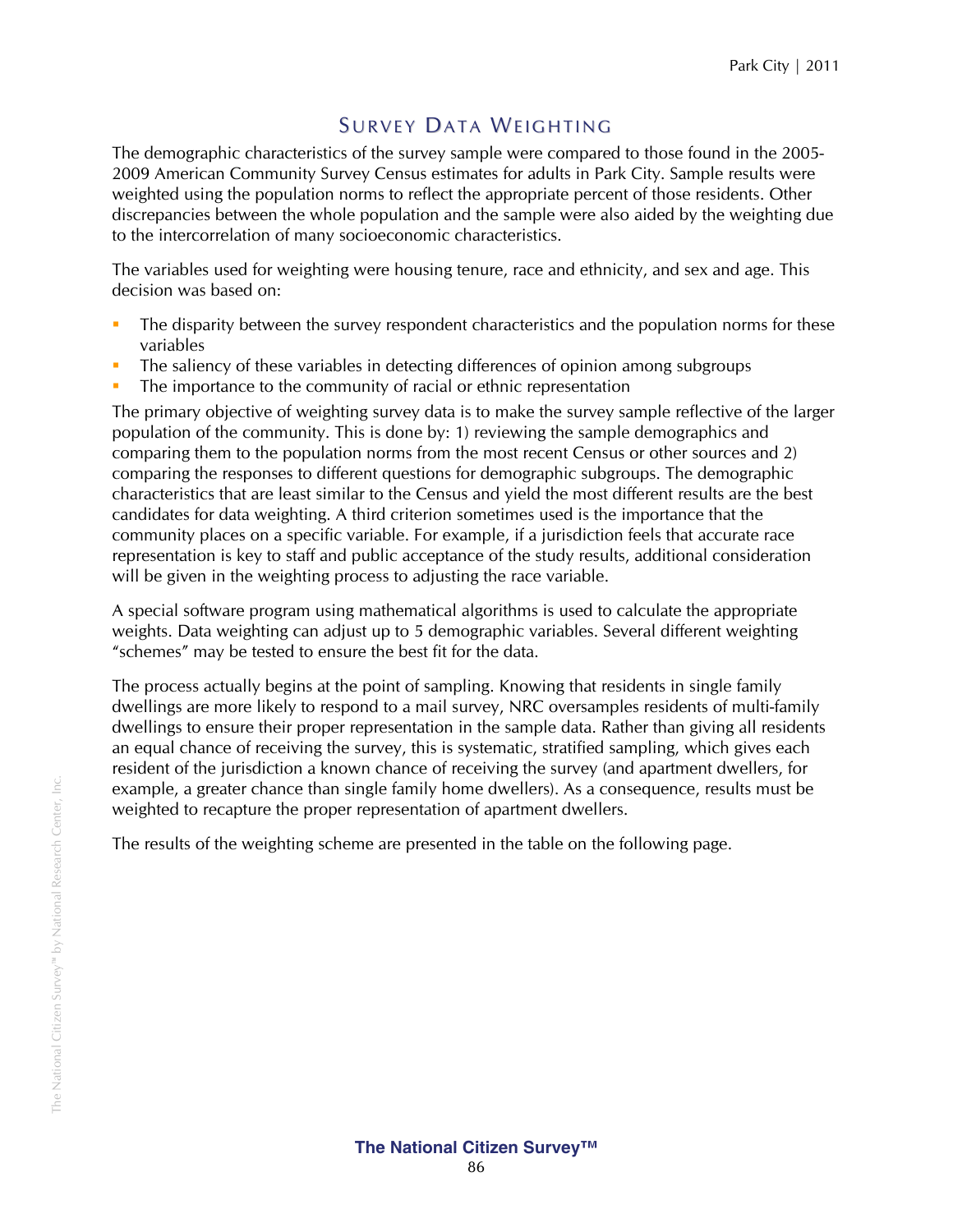# Survey Data Weighting

The demographic characteristics of the survey sample were compared to those found in the 2005-2009 American Community Survey Census estimates for adults in Park City. Sample results were weighted using the population norms to reflect the appropriate percent of those residents. Other discrepancies between the whole population and the sample were also aided by the weighting due to the intercorrelation of many socioeconomic characteristics.

The variables used for weighting were housing tenure, race and ethnicity, and sex and age. This decision was based on:

- The disparity between the survey respondent characteristics and the population norms for these variables
- The saliency of these variables in detecting differences of opinion among subgroups
- The importance to the community of racial or ethnic representation

The primary objective of weighting survey data is to make the survey sample reflective of the larger population of the community. This is done by: 1) reviewing the sample demographics and comparing them to the population norms from the most recent Census or other sources and 2) comparing the responses to different questions for demographic subgroups. The demographic characteristics that are least similar to the Census and yield the most different results are the best candidates for data weighting. A third criterion sometimes used is the importance that the community places on a specific variable. For example, if a jurisdiction feels that accurate race representation is key to staff and public acceptance of the study results, additional consideration will be given in the weighting process to adjusting the race variable.

A special software program using mathematical algorithms is used to calculate the appropriate weights. Data weighting can adjust up to 5 demographic variables. Several different weighting "schemes" may be tested to ensure the best fit for the data.

The process actually begins at the point of sampling. Knowing that residents in single family dwellings are more likely to respond to a mail survey, NRC oversamples residents of multi-family dwellings to ensure their proper representation in the sample data. Rather than giving all residents an equal chance of receiving the survey, this is systematic, stratified sampling, which gives each resident of the jurisdiction a known chance of receiving the survey (and apartment dwellers, for example, a greater chance than single family home dwellers). As a consequence, results must be weighted to recapture the proper representation of apartment dwellers.

The results of the weighting scheme are presented in the table on the following page.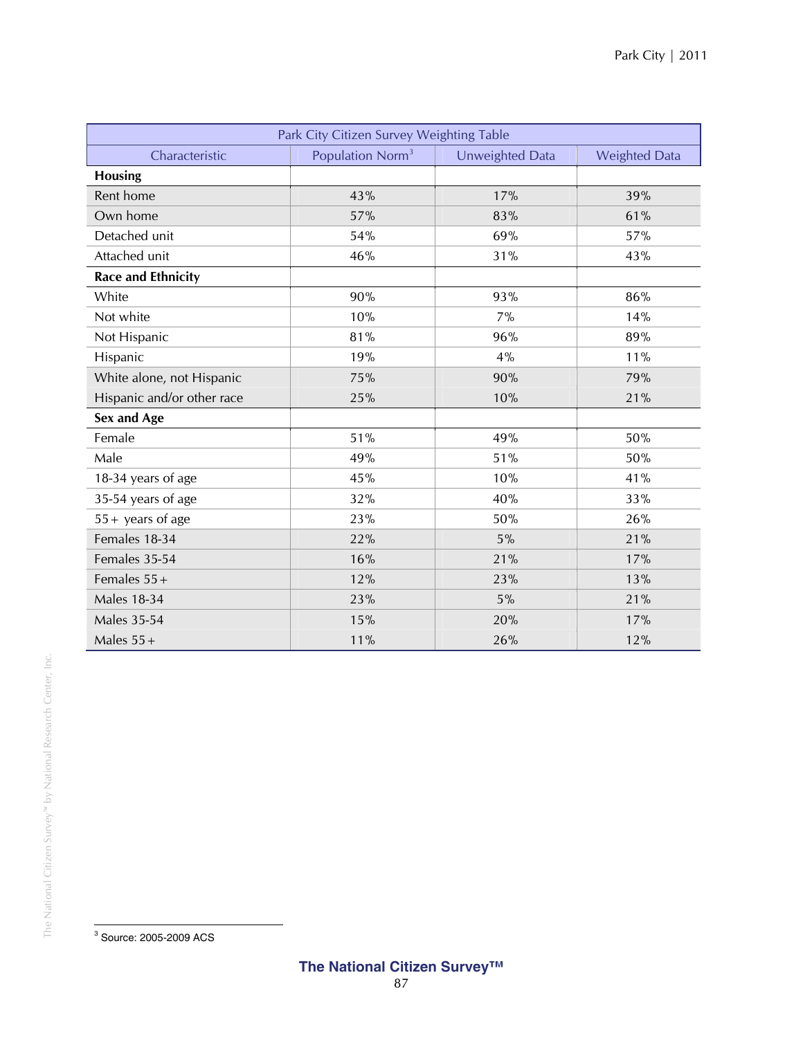| Park City Citizen Survey Weighting Table | | | |
|---|---|---|---|
| Characteristic | Population Norm[3] | Unweighted Data | Weighted Data |
| **Housing** | | | |
| Rent home | 43% | 17% | 39% |
| Own home | 57% | 83% | 61% |
| Detached unit | 54% | 69% | 57% |
| Attached unit | 46% | 31% | 43% |
| **Race and Ethnicity** | | | |
| White | 90% | 93% | 86% |
| Not white | 10% | 7% | 14% |
| Not Hispanic | 81% | 96% | 89% |
| Hispanic | 19% | 4% | 11% |
| White alone, not Hispanic | 75% | 90% | 79% |
| Hispanic and/or other race | 25% | 10% | 21% |
| **Sex and Age** | | | |
| Female | 51% | 49% | 50% |
| Male | 49% | 51% | 50% |
| 18-34 years of age | 45% | 10% | 41% |
| 35-54 years of age | 32% | 40% | 33% |
| 55+ years of age | 23% | 50% | 26% |
| Females 18-34 | 22% | 5% | 21% |
| Females 35-54 | 16% | 21% | 17% |
| Females 55+ | 12% | 23% | 13% |
| Males 18-34 | 23% | 5% | 21% |
| Males 35-54 | 15% | 20% | 17% |
| Males 55+ | 11% | 26% | 12% |

[3] Source: 2005-2009 ACS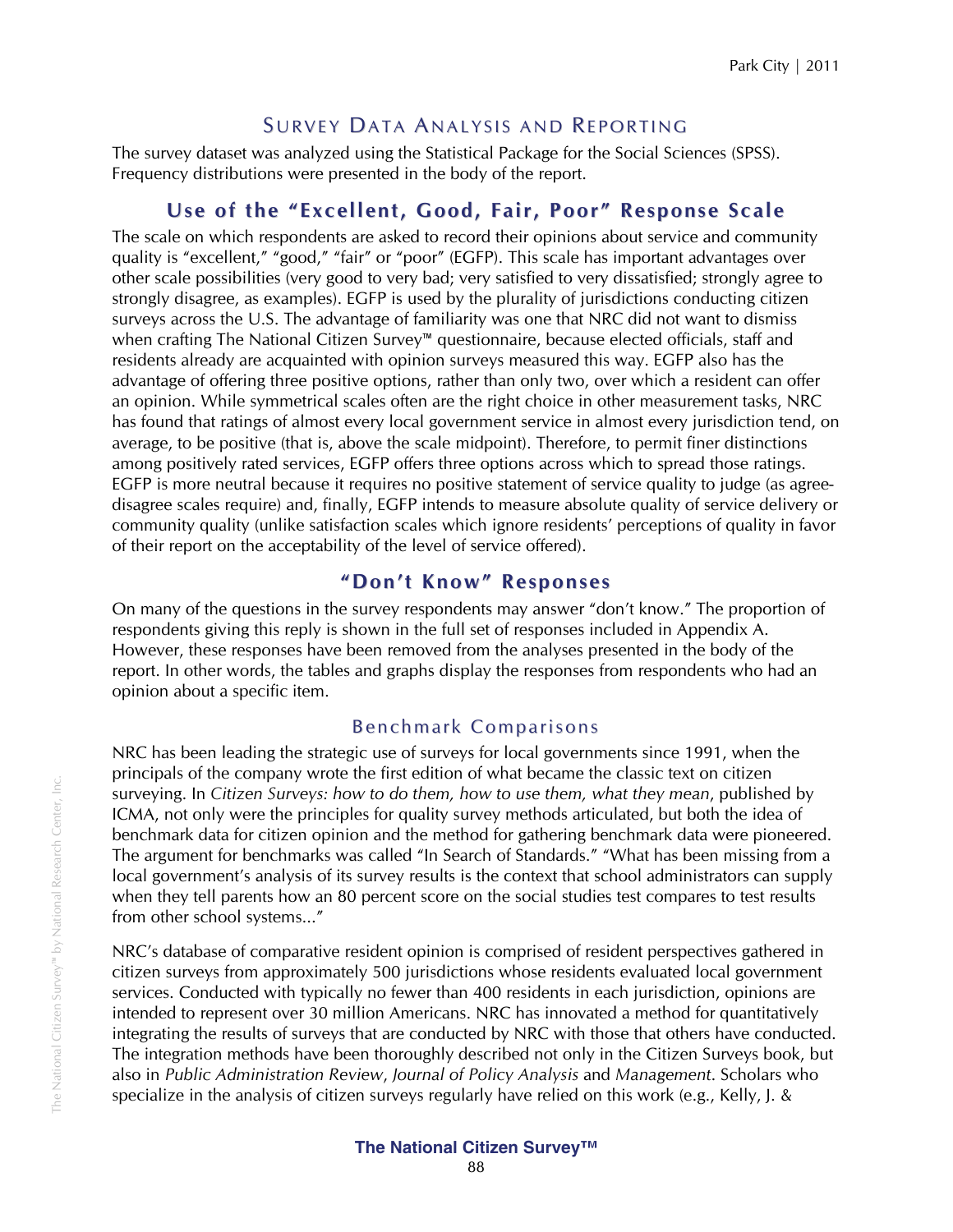## Survey Data Analysis and Reporting

The survey dataset was analyzed using the Statistical Package for the Social Sciences (SPSS). Frequency distributions were presented in the body of the report.

### Use of the "Excellent, Good, Fair, Poor" Response Scale

The scale on which respondents are asked to record their opinions about service and community quality is "excellent," "good," "fair" or "poor" (EGFP). This scale has important advantages over other scale possibilities (very good to very bad; very satisfied to very dissatisfied; strongly agree to strongly disagree, as examples). EGFP is used by the plurality of jurisdictions conducting citizen surveys across the U.S. The advantage of familiarity was one that NRC did not want to dismiss when crafting The National Citizen Survey™ questionnaire, because elected officials, staff and residents already are acquainted with opinion surveys measured this way. EGFP also has the advantage of offering three positive options, rather than only two, over which a resident can offer an opinion. While symmetrical scales often are the right choice in other measurement tasks, NRC has found that ratings of almost every local government service in almost every jurisdiction tend, on average, to be positive (that is, above the scale midpoint). Therefore, to permit finer distinctions among positively rated services, EGFP offers three options across which to spread those ratings. EGFP is more neutral because it requires no positive statement of service quality to judge (as agree-disagree scales require) and, finally, EGFP intends to measure absolute quality of service delivery or community quality (unlike satisfaction scales which ignore residents' perceptions of quality in favor of their report on the acceptability of the level of service offered).

### "Don't Know" Responses

On many of the questions in the survey respondents may answer "don't know." The proportion of respondents giving this reply is shown in the full set of responses included in Appendix A. However, these responses have been removed from the analyses presented in the body of the report. In other words, the tables and graphs display the responses from respondents who had an opinion about a specific item.

### Benchmark Comparisons

NRC has been leading the strategic use of surveys for local governments since 1991, when the principals of the company wrote the first edition of what became the classic text on citizen surveying. In *Citizen Surveys: how to do them, how to use them, what they mean*, published by ICMA, not only were the principles for quality survey methods articulated, but both the idea of benchmark data for citizen opinion and the method for gathering benchmark data were pioneered. The argument for benchmarks was called "In Search of Standards." "What has been missing from a local government's analysis of its survey results is the context that school administrators can supply when they tell parents how an 80 percent score on the social studies test compares to test results from other school systems..."

NRC's database of comparative resident opinion is comprised of resident perspectives gathered in citizen surveys from approximately 500 jurisdictions whose residents evaluated local government services. Conducted with typically no fewer than 400 residents in each jurisdiction, opinions are intended to represent over 30 million Americans. NRC has innovated a method for quantitatively integrating the results of surveys that are conducted by NRC with those that others have conducted. The integration methods have been thoroughly described not only in the Citizen Surveys book, but also in *Public Administration Review*, *Journal of Policy Analysis* and *Management*. Scholars who specialize in the analysis of citizen surveys regularly have relied on this work (e.g., Kelly, J. &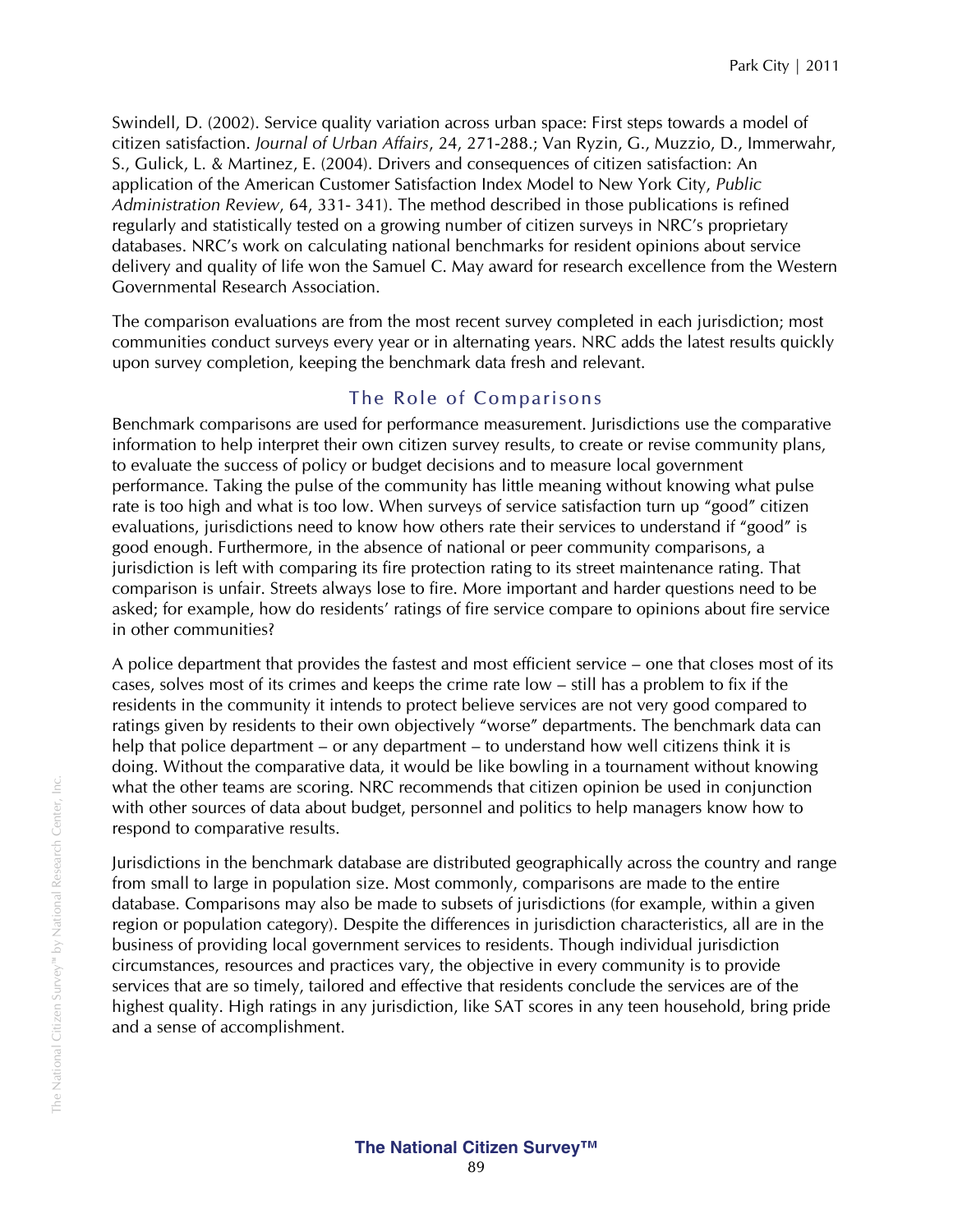Swindell, D. (2002). Service quality variation across urban space: First steps towards a model of citizen satisfaction. *Journal of Urban Affairs*, 24, 271-288.; Van Ryzin, G., Muzzio, D., Immerwahr, S., Gulick, L. & Martinez, E. (2004). Drivers and consequences of citizen satisfaction: An application of the American Customer Satisfaction Index Model to New York City, *Public Administration Review*, 64, 331- 341). The method described in those publications is refined regularly and statistically tested on a growing number of citizen surveys in NRC's proprietary databases. NRC's work on calculating national benchmarks for resident opinions about service delivery and quality of life won the Samuel C. May award for research excellence from the Western Governmental Research Association.

The comparison evaluations are from the most recent survey completed in each jurisdiction; most communities conduct surveys every year or in alternating years. NRC adds the latest results quickly upon survey completion, keeping the benchmark data fresh and relevant.

## The Role of Comparisons

Benchmark comparisons are used for performance measurement. Jurisdictions use the comparative information to help interpret their own citizen survey results, to create or revise community plans, to evaluate the success of policy or budget decisions and to measure local government performance. Taking the pulse of the community has little meaning without knowing what pulse rate is too high and what is too low. When surveys of service satisfaction turn up "good" citizen evaluations, jurisdictions need to know how others rate their services to understand if "good" is good enough. Furthermore, in the absence of national or peer community comparisons, a jurisdiction is left with comparing its fire protection rating to its street maintenance rating. That comparison is unfair. Streets always lose to fire. More important and harder questions need to be asked; for example, how do residents' ratings of fire service compare to opinions about fire service in other communities?

A police department that provides the fastest and most efficient service – one that closes most of its cases, solves most of its crimes and keeps the crime rate low – still has a problem to fix if the residents in the community it intends to protect believe services are not very good compared to ratings given by residents to their own objectively "worse" departments. The benchmark data can help that police department – or any department – to understand how well citizens think it is doing. Without the comparative data, it would be like bowling in a tournament without knowing what the other teams are scoring. NRC recommends that citizen opinion be used in conjunction with other sources of data about budget, personnel and politics to help managers know how to respond to comparative results.

Jurisdictions in the benchmark database are distributed geographically across the country and range from small to large in population size. Most commonly, comparisons are made to the entire database. Comparisons may also be made to subsets of jurisdictions (for example, within a given region or population category). Despite the differences in jurisdiction characteristics, all are in the business of providing local government services to residents. Though individual jurisdiction circumstances, resources and practices vary, the objective in every community is to provide services that are so timely, tailored and effective that residents conclude the services are of the highest quality. High ratings in any jurisdiction, like SAT scores in any teen household, bring pride and a sense of accomplishment.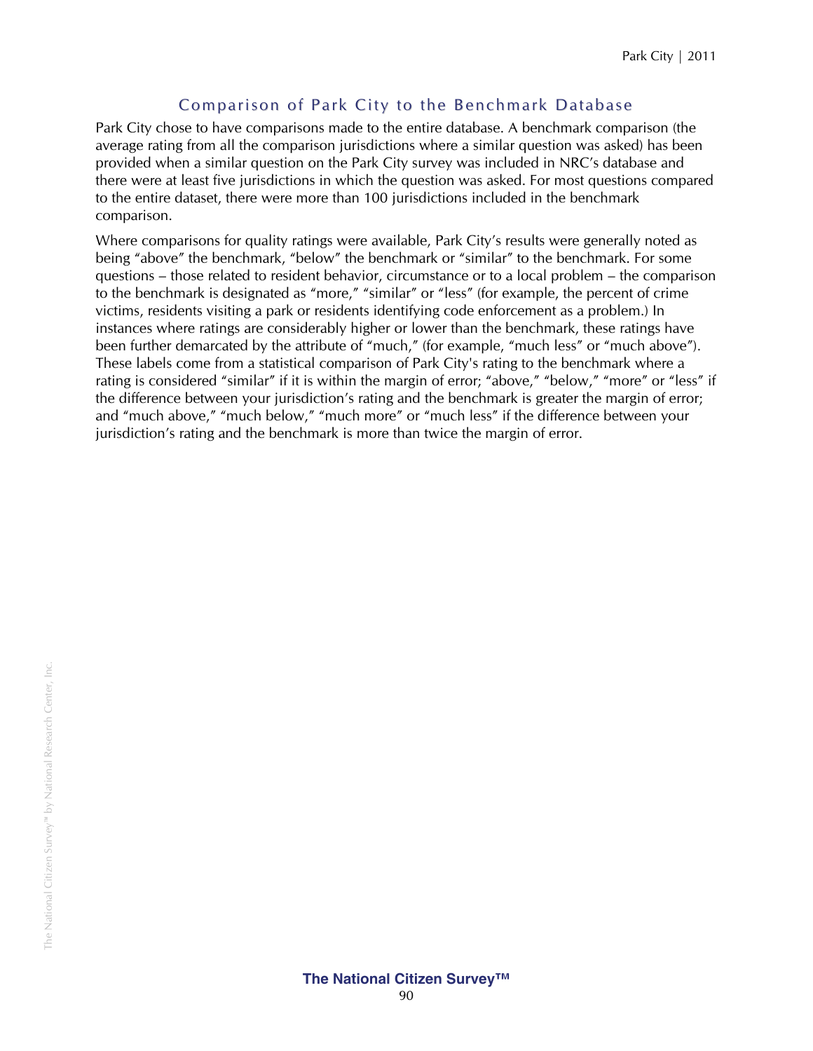## Comparison of Park City to the Benchmark Database

Park City chose to have comparisons made to the entire database. A benchmark comparison (the average rating from all the comparison jurisdictions where a similar question was asked) has been provided when a similar question on the Park City survey was included in NRC's database and there were at least five jurisdictions in which the question was asked. For most questions compared to the entire dataset, there were more than 100 jurisdictions included in the benchmark comparison.

Where comparisons for quality ratings were available, Park City's results were generally noted as being "above" the benchmark, "below" the benchmark or "similar" to the benchmark. For some questions – those related to resident behavior, circumstance or to a local problem – the comparison to the benchmark is designated as "more," "similar" or "less" (for example, the percent of crime victims, residents visiting a park or residents identifying code enforcement as a problem.) In instances where ratings are considerably higher or lower than the benchmark, these ratings have been further demarcated by the attribute of "much," (for example, "much less" or "much above"). These labels come from a statistical comparison of Park City's rating to the benchmark where a rating is considered "similar" if it is within the margin of error; "above," "below," "more" or "less" if the difference between your jurisdiction's rating and the benchmark is greater the margin of error; and "much above," "much below," "much more" or "much less" if the difference between your jurisdiction's rating and the benchmark is more than twice the margin of error.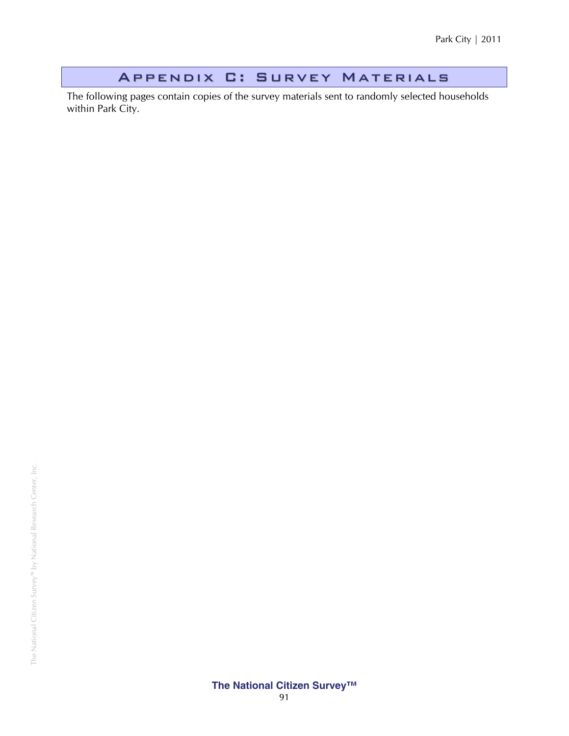# Appendix C: Survey Materials

The following pages contain copies of the survey materials sent to randomly selected households within Park City.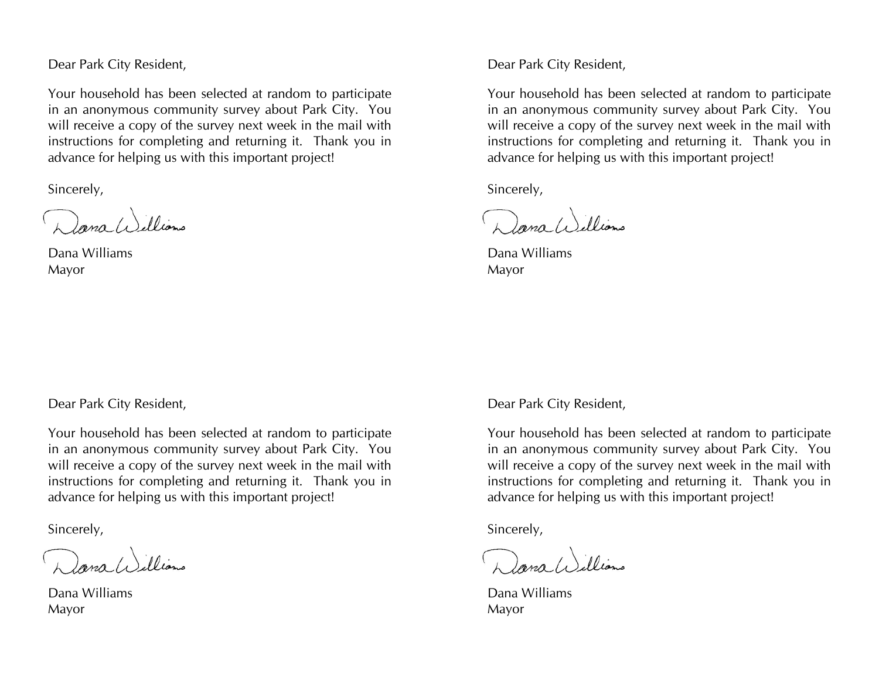Dear Park City Resident,

Your household has been selected at random to participate in an anonymous community survey about Park City. You will receive a copy of the survey next week in the mail with instructions for completing and returning it. Thank you in advance for helping us with this important project!

Sincerely,

Dana Williams
Mayor

Dear Park City Resident,

Your household has been selected at random to participate in an anonymous community survey about Park City. You will receive a copy of the survey next week in the mail with instructions for completing and returning it. Thank you in advance for helping us with this important project!

Sincerely,

Dana Williams
Mayor

Dear Park City Resident,

Your household has been selected at random to participate in an anonymous community survey about Park City. You will receive a copy of the survey next week in the mail with instructions for completing and returning it. Thank you in advance for helping us with this important project!

Sincerely,

Dana Williams
Mayor

Dear Park City Resident,

Your household has been selected at random to participate in an anonymous community survey about Park City. You will receive a copy of the survey next week in the mail with instructions for completing and returning it. Thank you in advance for helping us with this important project!

Sincerely,

Dana Williams
Mayor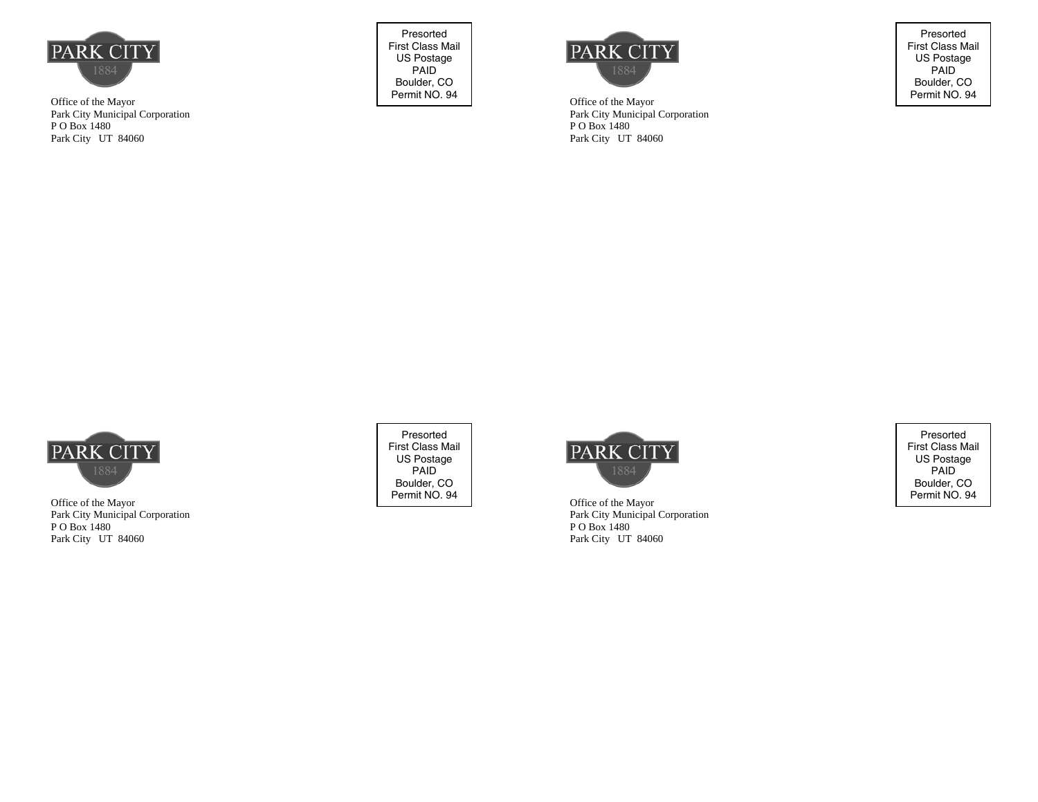PARK CITY
1884

Office of the Mayor
Park City Municipal Corporation
P O Box 1480
Park City UT 84060

Presorted
First Class Mail
US Postage
PAID
Boulder, CO
Permit NO. 94

PARK CITY
1884

Office of the Mayor
Park City Municipal Corporation
P O Box 1480
Park City UT 84060

Presorted
First Class Mail
US Postage
PAID
Boulder, CO
Permit NO. 94

PARK CITY
1884

Office of the Mayor
Park City Municipal Corporation
P O Box 1480
Park City UT 84060

Presorted
First Class Mail
US Postage
PAID
Boulder, CO
Permit NO. 94

PARK CITY
1884

Office of the Mayor
Park City Municipal Corporation
P O Box 1480
Park City UT 84060

Presorted
First Class Mail
US Postage
PAID
Boulder, CO
Permit NO. 94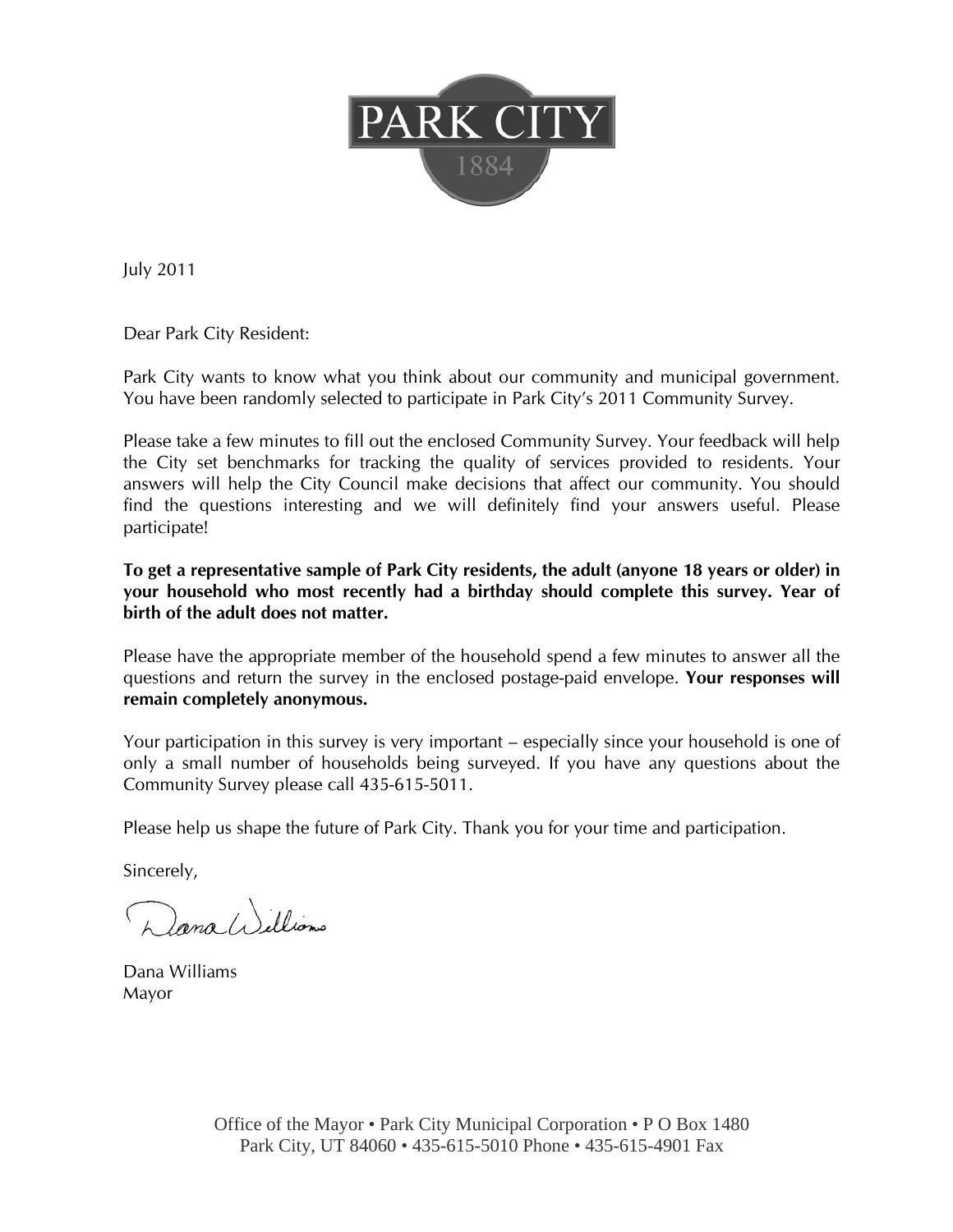PARK CITY

1884

July 2011

Dear Park City Resident:

Park City wants to know what you think about our community and municipal government. You have been randomly selected to participate in Park City's 2011 Community Survey.

Please take a few minutes to fill out the enclosed Community Survey. Your feedback will help the City set benchmarks for tracking the quality of services provided to residents. Your answers will help the City Council make decisions that affect our community. You should find the questions interesting and we will definitely find your answers useful. Please participate!

**To get a representative sample of Park City residents, the adult (anyone 18 years or older) in your household who most recently had a birthday should complete this survey. Year of birth of the adult does not matter.**

Please have the appropriate member of the household spend a few minutes to answer all the questions and return the survey in the enclosed postage-paid envelope. **Your responses will remain completely anonymous.**

Your participation in this survey is very important – especially since your household is one of only a small number of households being surveyed. If you have any questions about the Community Survey please call 435-615-5011.

Please help us shape the future of Park City. Thank you for your time and participation.

Sincerely,

Dana Williams

Dana Williams
Mayor

Office of the Mayor • Park City Municipal Corporation • P O Box 1480
Park City, UT 84060 • 435-615-5010 Phone • 435-615-4901 Fax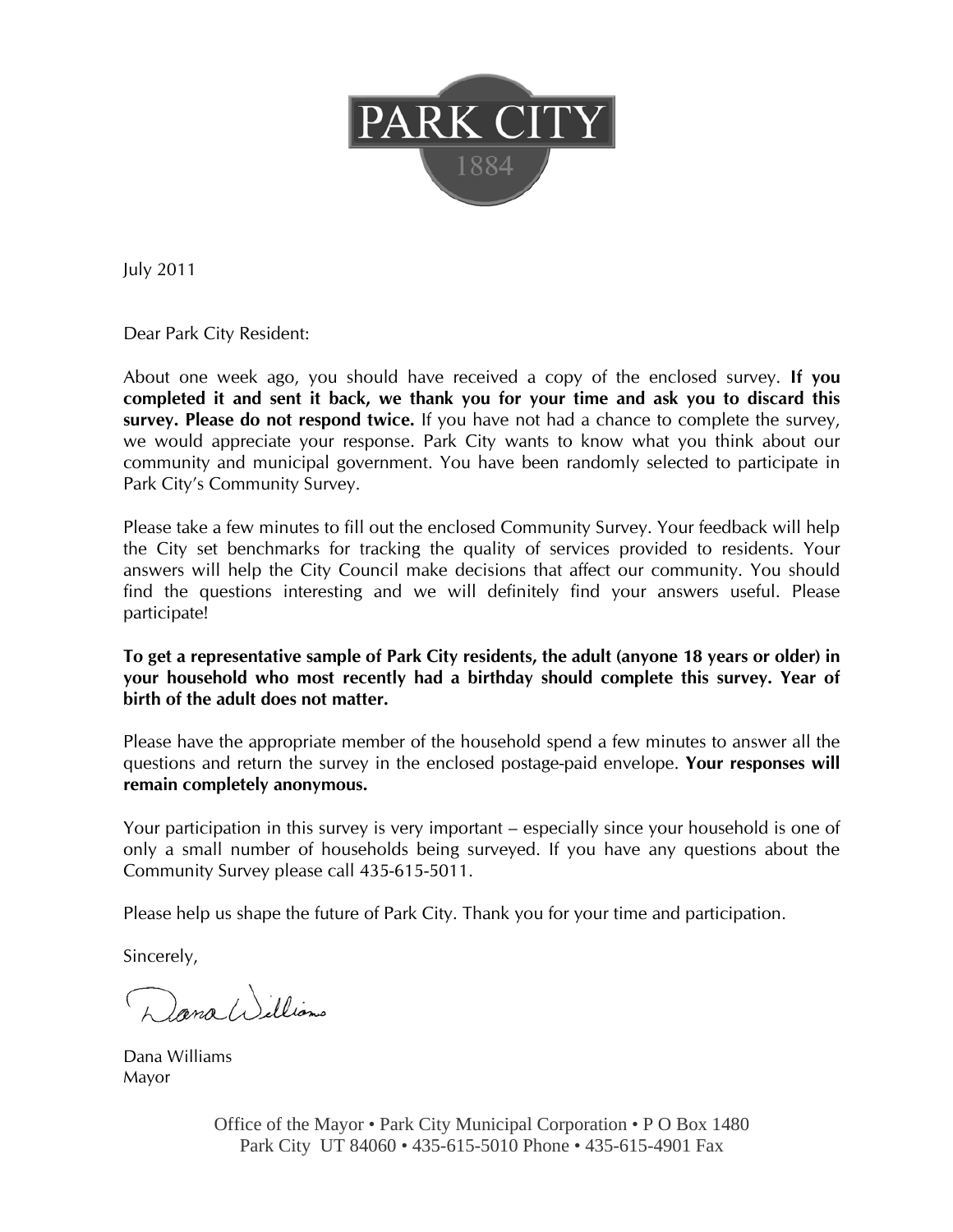PARK CITY
1884

July 2011

Dear Park City Resident:

About one week ago, you should have received a copy of the enclosed survey. **If you completed it and sent it back, we thank you for your time and ask you to discard this survey. Please do not respond twice.** If you have not had a chance to complete the survey, we would appreciate your response. Park City wants to know what you think about our community and municipal government. You have been randomly selected to participate in Park City's Community Survey.

Please take a few minutes to fill out the enclosed Community Survey. Your feedback will help the City set benchmarks for tracking the quality of services provided to residents. Your answers will help the City Council make decisions that affect our community. You should find the questions interesting and we will definitely find your answers useful. Please participate!

**To get a representative sample of Park City residents, the adult (anyone 18 years or older) in your household who most recently had a birthday should complete this survey. Year of birth of the adult does not matter.**

Please have the appropriate member of the household spend a few minutes to answer all the questions and return the survey in the enclosed postage-paid envelope. **Your responses will remain completely anonymous.**

Your participation in this survey is very important – especially since your household is one of only a small number of households being surveyed. If you have any questions about the Community Survey please call 435-615-5011.

Please help us shape the future of Park City. Thank you for your time and participation.

Sincerely,

Dana Williams

Dana Williams
Mayor

Office of the Mayor • Park City Municipal Corporation • P O Box 1480
Park City UT 84060 • 435-615-5010 Phone • 435-615-4901 Fax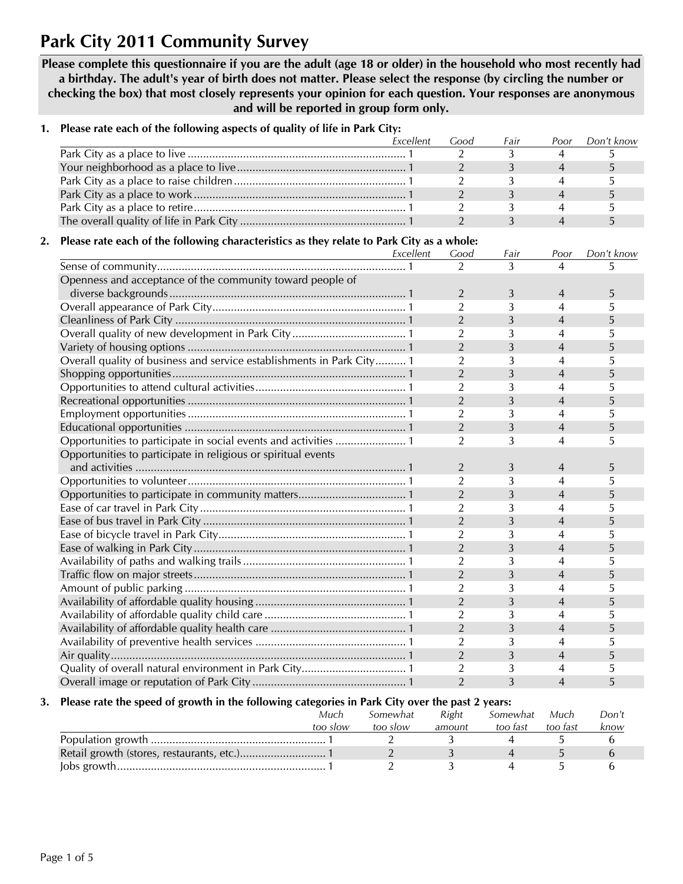# Park City 2011 Community Survey

**Please complete this questionnaire if you are the adult (age 18 or older) in the household who most recently had a birthday. The adult's year of birth does not matter. Please select the response (by circling the number or checking the box) that most closely represents your opinion for each question. Your responses are anonymous and will be reported in group form only.**

**1. Please rate each of the following aspects of quality of life in Park City:**

| | *Excellent* | *Good* | *Fair* | *Poor* | *Don't know* |
|---|---|---|---|---|---|
| Park City as a place to live | 1 | 2 | 3 | 4 | 5 |
| Your neighborhood as a place to live | 1 | 2 | 3 | 4 | 5 |
| Park City as a place to raise children | 1 | 2 | 3 | 4 | 5 |
| Park City as a place to work | 1 | 2 | 3 | 4 | 5 |
| Park City as a place to retire | 1 | 2 | 3 | 4 | 5 |
| The overall quality of life in Park City | 1 | 2 | 3 | 4 | 5 |

**2. Please rate each of the following characteristics as they relate to Park City as a whole:**

| | *Excellent* | *Good* | *Fair* | *Poor* | *Don't know* |
|---|---|---|---|---|---|
| Sense of community | 1 | 2 | 3 | 4 | 5 |
| Openness and acceptance of the community toward people of diverse backgrounds | 1 | 2 | 3 | 4 | 5 |
| Overall appearance of Park City | 1 | 2 | 3 | 4 | 5 |
| Cleanliness of Park City | 1 | 2 | 3 | 4 | 5 |
| Overall quality of new development in Park City | 1 | 2 | 3 | 4 | 5 |
| Variety of housing options | 1 | 2 | 3 | 4 | 5 |
| Overall quality of business and service establishments in Park City | 1 | 2 | 3 | 4 | 5 |
| Shopping opportunities | 1 | 2 | 3 | 4 | 5 |
| Opportunities to attend cultural activities | 1 | 2 | 3 | 4 | 5 |
| Recreational opportunities | 1 | 2 | 3 | 4 | 5 |
| Employment opportunities | 1 | 2 | 3 | 4 | 5 |
| Educational opportunities | 1 | 2 | 3 | 4 | 5 |
| Opportunities to participate in social events and activities | 1 | 2 | 3 | 4 | 5 |
| Opportunities to participate in religious or spiritual events and activities | 1 | 2 | 3 | 4 | 5 |
| Opportunities to volunteer | 1 | 2 | 3 | 4 | 5 |
| Opportunities to participate in community matters | 1 | 2 | 3 | 4 | 5 |
| Ease of car travel in Park City | 1 | 2 | 3 | 4 | 5 |
| Ease of bus travel in Park City | 1 | 2 | 3 | 4 | 5 |
| Ease of bicycle travel in Park City | 1 | 2 | 3 | 4 | 5 |
| Ease of walking in Park City | 1 | 2 | 3 | 4 | 5 |
| Availability of paths and walking trails | 1 | 2 | 3 | 4 | 5 |
| Traffic flow on major streets | 1 | 2 | 3 | 4 | 5 |
| Amount of public parking | 1 | 2 | 3 | 4 | 5 |
| Availability of affordable quality housing | 1 | 2 | 3 | 4 | 5 |
| Availability of affordable quality child care | 1 | 2 | 3 | 4 | 5 |
| Availability of affordable quality health care | 1 | 2 | 3 | 4 | 5 |
| Availability of preventive health services | 1 | 2 | 3 | 4 | 5 |
| Air quality | 1 | 2 | 3 | 4 | 5 |
| Quality of overall natural environment in Park City | 1 | 2 | 3 | 4 | 5 |
| Overall image or reputation of Park City | 1 | 2 | 3 | 4 | 5 |

**3. Please rate the speed of growth in the following categories in Park City over the past 2 years:**

| | *Much too slow* | *Somewhat too slow* | *Right amount* | *Somewhat too fast* | *Much too fast* | *Don't know* |
|---|---|---|---|---|---|---|
| Population growth | 1 | 2 | 3 | 4 | 5 | 6 |
| Retail growth (stores, restaurants, etc.) | 1 | 2 | 3 | 4 | 5 | 6 |
| Jobs growth | 1 | 2 | 3 | 4 | 5 | 6 |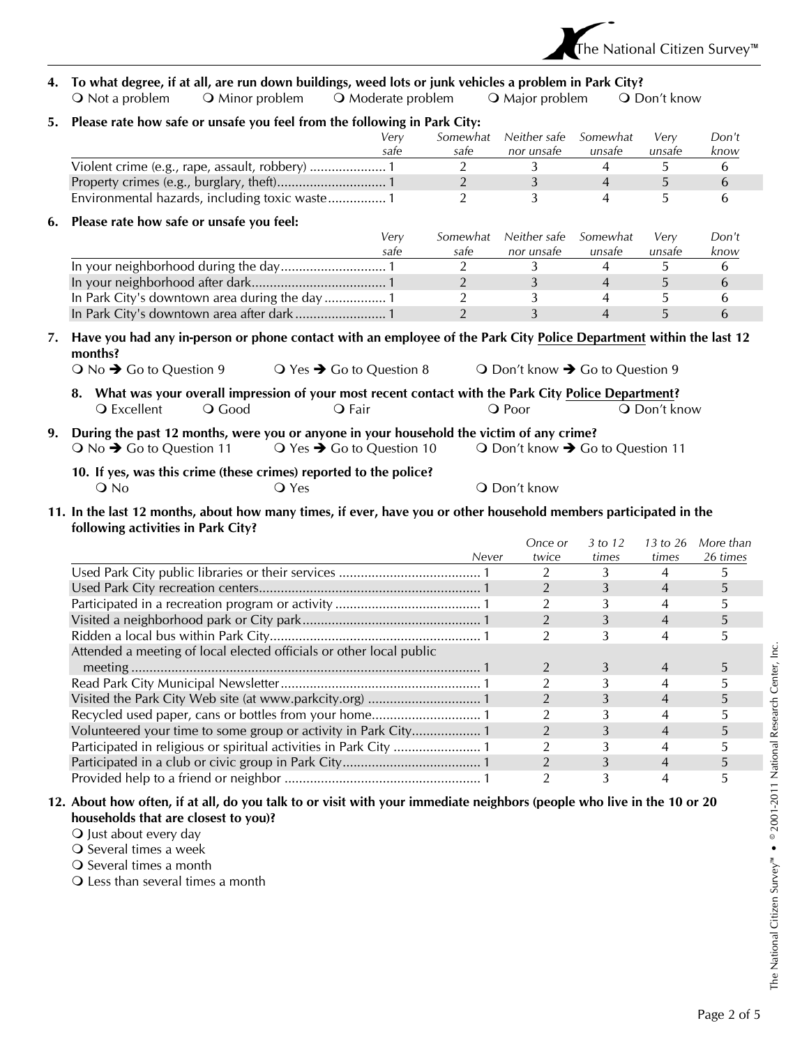**4. To what degree, if at all, are run down buildings, weed lots or junk vehicles a problem in Park City?**

❍ Not a problem ❍ Minor problem ❍ Moderate problem ❍ Major problem ❍ Don't know

**5. Please rate how safe or unsafe you feel from the following in Park City:**

| | *Very safe* | *Somewhat safe* | *Neither safe nor unsafe* | *Somewhat unsafe* | *Very unsafe* | *Don't know* |
|---|---|---|---|---|---|---|
| Violent crime (e.g., rape, assault, robbery) | 1 | 2 | 3 | 4 | 5 | 6 |
| Property crimes (e.g., burglary, theft) | 1 | 2 | 3 | 4 | 5 | 6 |
| Environmental hazards, including toxic waste | 1 | 2 | 3 | 4 | 5 | 6 |

**6. Please rate how safe or unsafe you feel:**

| | *Very safe* | *Somewhat safe* | *Neither safe nor unsafe* | *Somewhat unsafe* | *Very unsafe* | *Don't know* |
|---|---|---|---|---|---|---|
| In your neighborhood during the day | 1 | 2 | 3 | 4 | 5 | 6 |
| In your neighborhood after dark | 1 | 2 | 3 | 4 | 5 | 6 |
| In Park City's downtown area during the day | 1 | 2 | 3 | 4 | 5 | 6 |
| In Park City's downtown area after dark | 1 | 2 | 3 | 4 | 5 | 6 |

**7. Have you had any in-person or phone contact with an employee of the Park City Police Department within the last 12 months?**

❍ No ➔ Go to Question 9 ❍ Yes ➔ Go to Question 8 ❍ Don't know ➔ Go to Question 9

**8. What was your overall impression of your most recent contact with the Park City Police Department?**

❍ Excellent ❍ Good ❍ Fair ❍ Poor ❍ Don't know

**9. During the past 12 months, were you or anyone in your household the victim of any crime?**

❍ No ➔ Go to Question 11 ❍ Yes ➔ Go to Question 10 ❍ Don't know ➔ Go to Question 11

**10. If yes, was this crime (these crimes) reported to the police?**

❍ No ❍ Yes ❍ Don't know

**11. In the last 12 months, about how many times, if ever, have you or other household members participated in the following activities in Park City?**

| | *Never* | *Once or twice* | *3 to 12 times* | *13 to 26 times* | *More than 26 times* |
|---|---|---|---|---|---|
| Used Park City public libraries or their services | 1 | 2 | 3 | 4 | 5 |
| Used Park City recreation centers | 1 | 2 | 3 | 4 | 5 |
| Participated in a recreation program or activity | 1 | 2 | 3 | 4 | 5 |
| Visited a neighborhood park or City park | 1 | 2 | 3 | 4 | 5 |
| Ridden a local bus within Park City | 1 | 2 | 3 | 4 | 5 |
| Attended a meeting of local elected officials or other local public meeting | 1 | 2 | 3 | 4 | 5 |
| Read Park City Municipal Newsletter | 1 | 2 | 3 | 4 | 5 |
| Visited the Park City Web site (at www.parkcity.org) | 1 | 2 | 3 | 4 | 5 |
| Recycled used paper, cans or bottles from your home | 1 | 2 | 3 | 4 | 5 |
| Volunteered your time to some group or activity in Park City | 1 | 2 | 3 | 4 | 5 |
| Participated in religious or spiritual activities in Park City | 1 | 2 | 3 | 4 | 5 |
| Participated in a club or civic group in Park City | 1 | 2 | 3 | 4 | 5 |
| Provided help to a friend or neighbor | 1 | 2 | 3 | 4 | 5 |

**12. About how often, if at all, do you talk to or visit with your immediate neighbors (people who live in the 10 or 20 households that are closest to you)?**

❍ Just about every day
❍ Several times a week
❍ Several times a month
❍ Less than several times a month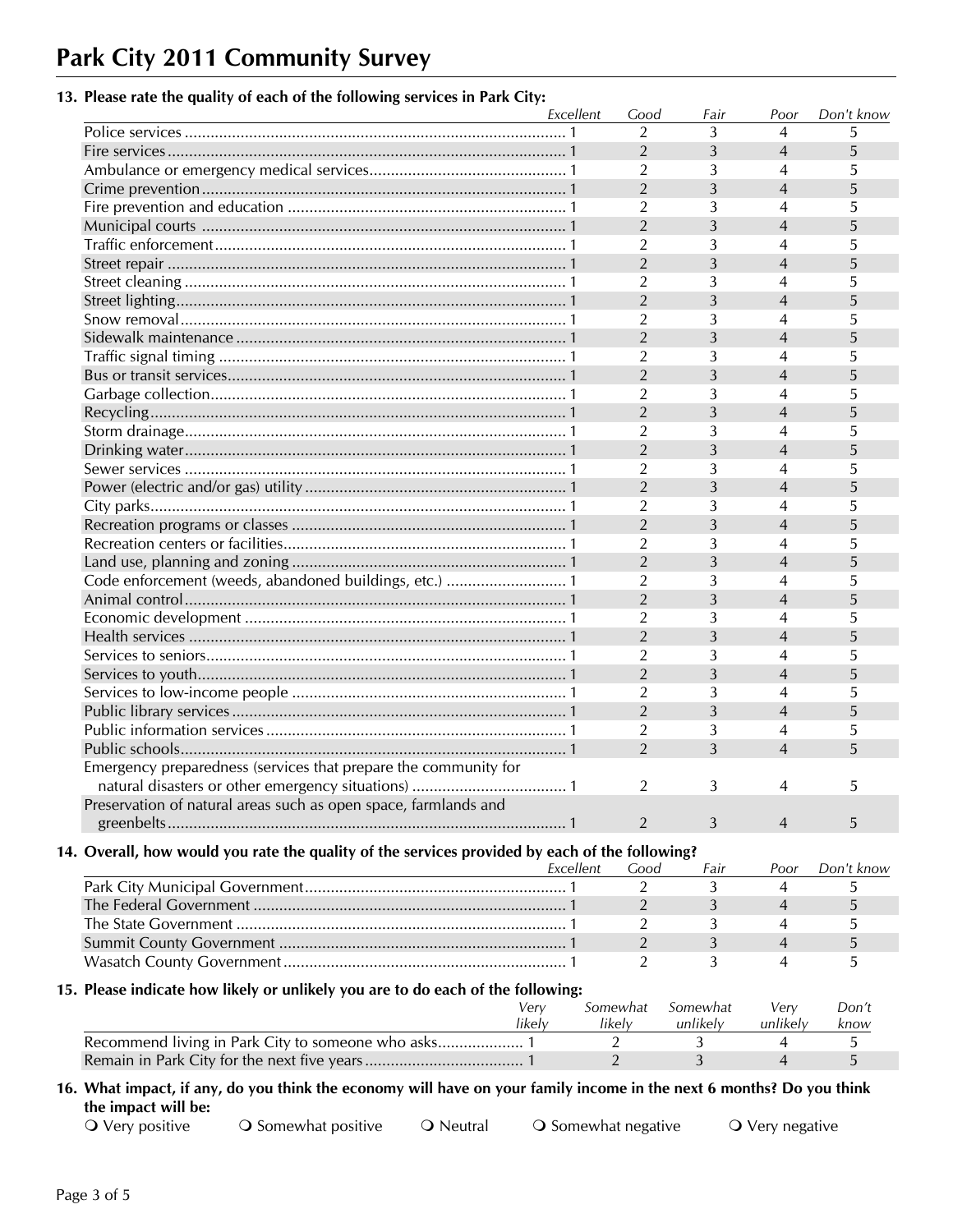# Park City 2011 Community Survey

**13. Please rate the quality of each of the following services in Park City:**

| | Excellent | Good | Fair | Poor | Don't know |
|---|---|---|---|---|---|
| Police services | 1 | 2 | 3 | 4 | 5 |
| Fire services | 1 | 2 | 3 | 4 | 5 |
| Ambulance or emergency medical services | 1 | 2 | 3 | 4 | 5 |
| Crime prevention | 1 | 2 | 3 | 4 | 5 |
| Fire prevention and education | 1 | 2 | 3 | 4 | 5 |
| Municipal courts | 1 | 2 | 3 | 4 | 5 |
| Traffic enforcement | 1 | 2 | 3 | 4 | 5 |
| Street repair | 1 | 2 | 3 | 4 | 5 |
| Street cleaning | 1 | 2 | 3 | 4 | 5 |
| Street lighting | 1 | 2 | 3 | 4 | 5 |
| Snow removal | 1 | 2 | 3 | 4 | 5 |
| Sidewalk maintenance | 1 | 2 | 3 | 4 | 5 |
| Traffic signal timing | 1 | 2 | 3 | 4 | 5 |
| Bus or transit services | 1 | 2 | 3 | 4 | 5 |
| Garbage collection | 1 | 2 | 3 | 4 | 5 |
| Recycling | 1 | 2 | 3 | 4 | 5 |
| Storm drainage | 1 | 2 | 3 | 4 | 5 |
| Drinking water | 1 | 2 | 3 | 4 | 5 |
| Sewer services | 1 | 2 | 3 | 4 | 5 |
| Power (electric and/or gas) utility | 1 | 2 | 3 | 4 | 5 |
| City parks | 1 | 2 | 3 | 4 | 5 |
| Recreation programs or classes | 1 | 2 | 3 | 4 | 5 |
| Recreation centers or facilities | 1 | 2 | 3 | 4 | 5 |
| Land use, planning and zoning | 1 | 2 | 3 | 4 | 5 |
| Code enforcement (weeds, abandoned buildings, etc.) | 1 | 2 | 3 | 4 | 5 |
| Animal control | 1 | 2 | 3 | 4 | 5 |
| Economic development | 1 | 2 | 3 | 4 | 5 |
| Health services | 1 | 2 | 3 | 4 | 5 |
| Services to seniors | 1 | 2 | 3 | 4 | 5 |
| Services to youth | 1 | 2 | 3 | 4 | 5 |
| Services to low-income people | 1 | 2 | 3 | 4 | 5 |
| Public library services | 1 | 2 | 3 | 4 | 5 |
| Public information services | 1 | 2 | 3 | 4 | 5 |
| Public schools | 1 | 2 | 3 | 4 | 5 |
| Emergency preparedness (services that prepare the community for natural disasters or other emergency situations) | 1 | 2 | 3 | 4 | 5 |
| Preservation of natural areas such as open space, farmlands and greenbelts | 1 | 2 | 3 | 4 | 5 |

**14. Overall, how would you rate the quality of the services provided by each of the following?**

| | Excellent | Good | Fair | Poor | Don't know |
|---|---|---|---|---|---|
| Park City Municipal Government | 1 | 2 | 3 | 4 | 5 |
| The Federal Government | 1 | 2 | 3 | 4 | 5 |
| The State Government | 1 | 2 | 3 | 4 | 5 |
| Summit County Government | 1 | 2 | 3 | 4 | 5 |
| Wasatch County Government | 1 | 2 | 3 | 4 | 5 |

**15. Please indicate how likely or unlikely you are to do each of the following:**

| | Very likely | Somewhat likely | Somewhat unlikely | Very unlikely | Don't know |
|---|---|---|---|---|---|
| Recommend living in Park City to someone who asks | 1 | 2 | 3 | 4 | 5 |
| Remain in Park City for the next five years | 1 | 2 | 3 | 4 | 5 |

**16. What impact, if any, do you think the economy will have on your family income in the next 6 months? Do you think the impact will be:**

❍ Very positive ❍ Somewhat positive ❍ Neutral ❍ Somewhat negative ❍ Very negative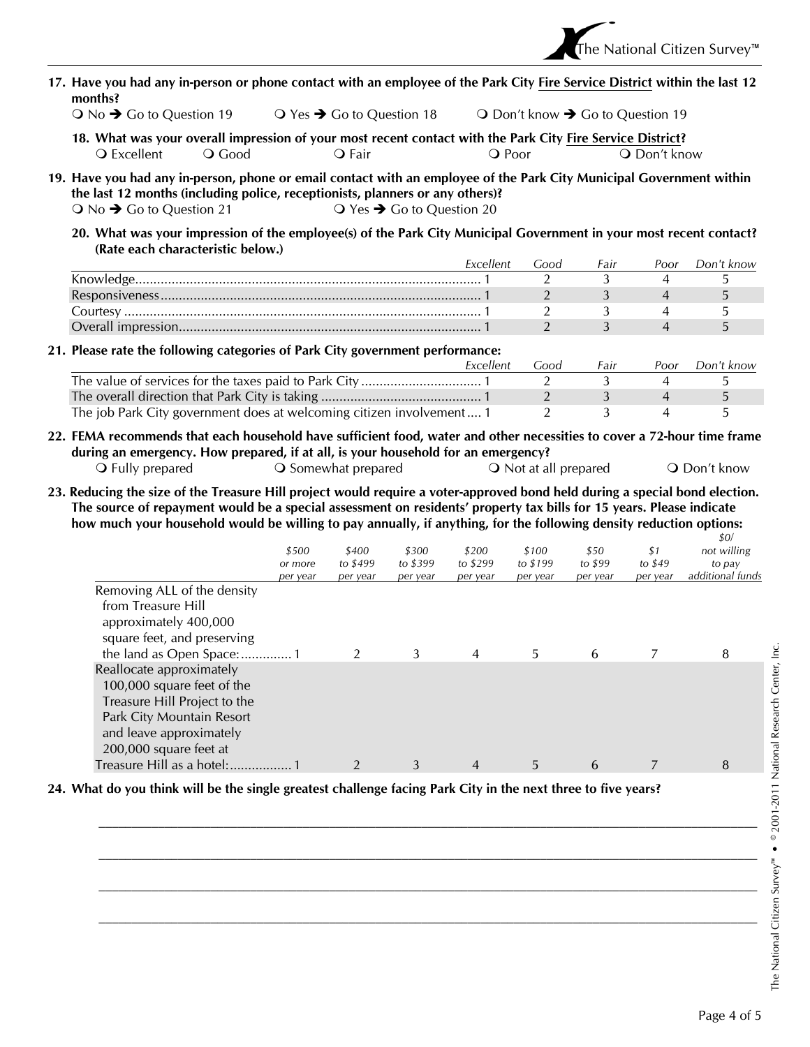**17. Have you had any in-person or phone contact with an employee of the Park City <u>Fire Service District</u> within the last 12 months?**

❍ No ➔ Go to Question 19 ❍ Yes ➔ Go to Question 18 ❍ Don't know ➔ Go to Question 19

**18. What was your overall impression of your most recent contact with the Park City <u>Fire Service District</u>?**

❍ Excellent ❍ Good ❍ Fair ❍ Poor ❍ Don't know

**19. Have you had any in-person, phone or email contact with an employee of the Park City Municipal Government within the last 12 months (including police, receptionists, planners or any others)?**

❍ No ➔ Go to Question 21 ❍ Yes ➔ Go to Question 20

**20. What was your impression of the employee(s) of the Park City Municipal Government in your most recent contact? (Rate each characteristic below.)**

| | *Excellent* | *Good* | *Fair* | *Poor* | *Don't know* |
|---|---|---|---|---|---|
| Knowledge | 1 | 2 | 3 | 4 | 5 |
| Responsiveness | 1 | 2 | 3 | 4 | 5 |
| Courtesy | 1 | 2 | 3 | 4 | 5 |
| Overall impression | 1 | 2 | 3 | 4 | 5 |

**21. Please rate the following categories of Park City government performance:**

| | *Excellent* | *Good* | *Fair* | *Poor* | *Don't know* |
|---|---|---|---|---|---|
| The value of services for the taxes paid to Park City | 1 | 2 | 3 | 4 | 5 |
| The overall direction that Park City is taking | 1 | 2 | 3 | 4 | 5 |
| The job Park City government does at welcoming citizen involvement | 1 | 2 | 3 | 4 | 5 |

**22. FEMA recommends that each household have sufficient food, water and other necessities to cover a 72-hour time frame during an emergency. How prepared, if at all, is your household for an emergency?**

❍ Fully prepared ❍ Somewhat prepared ❍ Not at all prepared ❍ Don't know

**23. Reducing the size of the Treasure Hill project would require a voter-approved bond held during a special bond election. The source of repayment would be a special assessment on residents' property tax bills for 15 years. Please indicate how much your household would be willing to pay annually, if anything, for the following density reduction options:**

| | *$500 or more per year* | *$400 to $499 per year* | *$300 to $399 per year* | *$200 to $299 per year* | *$100 to $199 per year* | *$50 to $99 per year* | *$1 to $49 per year* | *$0/ not willing to pay additional funds* |
|---|---|---|---|---|---|---|---|---|
| Removing ALL of the density from Treasure Hill approximately 400,000 square feet, and preserving the land as Open Space: | 1 | 2 | 3 | 4 | 5 | 6 | 7 | 8 |
| Reallocate approximately 100,000 square feet of the Treasure Hill Project to the Park City Mountain Resort and leave approximately 200,000 square feet at Treasure Hill as a hotel: | 1 | 2 | 3 | 4 | 5 | 6 | 7 | 8 |

**24. What do you think will be the single greatest challenge facing Park City in the next three to five years?**

\_\_\_\_\_\_\_\_\_\_\_\_\_\_\_\_\_\_\_\_\_\_\_\_\_\_\_\_\_\_\_\_\_\_\_\_\_\_\_\_\_\_\_\_\_\_\_\_\_\_\_\_\_\_\_\_\_\_\_\_\_\_\_\_\_\_\_\_\_\_\_\_

\_\_\_\_\_\_\_\_\_\_\_\_\_\_\_\_\_\_\_\_\_\_\_\_\_\_\_\_\_\_\_\_\_\_\_\_\_\_\_\_\_\_\_\_\_\_\_\_\_\_\_\_\_\_\_\_\_\_\_\_\_\_\_\_\_\_\_\_\_\_\_\_

\_\_\_\_\_\_\_\_\_\_\_\_\_\_\_\_\_\_\_\_\_\_\_\_\_\_\_\_\_\_\_\_\_\_\_\_\_\_\_\_\_\_\_\_\_\_\_\_\_\_\_\_\_\_\_\_\_\_\_\_\_\_\_\_\_\_\_\_\_\_\_\_

\_\_\_\_\_\_\_\_\_\_\_\_\_\_\_\_\_\_\_\_\_\_\_\_\_\_\_\_\_\_\_\_\_\_\_\_\_\_\_\_\_\_\_\_\_\_\_\_\_\_\_\_\_\_\_\_\_\_\_\_\_\_\_\_\_\_\_\_\_\_\_\_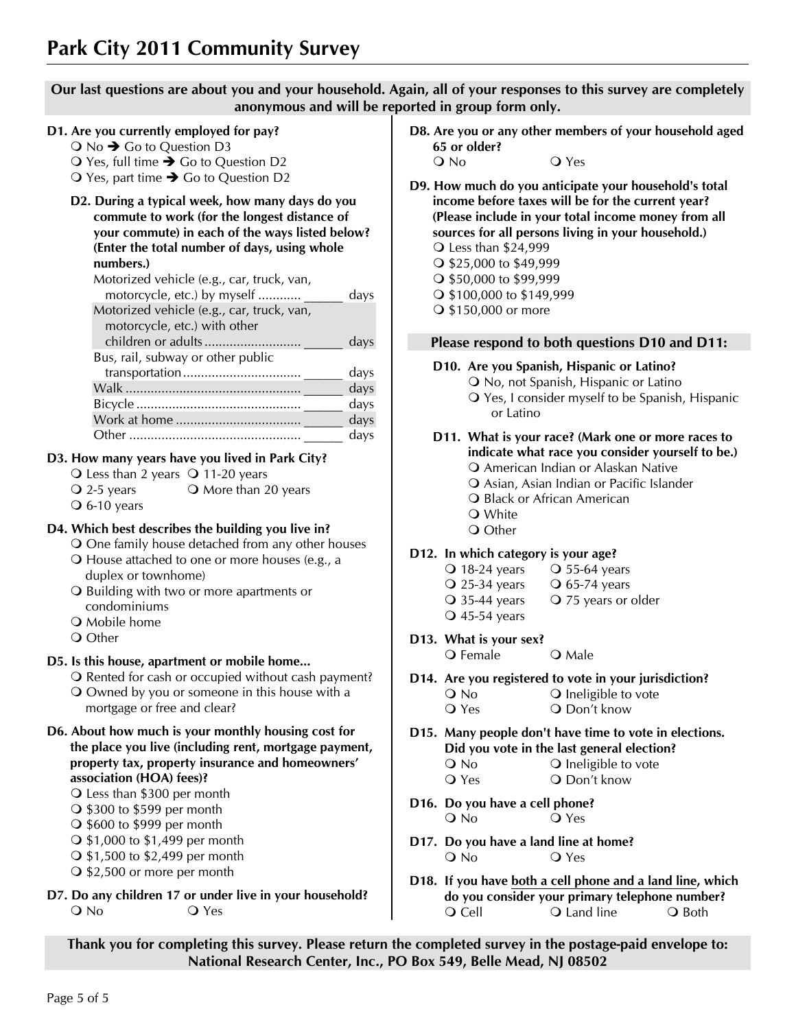# Park City 2011 Community Survey

**Our last questions are about you and your household. Again, all of your responses to this survey are completely anonymous and will be reported in group form only.**

**D1. Are you currently employed for pay?**

- ❍ No ➔ Go to Question D3
- ❍ Yes, full time ➔ Go to Question D2
- ❍ Yes, part time ➔ Go to Question D2

**D2. During a typical week, how many days do you commute to work (for the longest distance of your commute) in each of the ways listed below? (Enter the total number of days, using whole numbers.)**

| | |
|---|---|
| Motorized vehicle (e.g., car, truck, van, motorcycle, etc.) by myself ............ | ______ days |
| Motorized vehicle (e.g., car, truck, van, motorcycle, etc.) with other children or adults .......................... | ______ days |
| Bus, rail, subway or other public transportation ................................ | ______ days |
| Walk ................................................ | ______ days |
| Bicycle ............................................. | ______ days |
| Work at home .................................. | ______ days |
| Other ............................................... | ______ days |

**D3. How many years have you lived in Park City?**

- ❍ Less than 2 years
- ❍ 2-5 years
- ❍ 6-10 years
- ❍ 11-20 years
- ❍ More than 20 years

**D4. Which best describes the building you live in?**

- ❍ One family house detached from any other houses
- ❍ House attached to one or more houses (e.g., a duplex or townhome)
- ❍ Building with two or more apartments or condominiums
- ❍ Mobile home
- ❍ Other

**D5. Is this house, apartment or mobile home...**

- ❍ Rented for cash or occupied without cash payment?
- ❍ Owned by you or someone in this house with a mortgage or free and clear?

**D6. About how much is your monthly housing cost for the place you live (including rent, mortgage payment, property tax, property insurance and homeowners' association (HOA) fees)?**

- ❍ Less than $300 per month
- ❍ $300 to $599 per month
- ❍ $600 to $999 per month
- ❍ $1,000 to $1,499 per month
- ❍ $1,500 to $2,499 per month
- ❍ $2,500 or more per month

**D7. Do any children 17 or under live in your household?**

- ❍ No
- ❍ Yes

**D8. Are you or any other members of your household aged 65 or older?**

- ❍ No
- ❍ Yes

**D9. How much do you anticipate your household's total income before taxes will be for the current year? (Please include in your total income money from all sources for all persons living in your household.)**

- ❍ Less than $24,999
- ❍ $25,000 to $49,999
- ❍ $50,000 to $99,999
- ❍ $100,000 to $149,999
- ❍ $150,000 or more

**Please respond to both questions D10 and D11:**

**D10. Are you Spanish, Hispanic or Latino?**

- ❍ No, not Spanish, Hispanic or Latino
- ❍ Yes, I consider myself to be Spanish, Hispanic or Latino

**D11. What is your race? (Mark one or more races to indicate what race you consider yourself to be.)**

- ❍ American Indian or Alaskan Native
- ❍ Asian, Asian Indian or Pacific Islander
- ❍ Black or African American
- ❍ White
- ❍ Other

**D12. In which category is your age?**

- ❍ 18-24 years
- ❍ 25-34 years
- ❍ 35-44 years
- ❍ 45-54 years
- ❍ 55-64 years
- ❍ 65-74 years
- ❍ 75 years or older

**D13. What is your sex?**

- ❍ Female
- ❍ Male

**D14. Are you registered to vote in your jurisdiction?**

- ❍ No
- ❍ Yes
- ❍ Ineligible to vote
- ❍ Don't know

**D15. Many people don't have time to vote in elections. Did you vote in the last general election?**

- ❍ No
- ❍ Yes
- ❍ Ineligible to vote
- ❍ Don't know

**D16. Do you have a cell phone?**

- ❍ No
- ❍ Yes

**D17. Do you have a land line at home?**

- ❍ No
- ❍ Yes

**D18. If you have both a cell phone and a land line, which do you consider your primary telephone number?**

- ❍ Cell
- ❍ Land line
- ❍ Both

**Thank you for completing this survey. Please return the completed survey in the postage-paid envelope to: National Research Center, Inc., PO Box 549, Belle Mead, NJ 08502**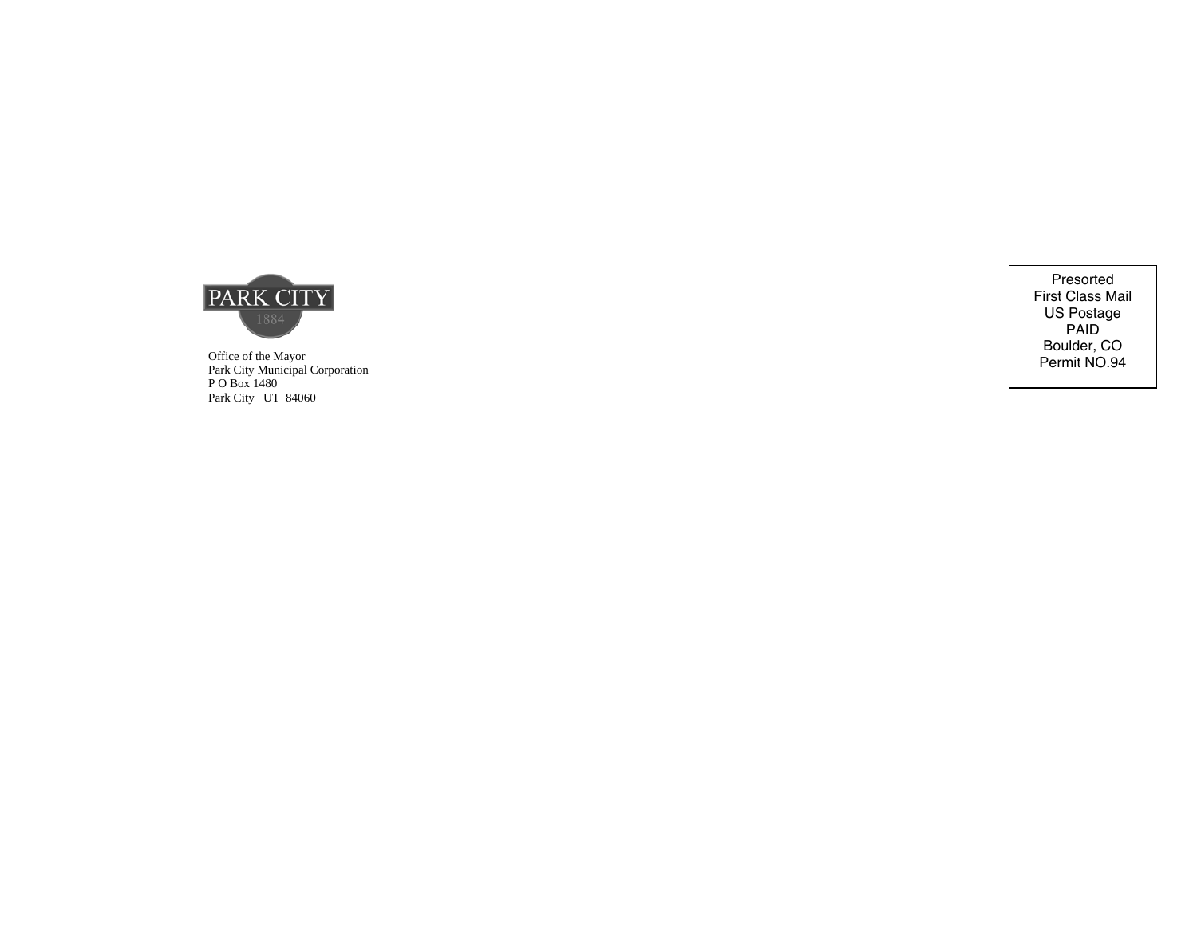PARK CITY

1884

Office of the Mayor
Park City Municipal Corporation
P O Box 1480
Park City UT 84060

Presorted
First Class Mail
US Postage
PAID
Boulder, CO
Permit NO.94